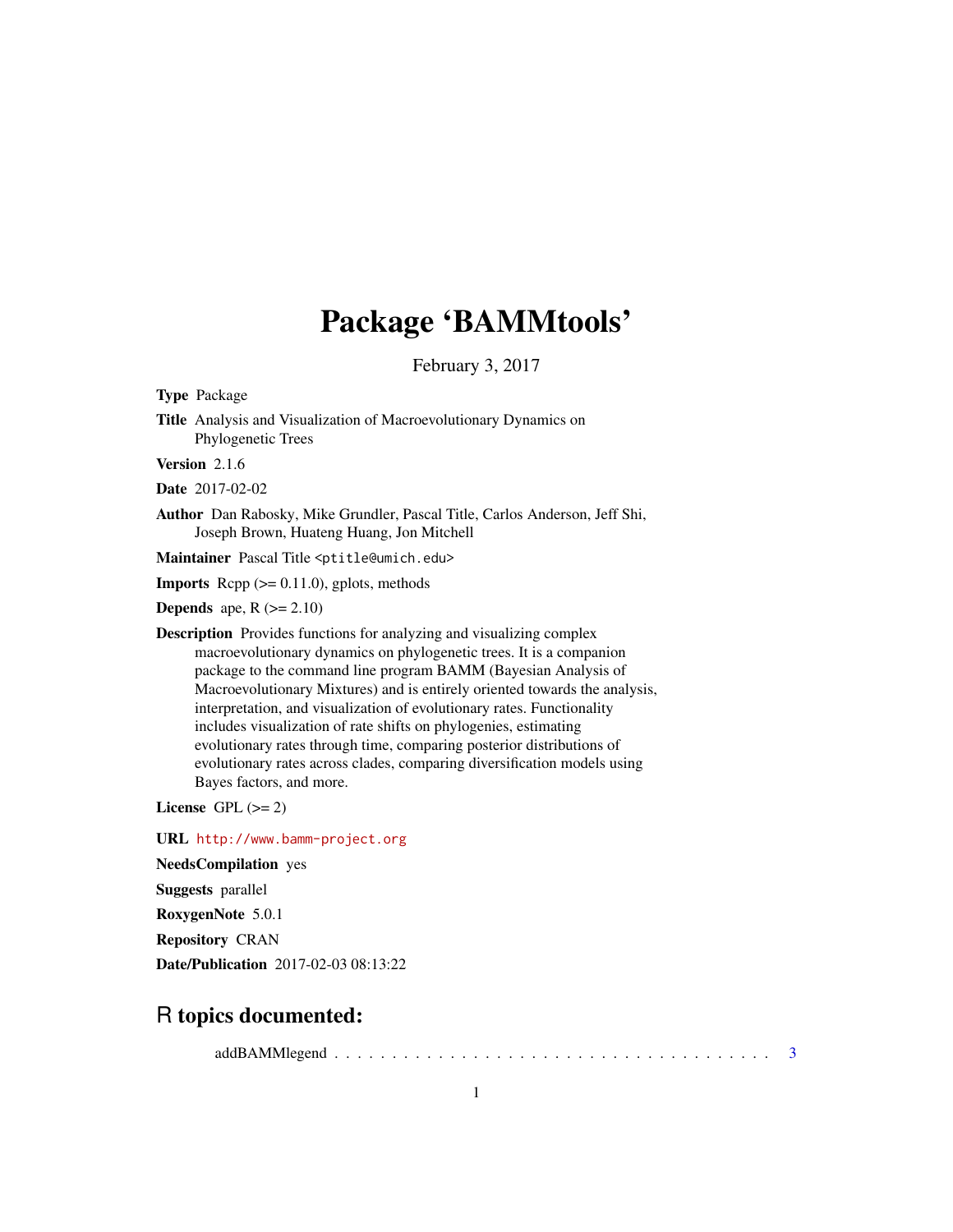# Package 'BAMMtools'

February 3, 2017

**Type** Package

**Title** Analysis and Visualization of Macroevolutionary Dynamics on Phylogenetic Trees

**Version** 2.1.6

**Date** 2017-02-02

**Author** Dan Rabosky, Mike Grundler, Pascal Title, Carlos Anderson, Jeff Shi, Joseph Brown, Huateng Huang, Jon Mitchell

**Maintainer** Pascal Title <ptitle@umich.edu>

**Imports** Rcpp (>= 0.11.0), gplots, methods

**Depends** ape, R (>= 2.10)

**Description** Provides functions for analyzing and visualizing complex macroevolutionary dynamics on phylogenetic trees. It is a companion package to the command line program BAMM (Bayesian Analysis of Macroevolutionary Mixtures) and is entirely oriented towards the analysis, interpretation, and visualization of evolutionary rates. Functionality includes visualization of rate shifts on phylogenies, estimating evolutionary rates through time, comparing posterior distributions of evolutionary rates across clades, comparing diversification models using Bayes factors, and more.

**License** GPL (>= 2)

**URL** http://www.bamm-project.org

**NeedsCompilation** yes

**Suggests** parallel

**RoxygenNote** 5.0.1

**Repository** CRAN

**Date/Publication** 2017-02-03 08:13:22

## R topics documented:

addBAMMlegend . . . . . . . . . . . . . . . . . . . . . . . . . . . . . . . . . . . . . . 3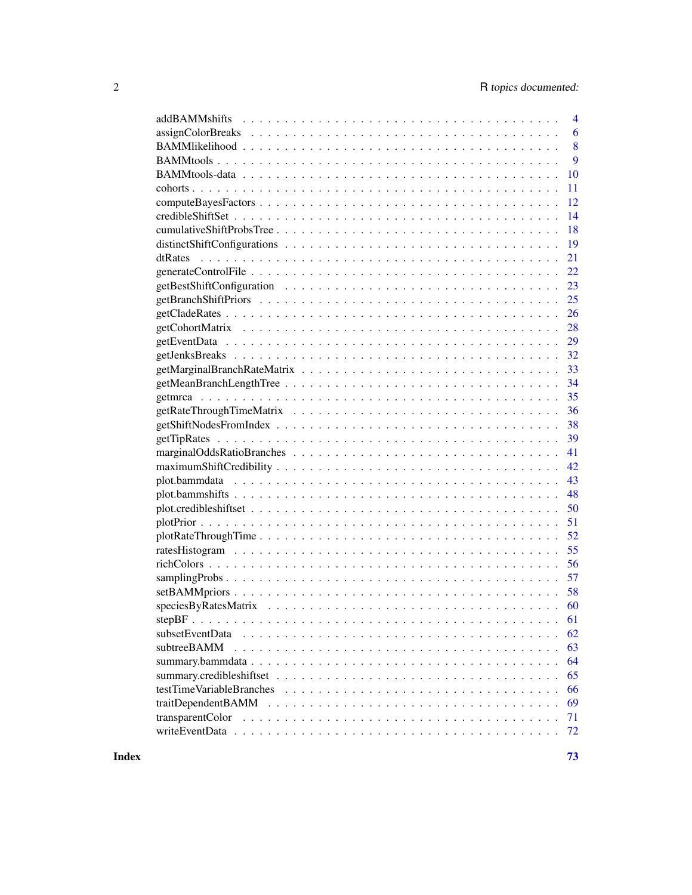| | |
|---|---|
| addBAMMshifts | 4 |
| assignColorBreaks | 6 |
| BAMMlikelihood | 8 |
| BAMMtools | 9 |
| BAMMtools-data | 10 |
| cohorts | 11 |
| computeBayesFactors | 12 |
| credibleShiftSet | 14 |
| cumulativeShiftProbsTree | 18 |
| distinctShiftConfigurations | 19 |
| dtRates | 21 |
| generateControlFile | 22 |
| getBestShiftConfiguration | 23 |
| getBranchShiftPriors | 25 |
| getCladeRates | 26 |
| getCohortMatrix | 28 |
| getEventData | 29 |
| getJenksBreaks | 32 |
| getMarginalBranchRateMatrix | 33 |
| getMeanBranchLengthTree | 34 |
| getmrca | 35 |
| getRateThroughTimeMatrix | 36 |
| getShiftNodesFromIndex | 38 |
| getTipRates | 39 |
| marginalOddsRatioBranches | 41 |
| maximumShiftCredibility | 42 |
| plot.bammdata | 43 |
| plot.bammshifts | 48 |
| plot.credibleshiftset | 50 |
| plotPrior | 51 |
| plotRateThroughTime | 52 |
| ratesHistogram | 55 |
| richColors | 56 |
| samplingProbs | 57 |
| setBAMMpriors | 58 |
| speciesByRatesMatrix | 60 |
| stepBF | 61 |
| subsetEventData | 62 |
| subtreeBAMM | 63 |
| summary.bammdata | 64 |
| summary.credibleshiftset | 65 |
| testTimeVariableBranches | 66 |
| traitDependentBAMM | 69 |
| transparentColor | 71 |
| writeEventData | 72 |

**Index** **73**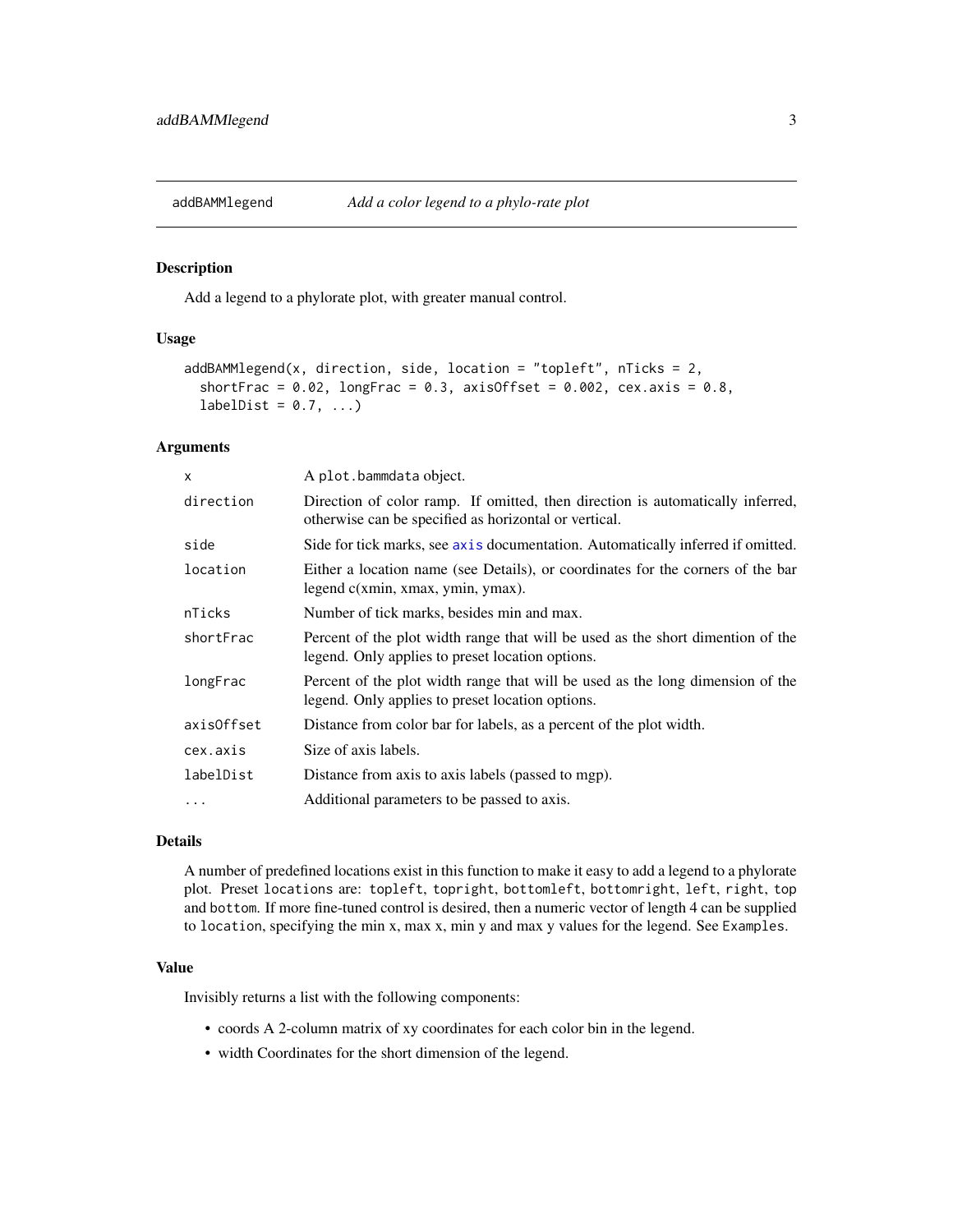## addBAMMlegend — *Add a color legend to a phylo-rate plot*

### Description

Add a legend to a phylorate plot, with greater manual control.

### Usage

```
addBAMMlegend(x, direction, side, location = "topleft", nTicks = 2,
  shortFrac = 0.02, longFrac = 0.3, axisOffset = 0.002, cex.axis = 0.8,
  labelDist = 0.7, ...)
```

### Arguments

| | |
|---|---|
| `x` | A `plot.bammdata` object. |
| `direction` | Direction of color ramp. If omitted, then direction is automatically inferred, otherwise can be specified as horizontal or vertical. |
| `side` | Side for tick marks, see `axis` documentation. Automatically inferred if omitted. |
| `location` | Either a location name (see Details), or coordinates for the corners of the bar legend c(xmin, xmax, ymin, ymax). |
| `nTicks` | Number of tick marks, besides min and max. |
| `shortFrac` | Percent of the plot width range that will be used as the short dimention of the legend. Only applies to preset location options. |
| `longFrac` | Percent of the plot width range that will be used as the long dimension of the legend. Only applies to preset location options. |
| `axisOffset` | Distance from color bar for labels, as a percent of the plot width. |
| `cex.axis` | Size of axis labels. |
| `labelDist` | Distance from axis to axis labels (passed to mgp). |
| `...` | Additional parameters to be passed to axis. |

### Details

A number of predefined locations exist in this function to make it easy to add a legend to a phylorate plot. Preset `locations` are: `topleft`, `topright`, `bottomleft`, `bottomright`, `left`, `right`, `top` and `bottom`. If more fine-tuned control is desired, then a numeric vector of length 4 can be supplied to `location`, specifying the min x, max x, min y and max y values for the legend. See `Examples`.

### Value

Invisibly returns a list with the following components:

- coords A 2-column matrix of xy coordinates for each color bin in the legend.
- width Coordinates for the short dimension of the legend.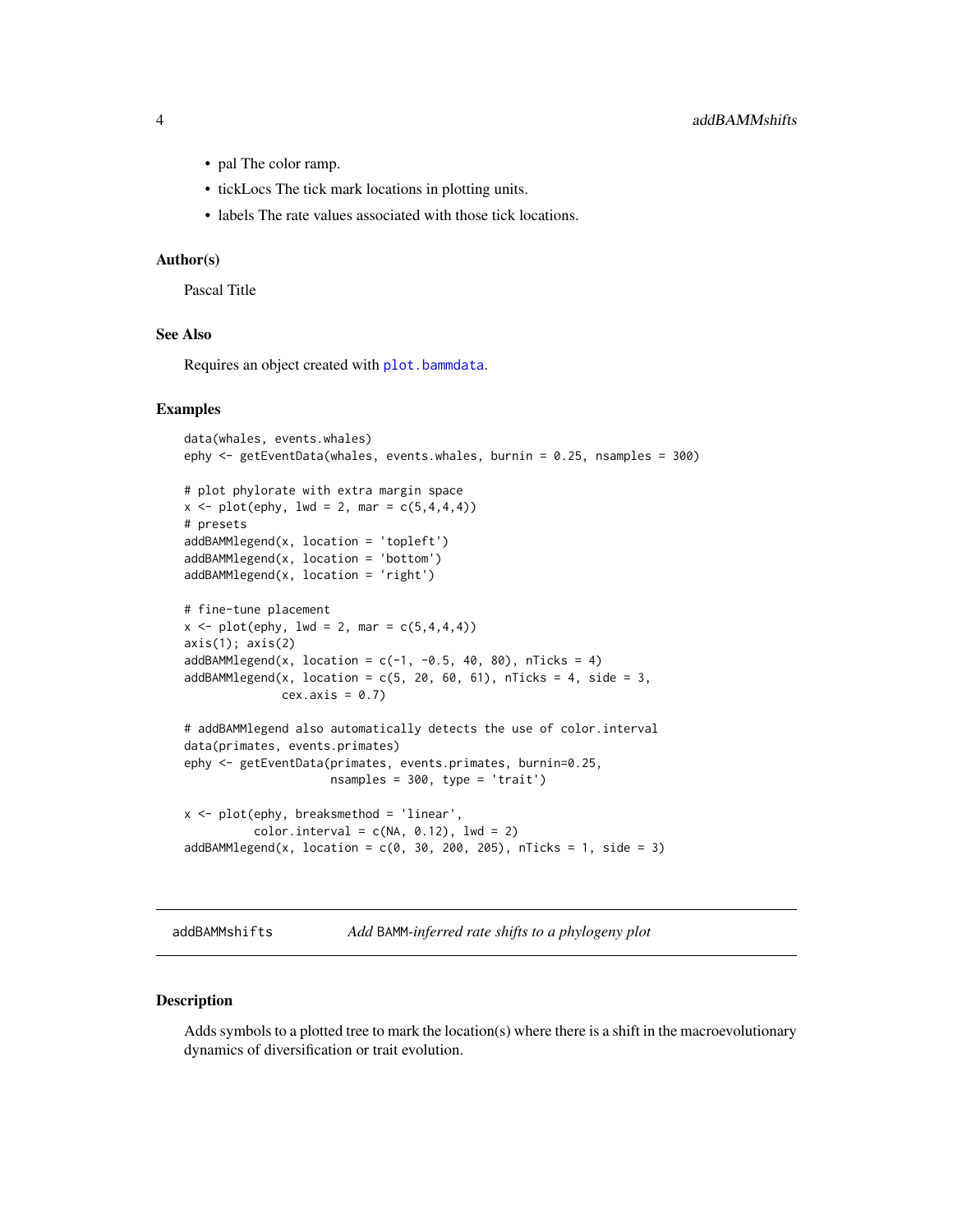- pal The color ramp.
- tickLocs The tick mark locations in plotting units.
- labels The rate values associated with those tick locations.

### Author(s)

Pascal Title

### See Also

Requires an object created with `plot.bammdata`.

### Examples

```
data(whales, events.whales)
ephy <- getEventData(whales, events.whales, burnin = 0.25, nsamples = 300)

# plot phylorate with extra margin space
x <- plot(ephy, lwd = 2, mar = c(5,4,4,4))
# presets
addBAMMlegend(x, location = 'topleft')
addBAMMlegend(x, location = 'bottom')
addBAMMlegend(x, location = 'right')

# fine-tune placement
x <- plot(ephy, lwd = 2, mar = c(5,4,4,4))
axis(1); axis(2)
addBAMMlegend(x, location = c(-1, -0.5, 40, 80), nTicks = 4)
addBAMMlegend(x, location = c(5, 20, 60, 61), nTicks = 4, side = 3,
              cex.axis = 0.7)

# addBAMMlegend also automatically detects the use of color.interval
data(primates, events.primates)
ephy <- getEventData(primates, events.primates, burnin=0.25,
                     nsamples = 300, type = 'trait')

x <- plot(ephy, breaksmethod = 'linear',
          color.interval = c(NA, 0.12), lwd = 2)
addBAMMlegend(x, location = c(0, 30, 200, 205), nTicks = 1, side = 3)
```

---

## addBAMMshifts *Add BAMM-inferred rate shifts to a phylogeny plot*

### Description

Adds symbols to a plotted tree to mark the location(s) where there is a shift in the macroevolutionary dynamics of diversification or trait evolution.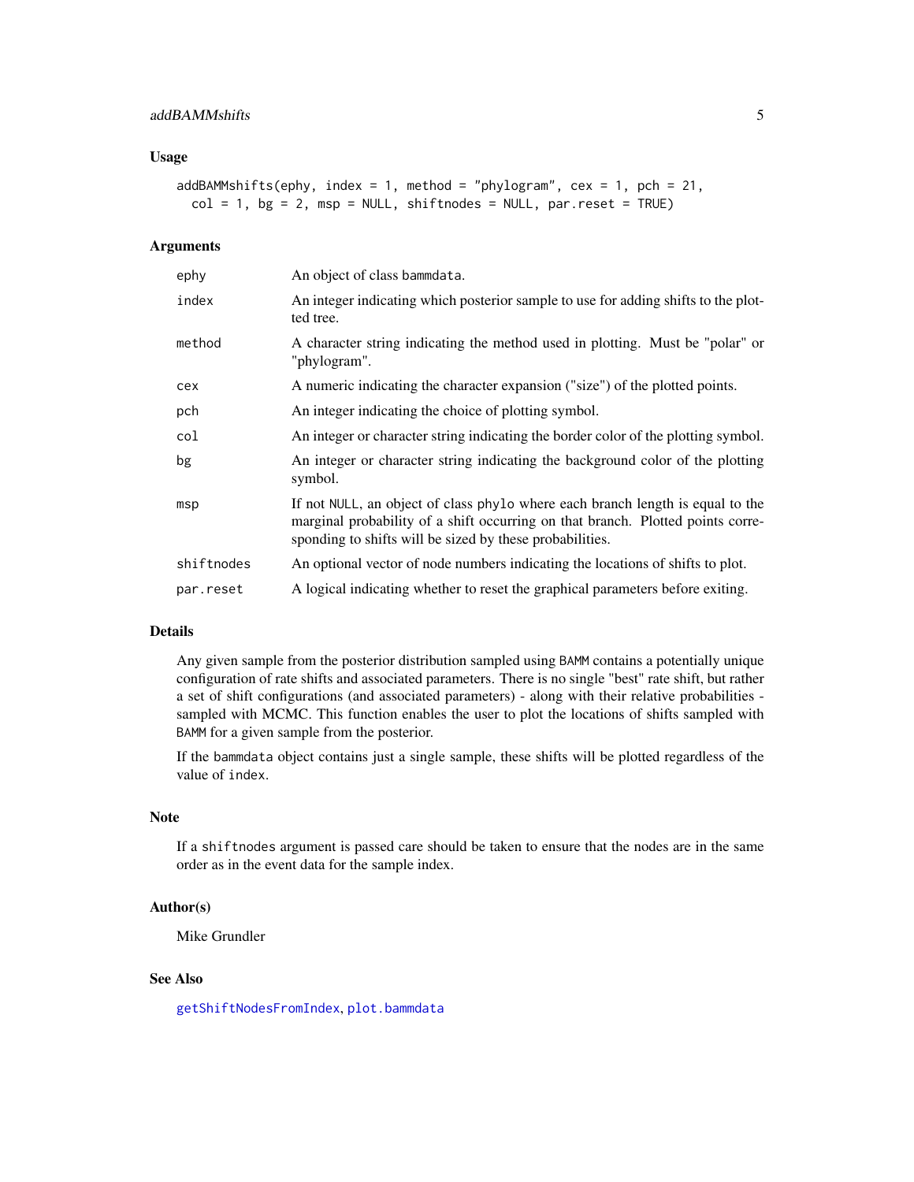## Usage

```
addBAMMshifts(ephy, index = 1, method = "phylogram", cex = 1, pch = 21,
  col = 1, bg = 2, msp = NULL, shiftnodes = NULL, par.reset = TRUE)
```

## Arguments

| | |
|---|---|
| `ephy` | An object of class `bammdata`. |
| `index` | An integer indicating which posterior sample to use for adding shifts to the plotted tree. |
| `method` | A character string indicating the method used in plotting. Must be "polar" or "phylogram". |
| `cex` | A numeric indicating the character expansion ("size") of the plotted points. |
| `pch` | An integer indicating the choice of plotting symbol. |
| `col` | An integer or character string indicating the border color of the plotting symbol. |
| `bg` | An integer or character string indicating the background color of the plotting symbol. |
| `msp` | If not `NULL`, an object of class `phylo` where each branch length is equal to the marginal probability of a shift occurring on that branch. Plotted points corresponding to shifts will be sized by these probabilities. |
| `shiftnodes` | An optional vector of node numbers indicating the locations of shifts to plot. |
| `par.reset` | A logical indicating whether to reset the graphical parameters before exiting. |

## Details

Any given sample from the posterior distribution sampled using `BAMM` contains a potentially unique configuration of rate shifts and associated parameters. There is no single "best" rate shift, but rather a set of shift configurations (and associated parameters) - along with their relative probabilities - sampled with MCMC. This function enables the user to plot the locations of shifts sampled with `BAMM` for a given sample from the posterior.

If the `bammdata` object contains just a single sample, these shifts will be plotted regardless of the value of `index`.

## Note

If a `shiftnodes` argument is passed care should be taken to ensure that the nodes are in the same order as in the event data for the sample index.

## Author(s)

Mike Grundler

## See Also

`getShiftNodesFromIndex`, `plot.bammdata`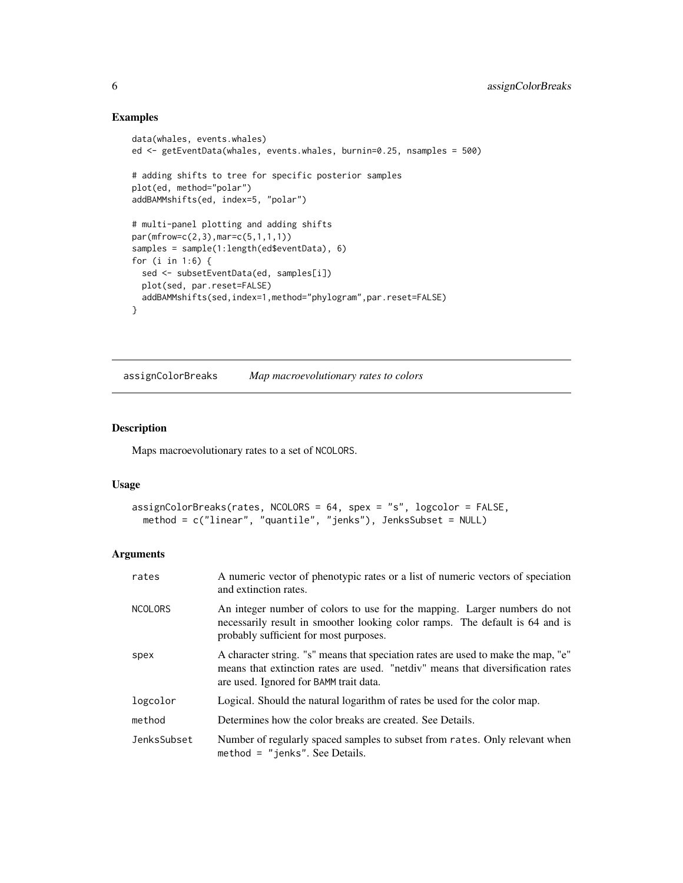## Examples

```
data(whales, events.whales)
ed <- getEventData(whales, events.whales, burnin=0.25, nsamples = 500)

# adding shifts to tree for specific posterior samples
plot(ed, method="polar")
addBAMMshifts(ed, index=5, "polar")

# multi-panel plotting and adding shifts
par(mfrow=c(2,3),mar=c(5,1,1,1))
samples = sample(1:length(ed$eventData), 6)
for (i in 1:6) {
  sed <- subsetEventData(ed, samples[i])
  plot(sed, par.reset=FALSE)
  addBAMMshifts(sed,index=1,method="phylogram",par.reset=FALSE)
}
```

---

# assignColorBreaks *Map macroevolutionary rates to colors*

---

## Description

Maps macroevolutionary rates to a set of NCOLORS.

## Usage

```
assignColorBreaks(rates, NCOLORS = 64, spex = "s", logcolor = FALSE,
  method = c("linear", "quantile", "jenks"), JenksSubset = NULL)
```

## Arguments

| | |
|---|---|
| rates | A numeric vector of phenotypic rates or a list of numeric vectors of speciation and extinction rates. |
| NCOLORS | An integer number of colors to use for the mapping. Larger numbers do not necessarily result in smoother looking color ramps. The default is 64 and is probably sufficient for most purposes. |
| spex | A character string. "s" means that speciation rates are used to make the map, "e" means that extinction rates are used. "netdiv" means that diversification rates are used. Ignored for BAMM trait data. |
| logcolor | Logical. Should the natural logarithm of rates be used for the color map. |
| method | Determines how the color breaks are created. See Details. |
| JenksSubset | Number of regularly spaced samples to subset from rates. Only relevant when method = "jenks". See Details. |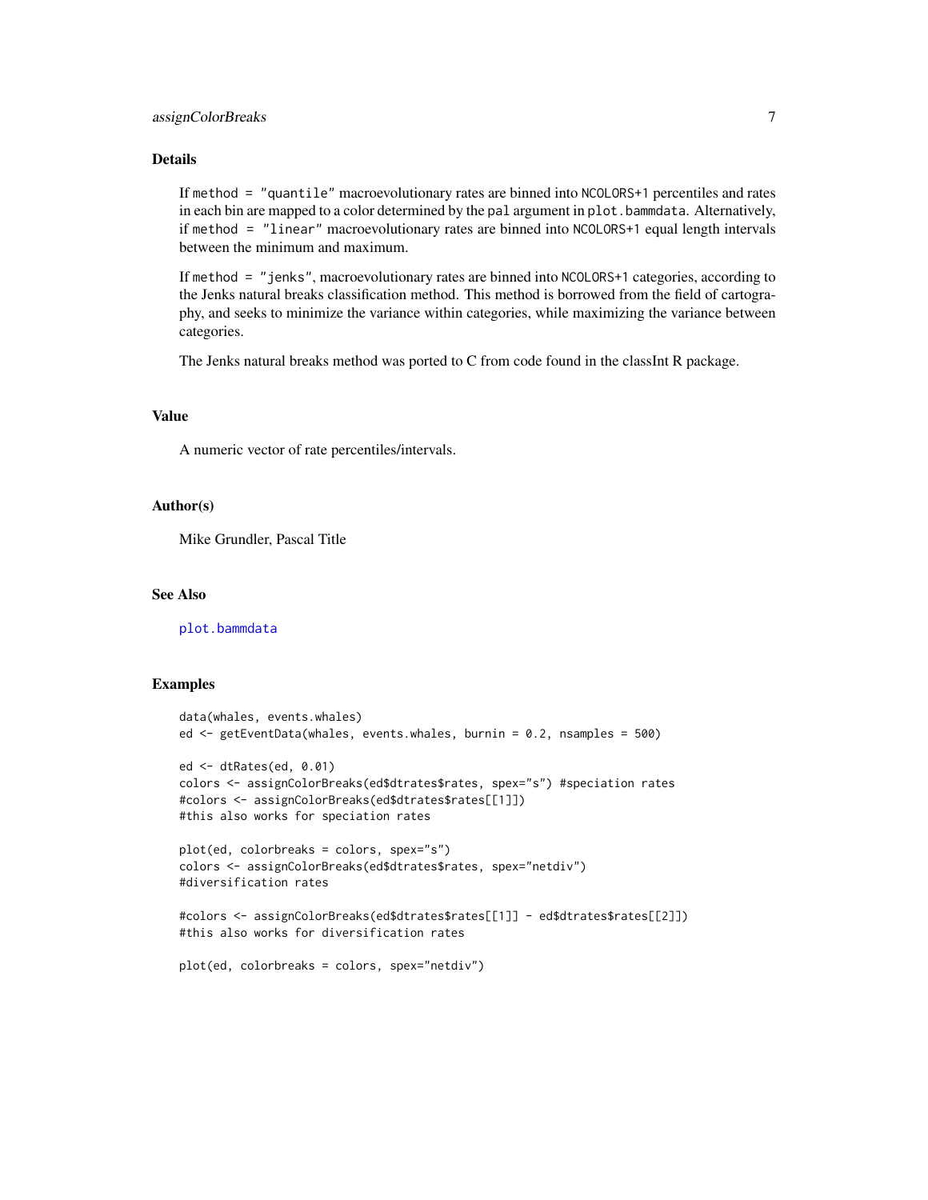## Details

If `method = "quantile"` macroevolutionary rates are binned into `NCOLORS+1` percentiles and rates in each bin are mapped to a color determined by the `pal` argument in `plot.bammdata`. Alternatively, if `method = "linear"` macroevolutionary rates are binned into `NCOLORS+1` equal length intervals between the minimum and maximum.

If `method = "jenks"`, macroevolutionary rates are binned into `NCOLORS+1` categories, according to the Jenks natural breaks classification method. This method is borrowed from the field of cartography, and seeks to minimize the variance within categories, while maximizing the variance between categories.

The Jenks natural breaks method was ported to C from code found in the classInt R package.

## Value

A numeric vector of rate percentiles/intervals.

## Author(s)

Mike Grundler, Pascal Title

## See Also

`plot.bammdata`

## Examples

```
data(whales, events.whales)
ed <- getEventData(whales, events.whales, burnin = 0.2, nsamples = 500)

ed <- dtRates(ed, 0.01)
colors <- assignColorBreaks(ed$dtrates$rates, spex="s") #speciation rates
#colors <- assignColorBreaks(ed$dtrates$rates[[1]])
#this also works for speciation rates

plot(ed, colorbreaks = colors, spex="s")
colors <- assignColorBreaks(ed$dtrates$rates, spex="netdiv")
#diversification rates

#colors <- assignColorBreaks(ed$dtrates$rates[[1]] - ed$dtrates$rates[[2]])
#this also works for diversification rates

plot(ed, colorbreaks = colors, spex="netdiv")
```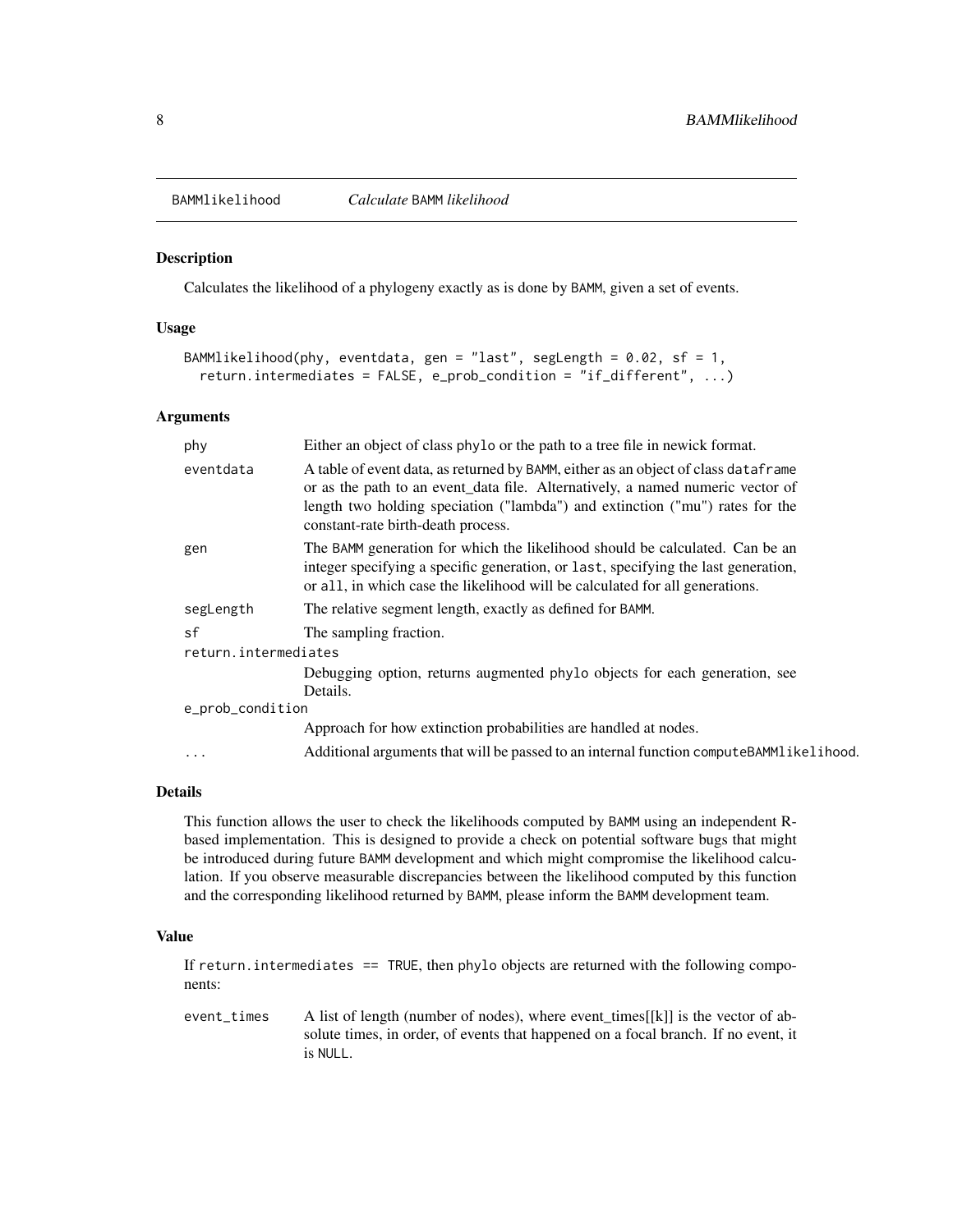BAMMlikelihood *Calculate* BAMM *likelihood*

## Description

Calculates the likelihood of a phylogeny exactly as is done by BAMM, given a set of events.

## Usage

```
BAMMlikelihood(phy, eventdata, gen = "last", segLength = 0.02, sf = 1,
  return.intermediates = FALSE, e_prob_condition = "if_different", ...)
```

## Arguments

| | |
|---|---|
| phy | Either an object of class phylo or the path to a tree file in newick format. |
| eventdata | A table of event data, as returned by BAMM, either as an object of class dataframe or as the path to an event_data file. Alternatively, a named numeric vector of length two holding speciation ("lambda") and extinction ("mu") rates for the constant-rate birth-death process. |
| gen | The BAMM generation for which the likelihood should be calculated. Can be an integer specifying a specific generation, or last, specifying the last generation, or all, in which case the likelihood will be calculated for all generations. |
| segLength | The relative segment length, exactly as defined for BAMM. |
| sf | The sampling fraction. |
| return.intermediates | Debugging option, returns augmented phylo objects for each generation, see Details. |
| e_prob_condition | Approach for how extinction probabilities are handled at nodes. |
| ... | Additional arguments that will be passed to an internal function computeBAMMlikelihood. |

## Details

This function allows the user to check the likelihoods computed by BAMM using an independent R-based implementation. This is designed to provide a check on potential software bugs that might be introduced during future BAMM development and which might compromise the likelihood calculation. If you observe measurable discrepancies between the likelihood computed by this function and the corresponding likelihood returned by BAMM, please inform the BAMM development team.

## Value

If return.intermediates == TRUE, then phylo objects are returned with the following components:

| | |
|---|---|
| event_times | A list of length (number of nodes), where event_times[[k]] is the vector of absolute times, in order, of events that happened on a focal branch. If no event, it is NULL. |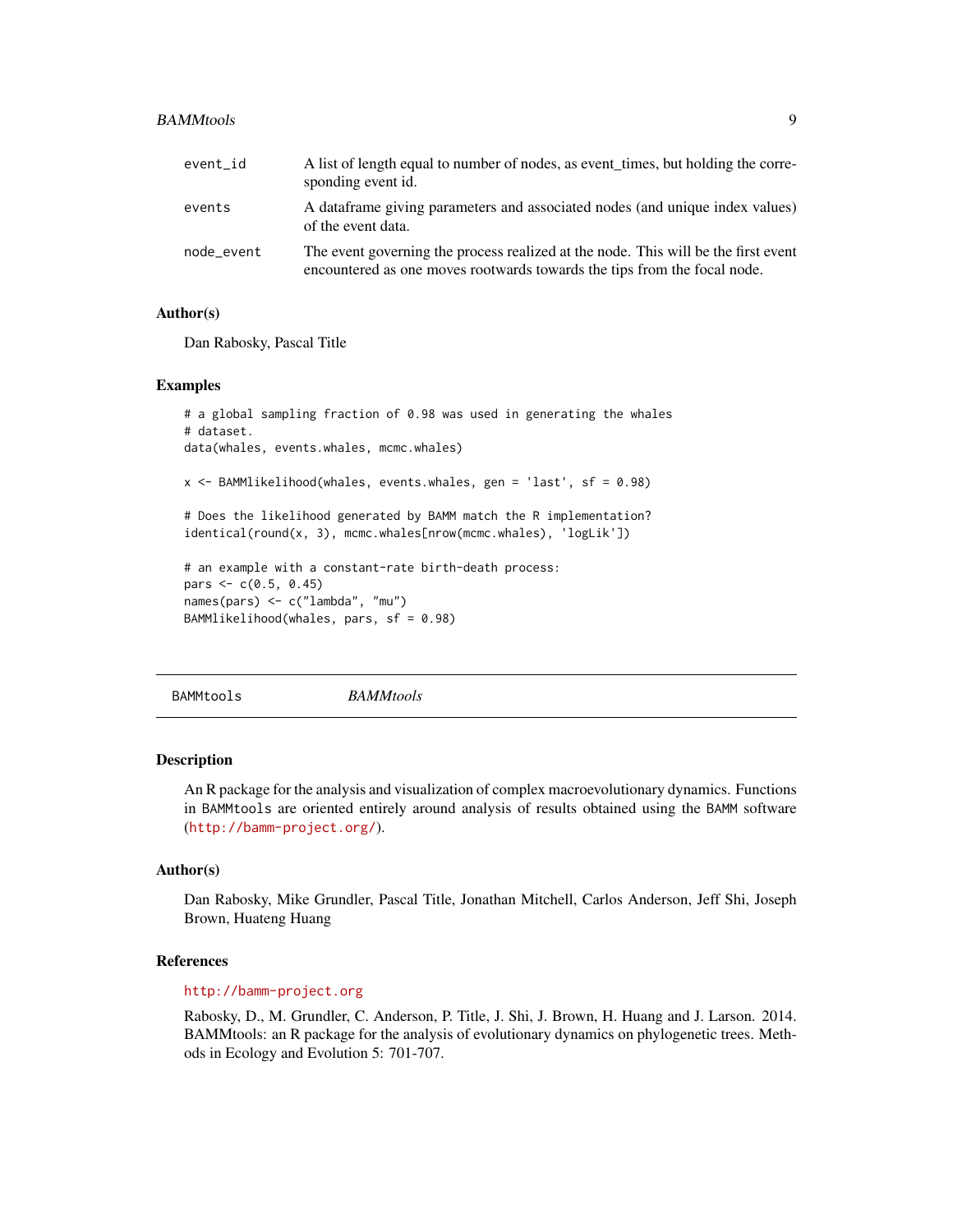| | |
|---|---|
| `event_id` | A list of length equal to number of nodes, as event_times, but holding the corresponding event id. |
| `events` | A dataframe giving parameters and associated nodes (and unique index values) of the event data. |
| `node_event` | The event governing the process realized at the node. This will be the first event encountered as one moves rootwards towards the tips from the focal node. |

### Author(s)

Dan Rabosky, Pascal Title

### Examples

```
# a global sampling fraction of 0.98 was used in generating the whales
# dataset.
data(whales, events.whales, mcmc.whales)

x <- BAMMlikelihood(whales, events.whales, gen = 'last', sf = 0.98)

# Does the likelihood generated by BAMM match the R implementation?
identical(round(x, 3), mcmc.whales[nrow(mcmc.whales), 'logLik'])

# an example with a constant-rate birth-death process:
pars <- c(0.5, 0.45)
names(pars) <- c("lambda", "mu")
BAMMlikelihood(whales, pars, sf = 0.98)
```

---

## `BAMMtools` *BAMMtools*

---

### Description

An R package for the analysis and visualization of complex macroevolutionary dynamics. Functions in `BAMMtools` are oriented entirely around analysis of results obtained using the `BAMM` software (http://bamm-project.org/).

### Author(s)

Dan Rabosky, Mike Grundler, Pascal Title, Jonathan Mitchell, Carlos Anderson, Jeff Shi, Joseph Brown, Huateng Huang

### References

http://bamm-project.org

Rabosky, D., M. Grundler, C. Anderson, P. Title, J. Shi, J. Brown, H. Huang and J. Larson. 2014. BAMMtools: an R package for the analysis of evolutionary dynamics on phylogenetic trees. Methods in Ecology and Evolution 5: 701-707.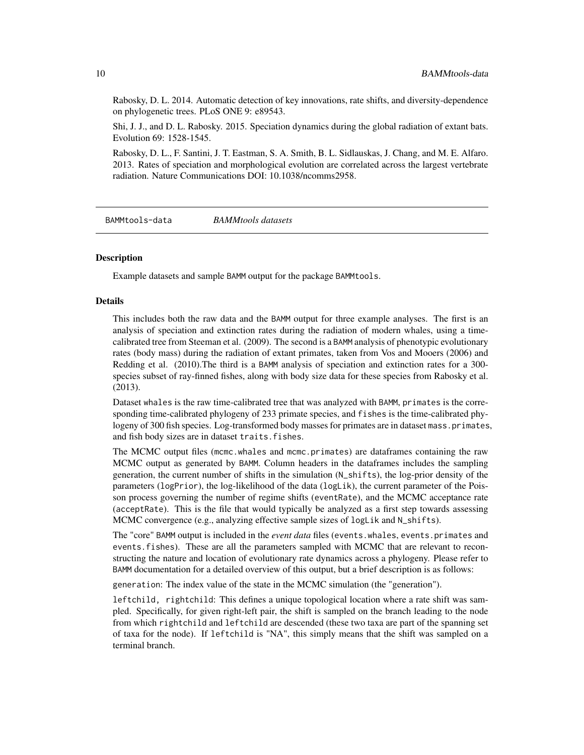Rabosky, D. L. 2014. Automatic detection of key innovations, rate shifts, and diversity-dependence on phylogenetic trees. PLoS ONE 9: e89543.

Shi, J. J., and D. L. Rabosky. 2015. Speciation dynamics during the global radiation of extant bats. Evolution 69: 1528-1545.

Rabosky, D. L., F. Santini, J. T. Eastman, S. A. Smith, B. L. Sidlauskas, J. Chang, and M. E. Alfaro. 2013. Rates of speciation and morphological evolution are correlated across the largest vertebrate radiation. Nature Communications DOI: 10.1038/ncomms2958.

---

## BAMMtools-data — *BAMMtools datasets*

### Description

Example datasets and sample `BAMM` output for the package `BAMMtools`.

### Details

This includes both the raw data and the `BAMM` output for three example analyses. The first is an analysis of speciation and extinction rates during the radiation of modern whales, using a time-calibrated tree from Steeman et al. (2009). The second is a `BAMM` analysis of phenotypic evolutionary rates (body mass) during the radiation of extant primates, taken from Vos and Mooers (2006) and Redding et al. (2010).The third is a `BAMM` analysis of speciation and extinction rates for a 300-species subset of ray-finned fishes, along with body size data for these species from Rabosky et al. (2013).

Dataset `whales` is the raw time-calibrated tree that was analyzed with `BAMM`, `primates` is the corresponding time-calibrated phylogeny of 233 primate species, and `fishes` is the time-calibrated phylogeny of 300 fish species. Log-transformed body masses for primates are in dataset `mass.primates`, and fish body sizes are in dataset `traits.fishes`.

The MCMC output files (`mcmc.whales` and `mcmc.primates`) are dataframes containing the raw MCMC output as generated by `BAMM`. Column headers in the dataframes includes the sampling generation, the current number of shifts in the simulation (`N_shifts`), the log-prior density of the parameters (`logPrior`), the log-likelihood of the data (`logLik`), the current parameter of the Poisson process governing the number of regime shifts (`eventRate`), and the MCMC acceptance rate (`acceptRate`). This is the file that would typically be analyzed as a first step towards assessing MCMC convergence (e.g., analyzing effective sample sizes of `logLik` and `N_shifts`).

The "core" `BAMM` output is included in the *event data* files (`events.whales`, `events.primates` and `events.fishes`). These are all the parameters sampled with MCMC that are relevant to reconstructing the nature and location of evolutionary rate dynamics across a phylogeny. Please refer to `BAMM` documentation for a detailed overview of this output, but a brief description is as follows:

`generation`: The index value of the state in the MCMC simulation (the "generation").

`leftchild, rightchild`: This defines a unique topological location where a rate shift was sampled. Specifically, for given right-left pair, the shift is sampled on the branch leading to the node from which `rightchild` and `leftchild` are descended (these two taxa are part of the spanning set of taxa for the node). If `leftchild` is "NA", this simply means that the shift was sampled on a terminal branch.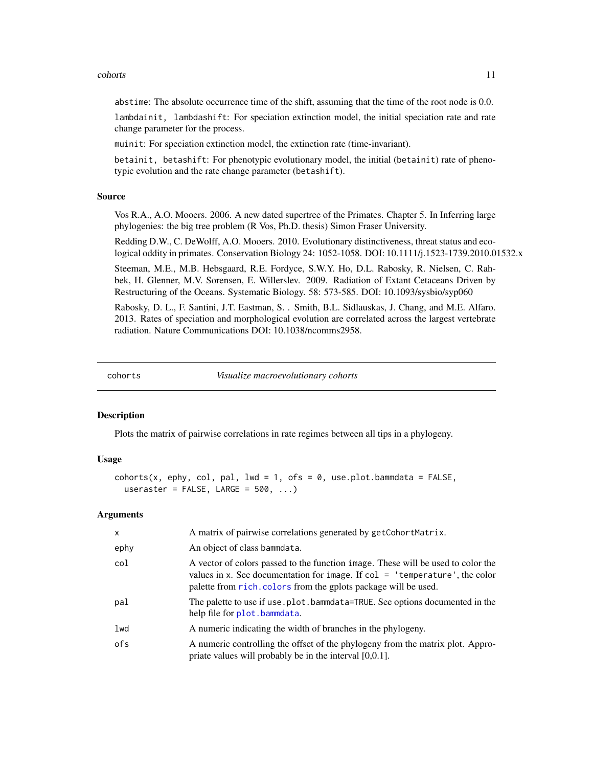`abstime`: The absolute occurrence time of the shift, assuming that the time of the root node is 0.0.

`lambdainit, lambdashift`: For speciation extinction model, the initial speciation rate and rate change parameter for the process.

`muinit`: For speciation extinction model, the extinction rate (time-invariant).

`betainit, betashift`: For phenotypic evolutionary model, the initial (`betainit`) rate of phenotypic evolution and the rate change parameter (`betashift`).

### Source

Vos R.A., A.O. Mooers. 2006. A new dated supertree of the Primates. Chapter 5. In Inferring large phylogenies: the big tree problem (R Vos, Ph.D. thesis) Simon Fraser University.

Redding D.W., C. DeWolff, A.O. Mooers. 2010. Evolutionary distinctiveness, threat status and ecological oddity in primates. Conservation Biology 24: 1052-1058. DOI: 10.1111/j.1523-1739.2010.01532.x

Steeman, M.E., M.B. Hebsgaard, R.E. Fordyce, S.W.Y. Ho, D.L. Rabosky, R. Nielsen, C. Rahbek, H. Glenner, M.V. Sorensen, E. Willerslev. 2009. Radiation of Extant Cetaceans Driven by Restructuring of the Oceans. Systematic Biology. 58: 573-585. DOI: 10.1093/sysbio/syp060

Rabosky, D. L., F. Santini, J.T. Eastman, S. . Smith, B.L. Sidlauskas, J. Chang, and M.E. Alfaro. 2013. Rates of speciation and morphological evolution are correlated across the largest vertebrate radiation. Nature Communications DOI: 10.1038/ncomms2958.

---

## cohorts — *Visualize macroevolutionary cohorts*

### Description

Plots the matrix of pairwise correlations in rate regimes between all tips in a phylogeny.

### Usage

```
cohorts(x, ephy, col, pal, lwd = 1, ofs = 0, use.plot.bammdata = FALSE,
  useraster = FALSE, LARGE = 500, ...)
```

### Arguments

| | |
|---|---|
| `x` | A matrix of pairwise correlations generated by `getCohortMatrix`. |
| `ephy` | An object of class `bammdata`. |
| `col` | A vector of colors passed to the function `image`. These will be used to color the values in `x`. See documentation for `image`. If `col = 'temperature'`, the color palette from `rich.colors` from the gplots package will be used. |
| `pal` | The palette to use if `use.plot.bammdata=TRUE`. See options documented in the help file for `plot.bammdata`. |
| `lwd` | A numeric indicating the width of branches in the phylogeny. |
| `ofs` | A numeric controlling the offset of the phylogeny from the matrix plot. Appropriate values will probably be in the interval [0,0.1]. |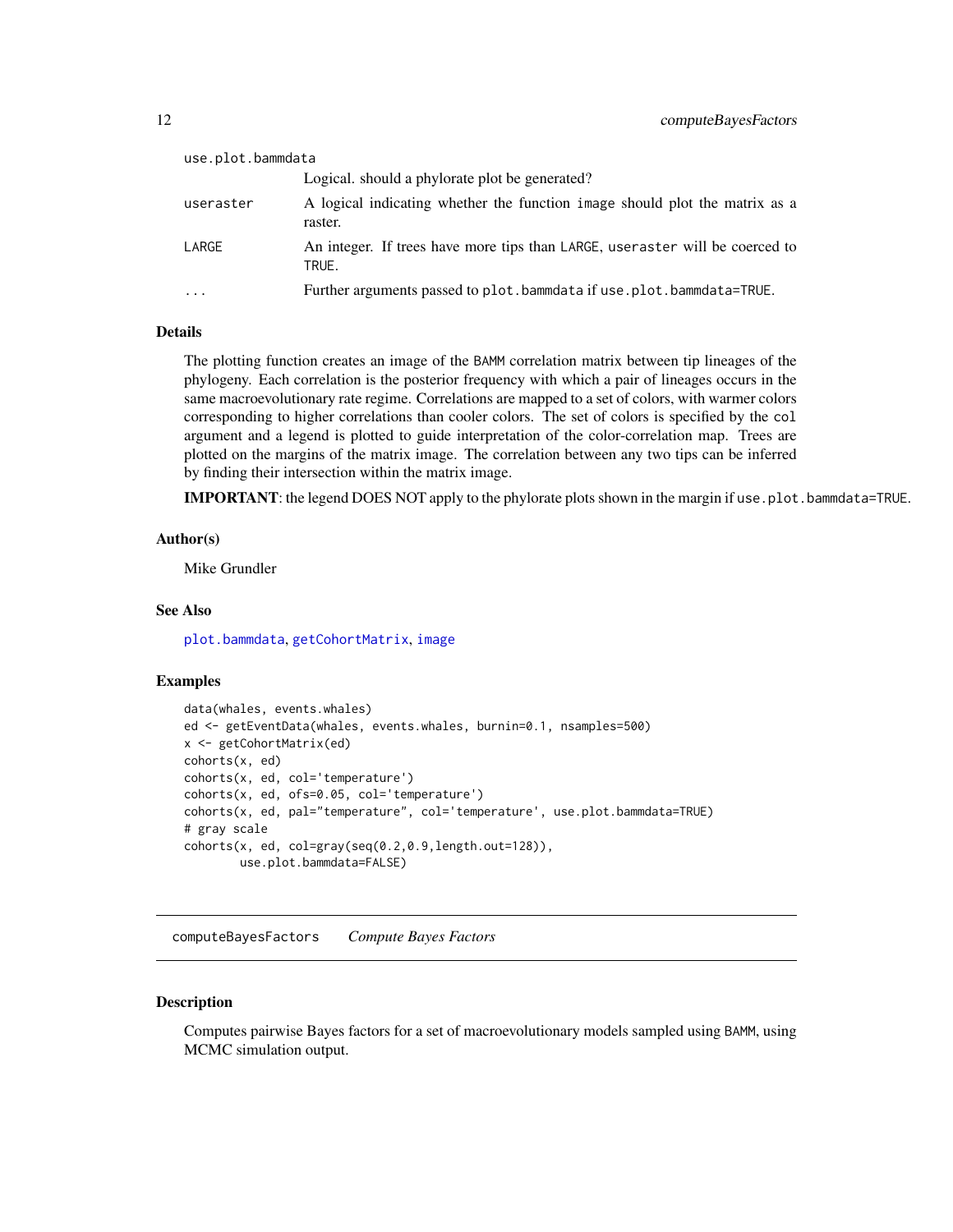| | |
|---|---|
| use.plot.bammdata | Logical. should a phylorate plot be generated? |
| useraster | A logical indicating whether the function image should plot the matrix as a raster. |
| LARGE | An integer. If trees have more tips than LARGE, useraster will be coerced to TRUE. |
| ... | Further arguments passed to plot.bammdata if use.plot.bammdata=TRUE. |

### Details

The plotting function creates an image of the BAMM correlation matrix between tip lineages of the phylogeny. Each correlation is the posterior frequency with which a pair of lineages occurs in the same macroevolutionary rate regime. Correlations are mapped to a set of colors, with warmer colors corresponding to higher correlations than cooler colors. The set of colors is specified by the col argument and a legend is plotted to guide interpretation of the color-correlation map. Trees are plotted on the margins of the matrix image. The correlation between any two tips can be inferred by finding their intersection within the matrix image.

**IMPORTANT**: the legend DOES NOT apply to the phylorate plots shown in the margin if use.plot.bammdata=TRUE.

### Author(s)

Mike Grundler

### See Also

plot.bammdata, getCohortMatrix, image

### Examples

```
data(whales, events.whales)
ed <- getEventData(whales, events.whales, burnin=0.1, nsamples=500)
x <- getCohortMatrix(ed)
cohorts(x, ed)
cohorts(x, ed, col='temperature')
cohorts(x, ed, ofs=0.05, col='temperature')
cohorts(x, ed, pal="temperature", col='temperature', use.plot.bammdata=TRUE)
# gray scale
cohorts(x, ed, col=gray(seq(0.2,0.9,length.out=128)),
        use.plot.bammdata=FALSE)
```

---

## computeBayesFactors *Compute Bayes Factors*

### Description

Computes pairwise Bayes factors for a set of macroevolutionary models sampled using BAMM, using MCMC simulation output.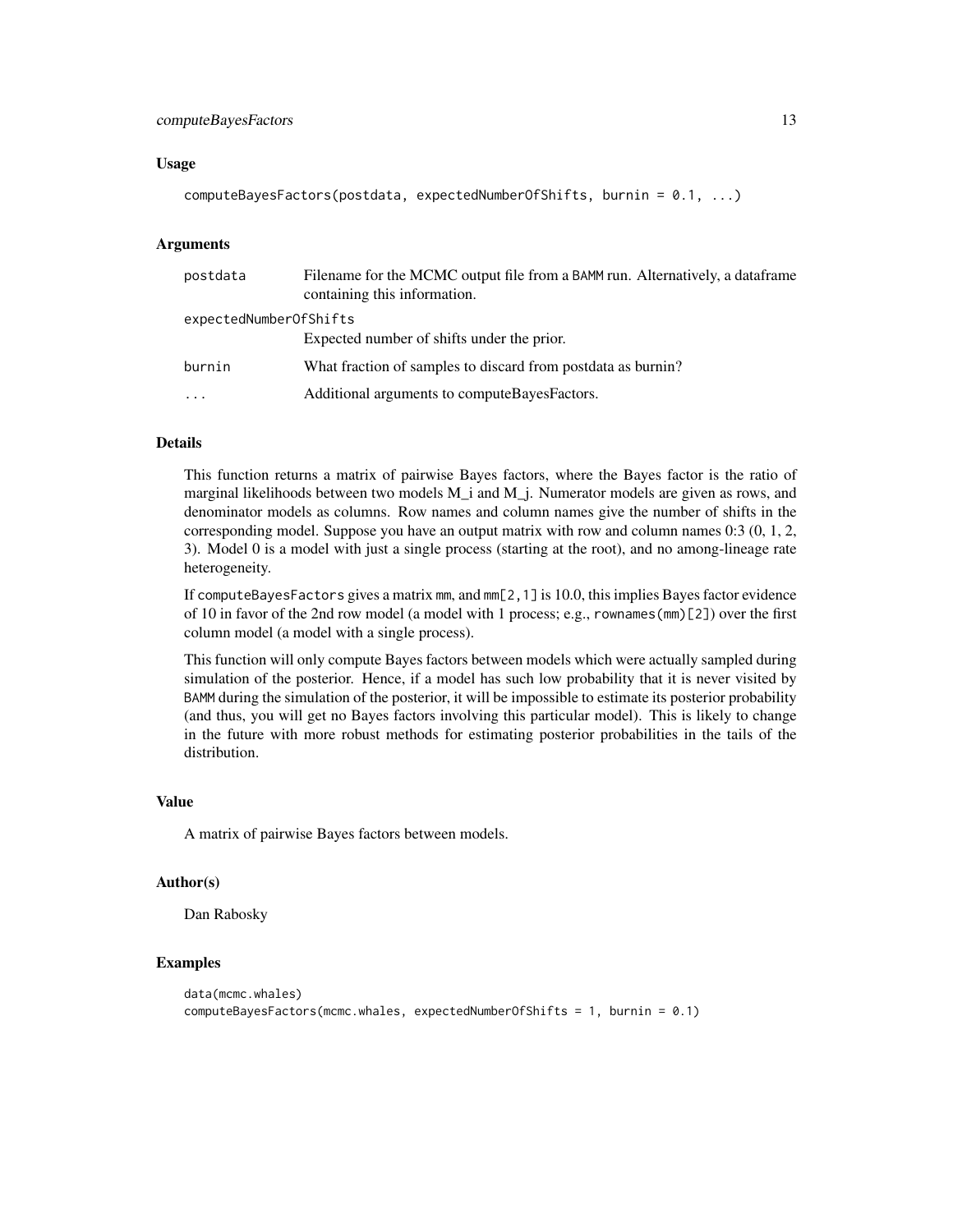## Usage

```
computeBayesFactors(postdata, expectedNumberOfShifts, burnin = 0.1, ...)
```

## Arguments

| | |
|---|---|
| postdata | Filename for the MCMC output file from a BAMM run. Alternatively, a dataframe containing this information. |
| expectedNumberOfShifts | Expected number of shifts under the prior. |
| burnin | What fraction of samples to discard from postdata as burnin? |
| ... | Additional arguments to computeBayesFactors. |

## Details

This function returns a matrix of pairwise Bayes factors, where the Bayes factor is the ratio of marginal likelihoods between two models $M_i$ and $M_j$. Numerator models are given as rows, and denominator models as columns. Row names and column names give the number of shifts in the corresponding model. Suppose you have an output matrix with row and column names 0:3 (0, 1, 2, 3). Model 0 is a model with just a single process (starting at the root), and no among-lineage rate heterogeneity.

If `computeBayesFactors` gives a matrix `mm`, and `mm[2,1]` is 10.0, this implies Bayes factor evidence of 10 in favor of the 2nd row model (a model with 1 process; e.g., `rownames(mm)[2]`) over the first column model (a model with a single process).

This function will only compute Bayes factors between models which were actually sampled during simulation of the posterior. Hence, if a model has such low probability that it is never visited by BAMM during the simulation of the posterior, it will be impossible to estimate its posterior probability (and thus, you will get no Bayes factors involving this particular model). This is likely to change in the future with more robust methods for estimating posterior probabilities in the tails of the distribution.

## Value

A matrix of pairwise Bayes factors between models.

## Author(s)

Dan Rabosky

## Examples

```
data(mcmc.whales)
computeBayesFactors(mcmc.whales, expectedNumberOfShifts = 1, burnin = 0.1)
```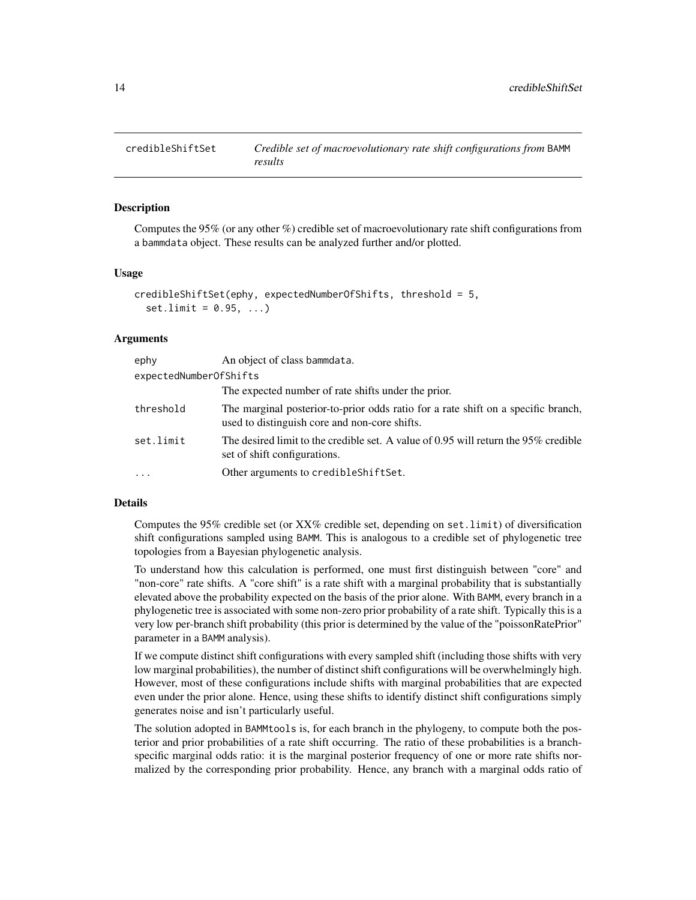# credibleShiftSet

*Credible set of macroevolutionary rate shift configurations from* BAMM *results*

## Description

Computes the 95% (or any other %) credible set of macroevolutionary rate shift configurations from a bammdata object. These results can be analyzed further and/or plotted.

## Usage

```
credibleShiftSet(ephy, expectedNumberOfShifts, threshold = 5,
  set.limit = 0.95, ...)
```

## Arguments

| Argument | Description |
|---|---|
| ephy | An object of class bammdata. |
| expectedNumberOfShifts | The expected number of rate shifts under the prior. |
| threshold | The marginal posterior-to-prior odds ratio for a rate shift on a specific branch, used to distinguish core and non-core shifts. |
| set.limit | The desired limit to the credible set. A value of 0.95 will return the 95% credible set of shift configurations. |
| ... | Other arguments to credibleShiftSet. |

## Details

Computes the 95% credible set (or XX% credible set, depending on set.limit) of diversification shift configurations sampled using BAMM. This is analogous to a credible set of phylogenetic tree topologies from a Bayesian phylogenetic analysis.

To understand how this calculation is performed, one must first distinguish between "core" and "non-core" rate shifts. A "core shift" is a rate shift with a marginal probability that is substantially elevated above the probability expected on the basis of the prior alone. With BAMM, every branch in a phylogenetic tree is associated with some non-zero prior probability of a rate shift. Typically this is a very low per-branch shift probability (this prior is determined by the value of the "poissonRatePrior" parameter in a BAMM analysis).

If we compute distinct shift configurations with every sampled shift (including those shifts with very low marginal probabilities), the number of distinct shift configurations will be overwhelmingly high. However, most of these configurations include shifts with marginal probabilities that are expected even under the prior alone. Hence, using these shifts to identify distinct shift configurations simply generates noise and isn't particularly useful.

The solution adopted in BAMMtools is, for each branch in the phylogeny, to compute both the posterior and prior probabilities of a rate shift occurring. The ratio of these probabilities is a branch-specific marginal odds ratio: it is the marginal posterior frequency of one or more rate shifts normalized by the corresponding prior probability. Hence, any branch with a marginal odds ratio of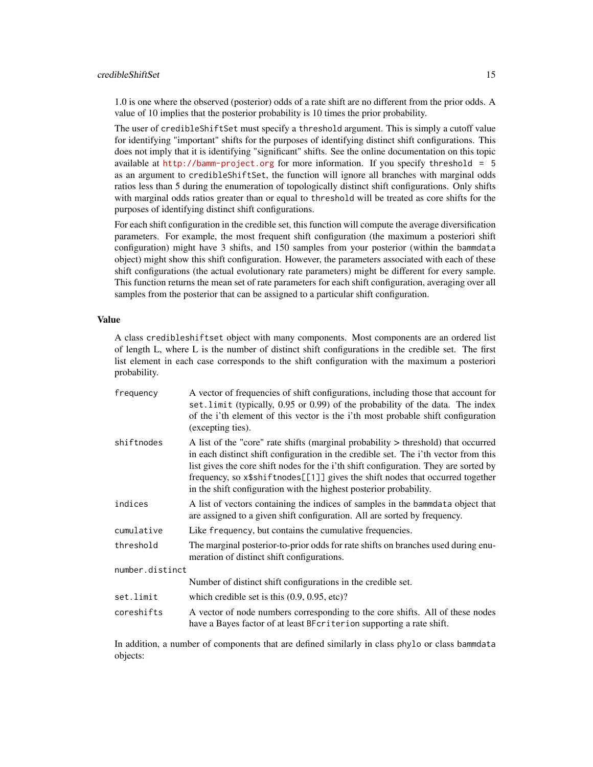1.0 is one where the observed (posterior) odds of a rate shift are no different from the prior odds. A value of 10 implies that the posterior probability is 10 times the prior probability.

The user of `credibleShiftSet` must specify a `threshold` argument. This is simply a cutoff value for identifying "important" shifts for the purposes of identifying distinct shift configurations. This does not imply that it is identifying "significant" shifts. See the online documentation on this topic available at http://bamm-project.org for more information. If you specify `threshold = 5` as an argument to `credibleShiftSet`, the function will ignore all branches with marginal odds ratios less than 5 during the enumeration of topologically distinct shift configurations. Only shifts with marginal odds ratios greater than or equal to `threshold` will be treated as core shifts for the purposes of identifying distinct shift configurations.

For each shift configuration in the credible set, this function will compute the average diversification parameters. For example, the most frequent shift configuration (the maximum a posteriori shift configuration) might have 3 shifts, and 150 samples from your posterior (within the `bammdata` object) might show this shift configuration. However, the parameters associated with each of these shift configurations (the actual evolutionary rate parameters) might be different for every sample. This function returns the mean set of rate parameters for each shift configuration, averaging over all samples from the posterior that can be assigned to a particular shift configuration.

### Value

A class `credibleshiftset` object with many components. Most components are an ordered list of length L, where L is the number of distinct shift configurations in the credible set. The first list element in each case corresponds to the shift configuration with the maximum a posteriori probability.

- `frequency` — A vector of frequencies of shift configurations, including those that account for `set.limit` (typically, 0.95 or 0.99) of the probability of the data. The index of the i'th element of this vector is the i'th most probable shift configuration (excepting ties).
- `shiftnodes` — A list of the "core" rate shifts (marginal probability > threshold) that occurred in each distinct shift configuration in the credible set. The i'th vector from this list gives the core shift nodes for the i'th shift configuration. They are sorted by frequency, so `x$shiftnodes[[1]]` gives the shift nodes that occurred together in the shift configuration with the highest posterior probability.
- `indices` — A list of vectors containing the indices of samples in the `bammdata` object that are assigned to a given shift configuration. All are sorted by frequency.
- `cumulative` — Like `frequency`, but contains the cumulative frequencies.
- `threshold` — The marginal posterior-to-prior odds for rate shifts on branches used during enumeration of distinct shift configurations.
- `number.distinct` — Number of distinct shift configurations in the credible set.
- `set.limit` — which credible set is this (0.9, 0.95, etc)?
- `coreshifts` — A vector of node numbers corresponding to the core shifts. All of these nodes have a Bayes factor of at least `BFcriterion` supporting a rate shift.

In addition, a number of components that are defined similarly in class `phylo` or class `bammdata` objects: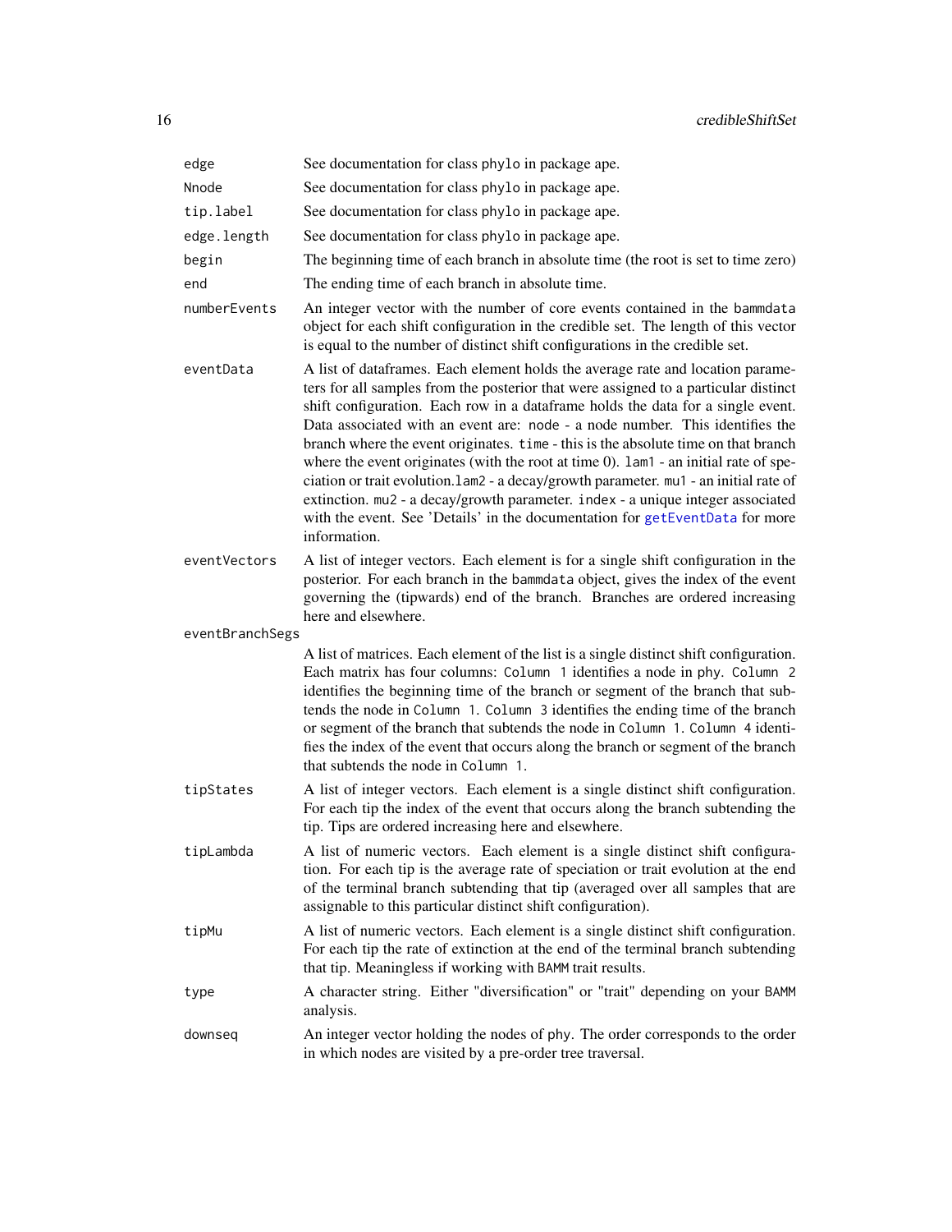| | |
|---|---|
| `edge` | See documentation for class `phylo` in package ape. |
| `Nnode` | See documentation for class `phylo` in package ape. |
| `tip.label` | See documentation for class `phylo` in package ape. |
| `edge.length` | See documentation for class `phylo` in package ape. |
| `begin` | The beginning time of each branch in absolute time (the root is set to time zero) |
| `end` | The ending time of each branch in absolute time. |
| `numberEvents` | An integer vector with the number of core events contained in the `bammdata` object for each shift configuration in the credible set. The length of this vector is equal to the number of distinct shift configurations in the credible set. |
| `eventData` | A list of dataframes. Each element holds the average rate and location parameters for all samples from the posterior that were assigned to a particular distinct shift configuration. Each row in a dataframe holds the data for a single event. Data associated with an event are: `node` - a node number. This identifies the branch where the event originates. `time` - this is the absolute time on that branch where the event originates (with the root at time 0). `lam1` - an initial rate of speciation or trait evolution.`lam2` - a decay/growth parameter. `mu1` - an initial rate of extinction. `mu2` - a decay/growth parameter. `index` - a unique integer associated with the event. See 'Details' in the documentation for `getEventData` for more information. |
| `eventVectors` | A list of integer vectors. Each element is for a single shift configuration in the posterior. For each branch in the `bammdata` object, gives the index of the event governing the (tipwards) end of the branch. Branches are ordered increasing here and elsewhere. |
| `eventBranchSegs` | A list of matrices. Each element of the list is a single distinct shift configuration. Each matrix has four columns: `Column 1` identifies a node in `phy`. `Column 2` identifies the beginning time of the branch or segment of the branch that subtends the node in `Column 1`. `Column 3` identifies the ending time of the branch or segment of the branch that subtends the node in `Column 1`. `Column 4` identifies the index of the event that occurs along the branch or segment of the branch that subtends the node in `Column 1`. |
| `tipStates` | A list of integer vectors. Each element is a single distinct shift configuration. For each tip the index of the event that occurs along the branch subtending the tip. Tips are ordered increasing here and elsewhere. |
| `tipLambda` | A list of numeric vectors. Each element is a single distinct shift configuration. For each tip is the average rate of speciation or trait evolution at the end of the terminal branch subtending that tip (averaged over all samples that are assignable to this particular distinct shift configuration). |
| `tipMu` | A list of numeric vectors. Each element is a single distinct shift configuration. For each tip the rate of extinction at the end of the terminal branch subtending that tip. Meaningless if working with BAMM trait results. |
| `type` | A character string. Either "diversification" or "trait" depending on your BAMM analysis. |
| `downseq` | An integer vector holding the nodes of `phy`. The order corresponds to the order in which nodes are visited by a pre-order tree traversal. |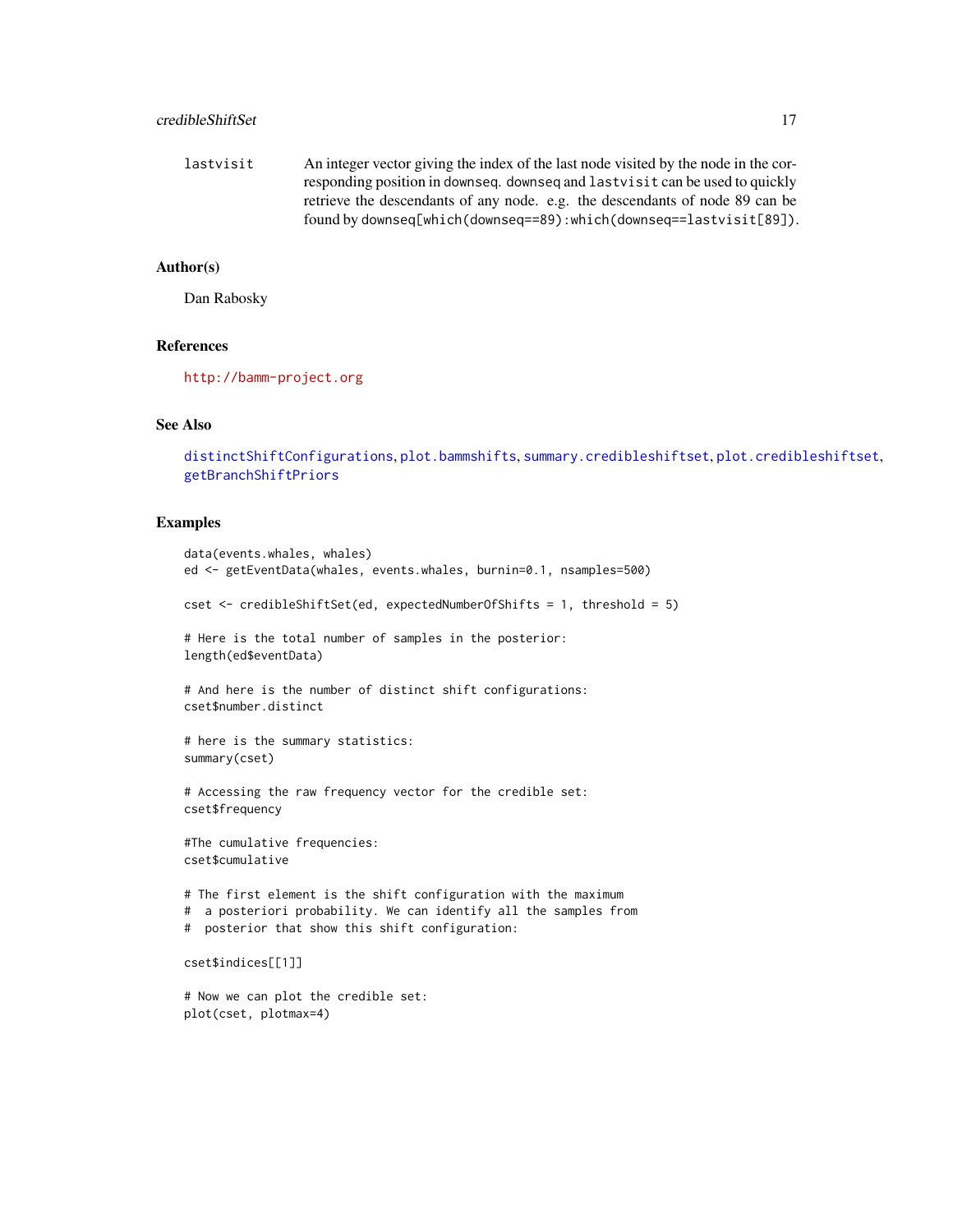lastvisit An integer vector giving the index of the last node visited by the node in the corresponding position in `downseq`. `downseq` and `lastvisit` can be used to quickly retrieve the descendants of any node. e.g. the descendants of node 89 can be found by `downseq[which(downseq==89):which(downseq==lastvisit[89])`.

## Author(s)

Dan Rabosky

## References

http://bamm-project.org

## See Also

distinctShiftConfigurations, plot.bammshifts, summary.credibleshiftset, plot.credibleshiftset, getBranchShiftPriors

## Examples

```
data(events.whales, whales)
ed <- getEventData(whales, events.whales, burnin=0.1, nsamples=500)

cset <- credibleShiftSet(ed, expectedNumberOfShifts = 1, threshold = 5)

# Here is the total number of samples in the posterior:
length(ed$eventData)

# And here is the number of distinct shift configurations:
cset$number.distinct

# here is the summary statistics:
summary(cset)

# Accessing the raw frequency vector for the credible set:
cset$frequency

#The cumulative frequencies:
cset$cumulative

# The first element is the shift configuration with the maximum
#  a posteriori probability. We can identify all the samples from
#  posterior that show this shift configuration:

cset$indices[[1]]

# Now we can plot the credible set:
plot(cset, plotmax=4)
```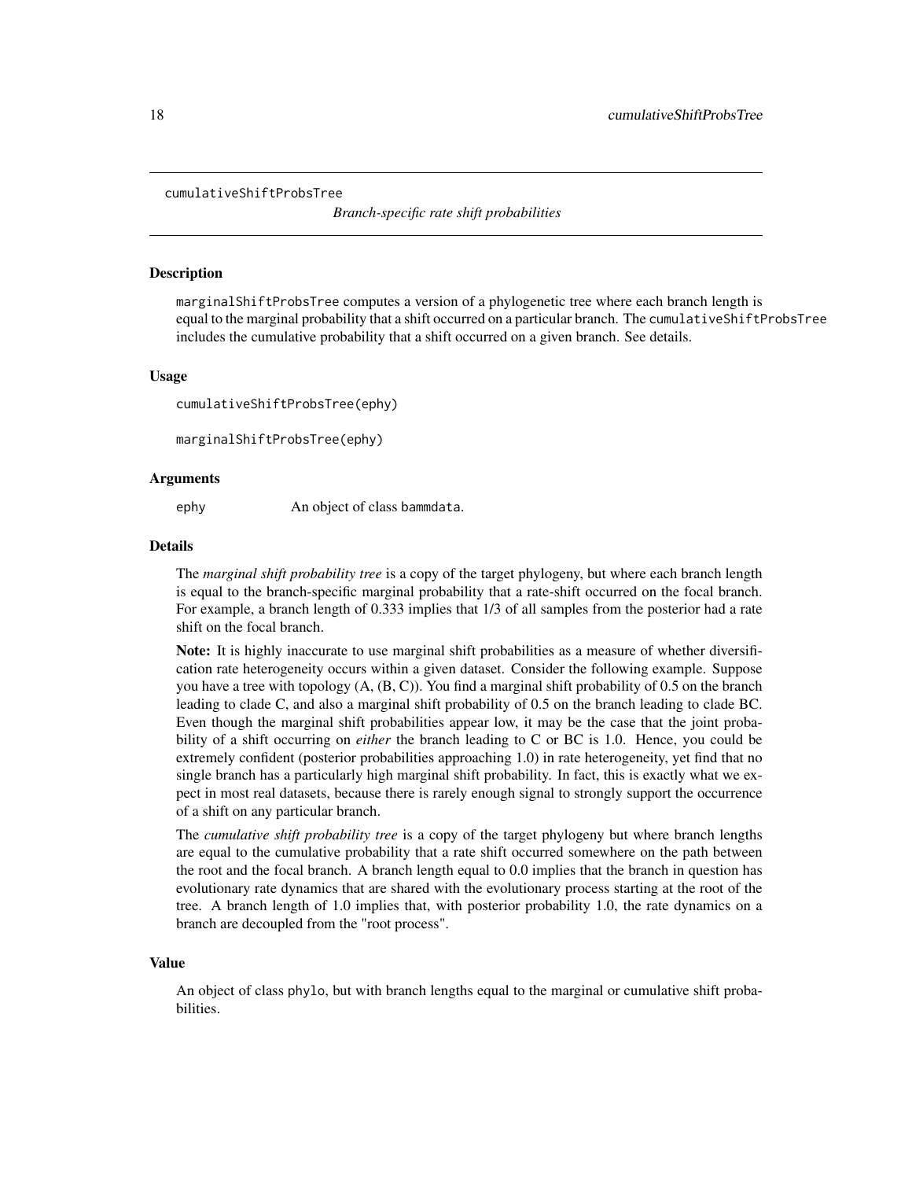# cumulativeShiftProbsTree

*Branch-specific rate shift probabilities*

## Description

marginalShiftProbsTree computes a version of a phylogenetic tree where each branch length is equal to the marginal probability that a shift occurred on a particular branch. The cumulativeShiftProbsTree includes the cumulative probability that a shift occurred on a given branch. See details.

## Usage

```
cumulativeShiftProbsTree(ephy)

marginalShiftProbsTree(ephy)
```

## Arguments

| | |
|---|---|
| ephy | An object of class bammdata. |

## Details

The *marginal shift probability tree* is a copy of the target phylogeny, but where each branch length is equal to the branch-specific marginal probability that a rate-shift occurred on the focal branch. For example, a branch length of 0.333 implies that 1/3 of all samples from the posterior had a rate shift on the focal branch.

**Note:** It is highly inaccurate to use marginal shift probabilities as a measure of whether diversification rate heterogeneity occurs within a given dataset. Consider the following example. Suppose you have a tree with topology (A, (B, C)). You find a marginal shift probability of 0.5 on the branch leading to clade C, and also a marginal shift probability of 0.5 on the branch leading to clade BC. Even though the marginal shift probabilities appear low, it may be the case that the joint probability of a shift occurring on *either* the branch leading to C or BC is 1.0. Hence, you could be extremely confident (posterior probabilities approaching 1.0) in rate heterogeneity, yet find that no single branch has a particularly high marginal shift probability. In fact, this is exactly what we expect in most real datasets, because there is rarely enough signal to strongly support the occurrence of a shift on any particular branch.

The *cumulative shift probability tree* is a copy of the target phylogeny but where branch lengths are equal to the cumulative probability that a rate shift occurred somewhere on the path between the root and the focal branch. A branch length equal to 0.0 implies that the branch in question has evolutionary rate dynamics that are shared with the evolutionary process starting at the root of the tree. A branch length of 1.0 implies that, with posterior probability 1.0, the rate dynamics on a branch are decoupled from the "root process".

## Value

An object of class phylo, but with branch lengths equal to the marginal or cumulative shift probabilities.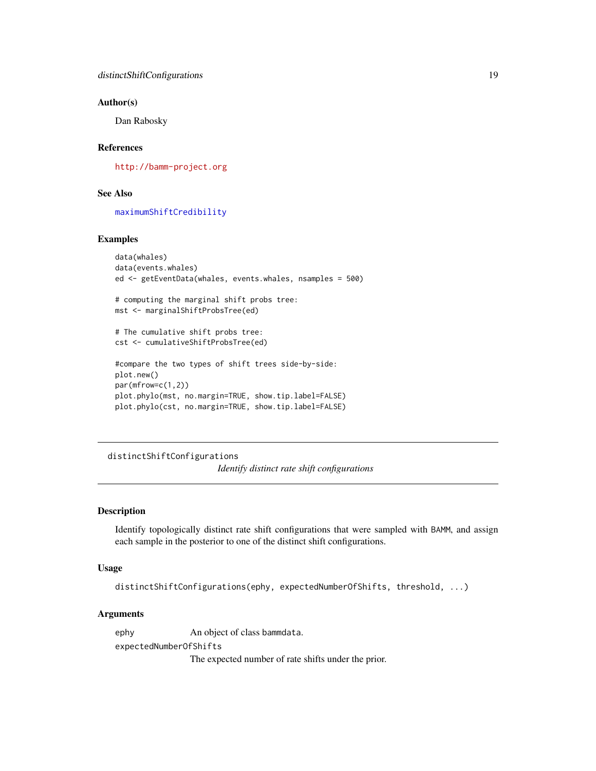### Author(s)

Dan Rabosky

### References

http://bamm-project.org

### See Also

maximumShiftCredibility

### Examples

```
data(whales)
data(events.whales)
ed <- getEventData(whales, events.whales, nsamples = 500)

# computing the marginal shift probs tree:
mst <- marginalShiftProbsTree(ed)

# The cumulative shift probs tree:
cst <- cumulativeShiftProbsTree(ed)

#compare the two types of shift trees side-by-side:
plot.new()
par(mfrow=c(1,2))
plot.phylo(mst, no.margin=TRUE, show.tip.label=FALSE)
plot.phylo(cst, no.margin=TRUE, show.tip.label=FALSE)
```

---

## distinctShiftConfigurations

*Identify distinct rate shift configurations*

### Description

Identify topologically distinct rate shift configurations that were sampled with BAMM, and assign each sample in the posterior to one of the distinct shift configurations.

### Usage

```
distinctShiftConfigurations(ephy, expectedNumberOfShifts, threshold, ...)
```

### Arguments

| | |
|---|---|
| ephy | An object of class bammdata. |
| expectedNumberOfShifts | The expected number of rate shifts under the prior. |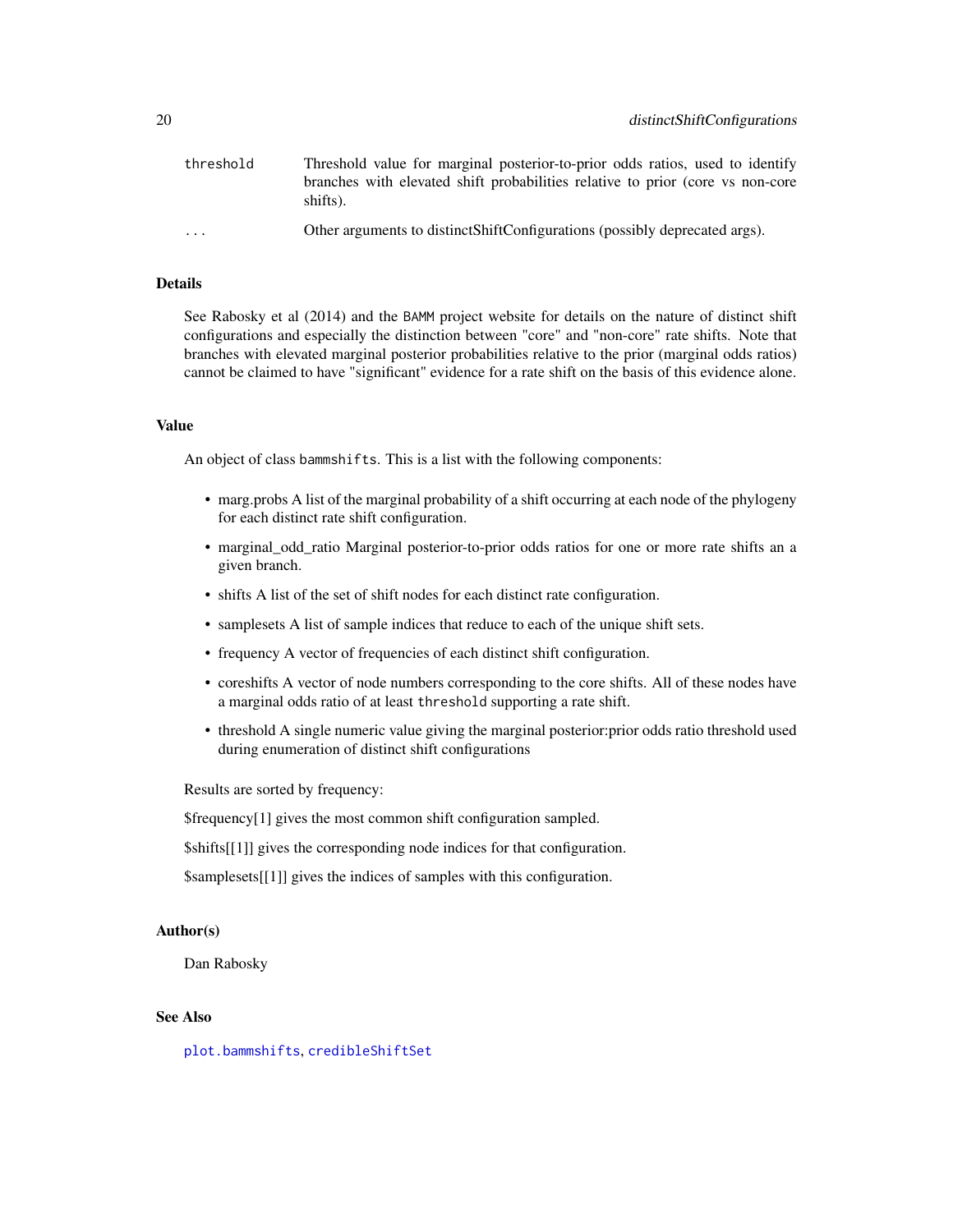| | |
|---|---|
| `threshold` | Threshold value for marginal posterior-to-prior odds ratios, used to identify branches with elevated shift probabilities relative to prior (core vs non-core shifts). |
| `...` | Other arguments to distinctShiftConfigurations (possibly deprecated args). |

## Details

See Rabosky et al (2014) and the `BAMM` project website for details on the nature of distinct shift configurations and especially the distinction between "core" and "non-core" rate shifts. Note that branches with elevated marginal posterior probabilities relative to the prior (marginal odds ratios) cannot be claimed to have "significant" evidence for a rate shift on the basis of this evidence alone.

## Value

An object of class `bammshifts`. This is a list with the following components:

- marg.probs A list of the marginal probability of a shift occurring at each node of the phylogeny for each distinct rate shift configuration.
- marginal_odd_ratio Marginal posterior-to-prior odds ratios for one or more rate shifts an a given branch.
- shifts A list of the set of shift nodes for each distinct rate configuration.
- samplesets A list of sample indices that reduce to each of the unique shift sets.
- frequency A vector of frequencies of each distinct shift configuration.
- coreshifts A vector of node numbers corresponding to the core shifts. All of these nodes have a marginal odds ratio of at least `threshold` supporting a rate shift.
- threshold A single numeric value giving the marginal posterior:prior odds ratio threshold used during enumeration of distinct shift configurations

Results are sorted by frequency:

$frequency[1] gives the most common shift configuration sampled.

$shifts[[1]] gives the corresponding node indices for that configuration.

$samplesets[[1]] gives the indices of samples with this configuration.

## Author(s)

Dan Rabosky

## See Also

`plot.bammshifts`, `credibleShiftSet`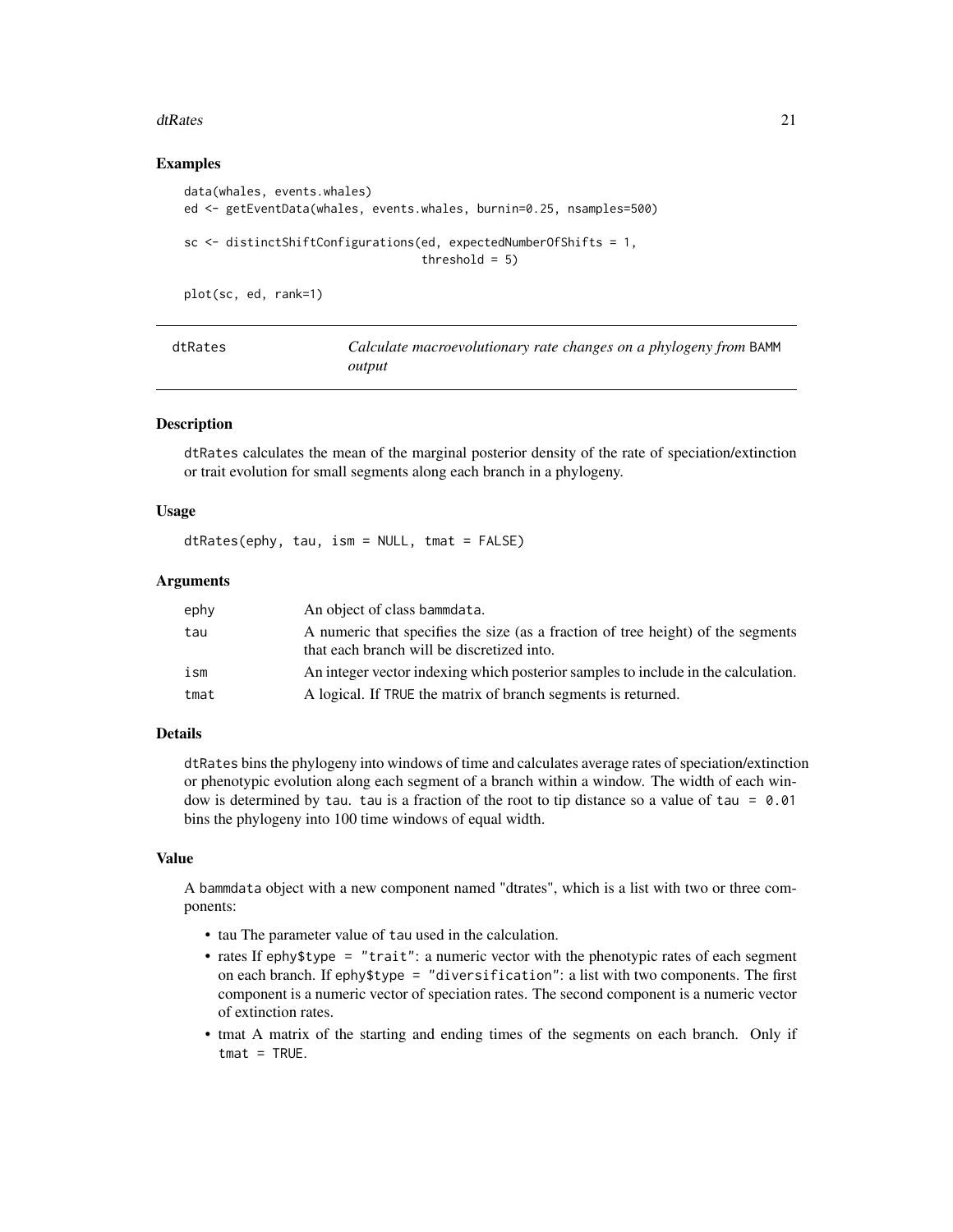## Examples

```
data(whales, events.whales)
ed <- getEventData(whales, events.whales, burnin=0.25, nsamples=500)

sc <- distinctShiftConfigurations(ed, expectedNumberOfShifts = 1,
                                  threshold = 5)

plot(sc, ed, rank=1)
```

---

# dtRates — *Calculate macroevolutionary rate changes on a phylogeny from* BAMM *output*

---

## Description

dtRates calculates the mean of the marginal posterior density of the rate of speciation/extinction or trait evolution for small segments along each branch in a phylogeny.

## Usage

```
dtRates(ephy, tau, ism = NULL, tmat = FALSE)
```

## Arguments

| | |
|---|---|
| ephy | An object of class bammdata. |
| tau | A numeric that specifies the size (as a fraction of tree height) of the segments that each branch will be discretized into. |
| ism | An integer vector indexing which posterior samples to include in the calculation. |
| tmat | A logical. If TRUE the matrix of branch segments is returned. |

## Details

dtRates bins the phylogeny into windows of time and calculates average rates of speciation/extinction or phenotypic evolution along each segment of a branch within a window. The width of each window is determined by tau. tau is a fraction of the root to tip distance so a value of tau = 0.01 bins the phylogeny into 100 time windows of equal width.

## Value

A bammdata object with a new component named "dtrates", which is a list with two or three components:

- tau The parameter value of tau used in the calculation.
- rates If ephy$type = "trait": a numeric vector with the phenotypic rates of each segment on each branch. If ephy$type = "diversification": a list with two components. The first component is a numeric vector of speciation rates. The second component is a numeric vector of extinction rates.
- tmat A matrix of the starting and ending times of the segments on each branch. Only if tmat = TRUE.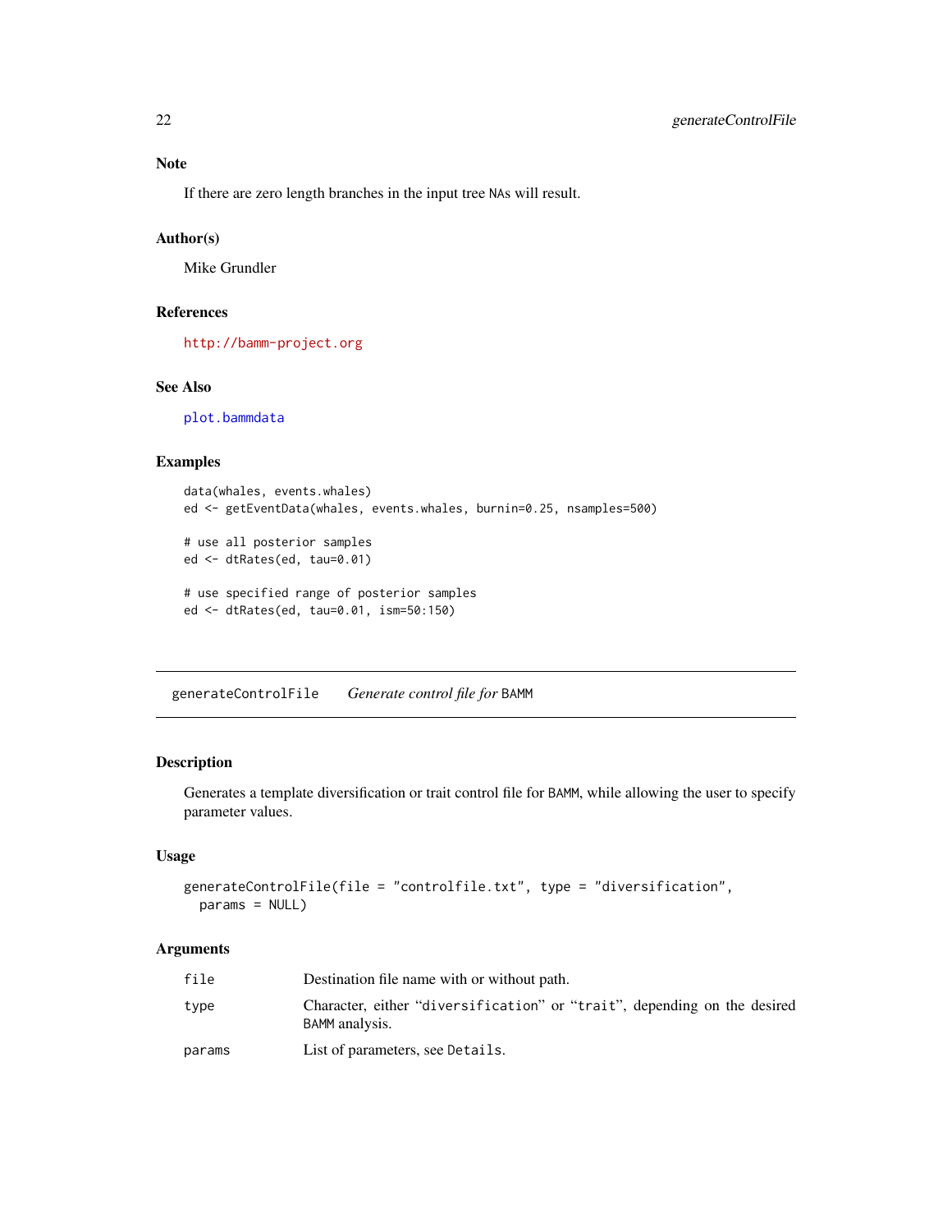### Note

If there are zero length branches in the input tree NAs will result.

### Author(s)

Mike Grundler

### References

http://bamm-project.org

### See Also

plot.bammdata

### Examples

```
data(whales, events.whales)
ed <- getEventData(whales, events.whales, burnin=0.25, nsamples=500)

# use all posterior samples
ed <- dtRates(ed, tau=0.01)

# use specified range of posterior samples
ed <- dtRates(ed, tau=0.01, ism=50:150)
```

---

## generateControlFile — *Generate control file for* BAMM

### Description

Generates a template diversification or trait control file for BAMM, while allowing the user to specify parameter values.

### Usage

```
generateControlFile(file = "controlfile.txt", type = "diversification",
  params = NULL)
```

### Arguments

| | |
|---|---|
| file | Destination file name with or without path. |
| type | Character, either "diversification" or "trait", depending on the desired BAMM analysis. |
| params | List of parameters, see Details. |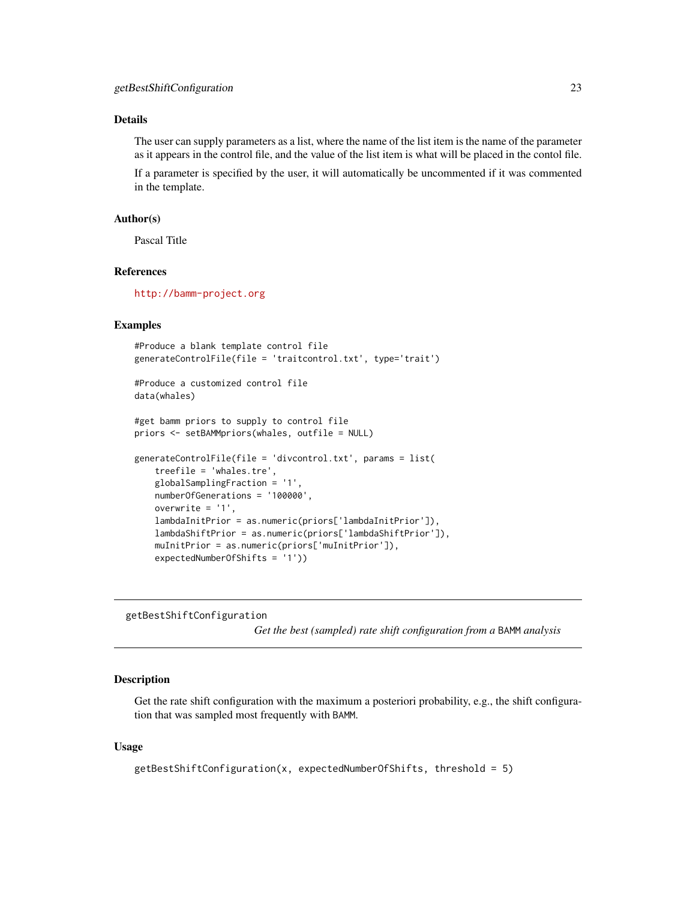## Details

The user can supply parameters as a list, where the name of the list item is the name of the parameter as it appears in the control file, and the value of the list item is what will be placed in the contol file.

If a parameter is specified by the user, it will automatically be uncommented if it was commented in the template.

## Author(s)

Pascal Title

## References

http://bamm-project.org

## Examples

```
#Produce a blank template control file
generateControlFile(file = 'traitcontrol.txt', type='trait')

#Produce a customized control file
data(whales)

#get bamm priors to supply to control file
priors <- setBAMMpriors(whales, outfile = NULL)

generateControlFile(file = 'divcontrol.txt', params = list(
    treefile = 'whales.tre',
    globalSamplingFraction = '1',
    numberOfGenerations = '100000',
    overwrite = '1',
    lambdaInitPrior = as.numeric(priors['lambdaInitPrior']),
    lambdaShiftPrior = as.numeric(priors['lambdaShiftPrior']),
    muInitPrior = as.numeric(priors['muInitPrior']),
    expectedNumberOfShifts = '1'))
```

---

# getBestShiftConfiguration

*Get the best (sampled) rate shift configuration from a* BAMM *analysis*

---

## Description

Get the rate shift configuration with the maximum a posteriori probability, e.g., the shift configuration that was sampled most frequently with BAMM.

## Usage

```
getBestShiftConfiguration(x, expectedNumberOfShifts, threshold = 5)
```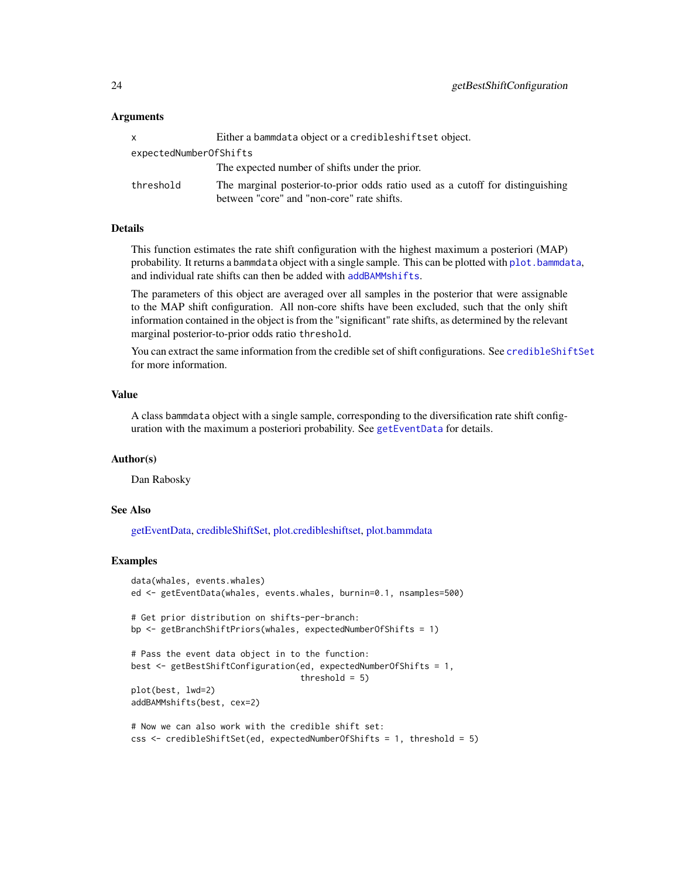### Arguments

| | |
|---|---|
| `x` | Either a `bammdata` object or a `credibleshiftset` object. |
| `expectedNumberOfShifts` | The expected number of shifts under the prior. |
| `threshold` | The marginal posterior-to-prior odds ratio used as a cutoff for distinguishing between "core" and "non-core" rate shifts. |

### Details

This function estimates the rate shift configuration with the highest maximum a posteriori (MAP) probability. It returns a `bammdata` object with a single sample. This can be plotted with `plot.bammdata`, and individual rate shifts can then be added with `addBAMMshifts`.

The parameters of this object are averaged over all samples in the posterior that were assignable to the MAP shift configuration. All non-core shifts have been excluded, such that the only shift information contained in the object is from the "significant" rate shifts, as determined by the relevant marginal posterior-to-prior odds ratio `threshold`.

You can extract the same information from the credible set of shift configurations. See `credibleShiftSet` for more information.

### Value

A class `bammdata` object with a single sample, corresponding to the diversification rate shift configuration with the maximum a posteriori probability. See `getEventData` for details.

### Author(s)

Dan Rabosky

### See Also

getEventData, credibleShiftSet, plot.credibleshiftset, plot.bammdata

### Examples

```
data(whales, events.whales)
ed <- getEventData(whales, events.whales, burnin=0.1, nsamples=500)

# Get prior distribution on shifts-per-branch:
bp <- getBranchShiftPriors(whales, expectedNumberOfShifts = 1)

# Pass the event data object in to the function:
best <- getBestShiftConfiguration(ed, expectedNumberOfShifts = 1,
                                  threshold = 5)
plot(best, lwd=2)
addBAMMshifts(best, cex=2)

# Now we can also work with the credible shift set:
css <- credibleShiftSet(ed, expectedNumberOfShifts = 1, threshold = 5)
```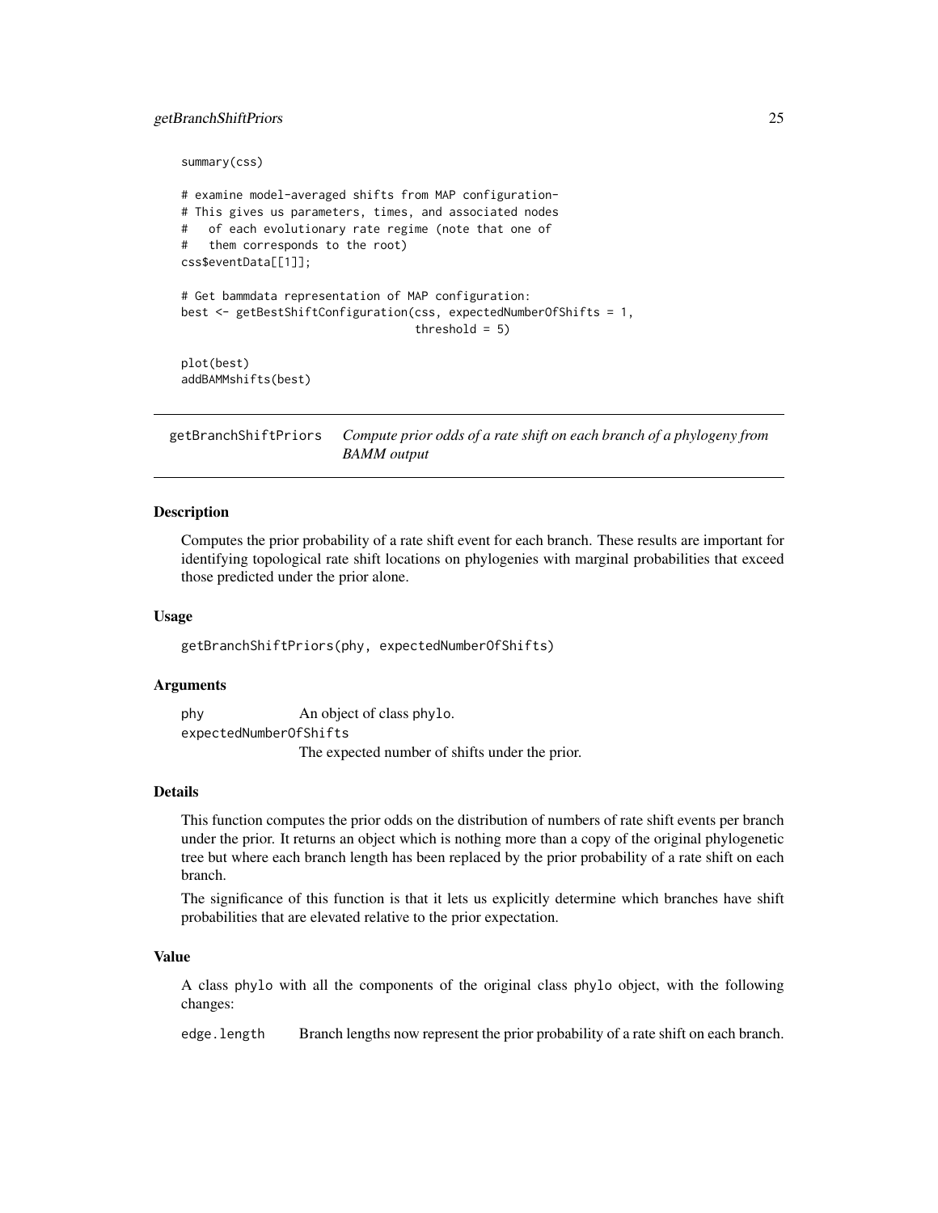```
summary(css)

# examine model-averaged shifts from MAP configuration-
# This gives us parameters, times, and associated nodes
#   of each evolutionary rate regime (note that one of
#   them corresponds to the root)
css$eventData[[1]];

# Get bammdata representation of MAP configuration:
best <- getBestShiftConfiguration(css, expectedNumberOfShifts = 1,
                                  threshold = 5)

plot(best)
addBAMMshifts(best)
```

---

## getBranchShiftPriors — *Compute prior odds of a rate shift on each branch of a phylogeny from BAMM output*

---

### Description

Computes the prior probability of a rate shift event for each branch. These results are important for identifying topological rate shift locations on phylogenies with marginal probabilities that exceed those predicted under the prior alone.

### Usage

```
getBranchShiftPriors(phy, expectedNumberOfShifts)
```

### Arguments

| | |
|---|---|
| phy | An object of class phylo. |
| expectedNumberOfShifts | The expected number of shifts under the prior. |

### Details

This function computes the prior odds on the distribution of numbers of rate shift events per branch under the prior. It returns an object which is nothing more than a copy of the original phylogenetic tree but where each branch length has been replaced by the prior probability of a rate shift on each branch.

The significance of this function is that it lets us explicitly determine which branches have shift probabilities that are elevated relative to the prior expectation.

### Value

A class phylo with all the components of the original class phylo object, with the following changes:

| | |
|---|---|
| edge.length | Branch lengths now represent the prior probability of a rate shift on each branch. |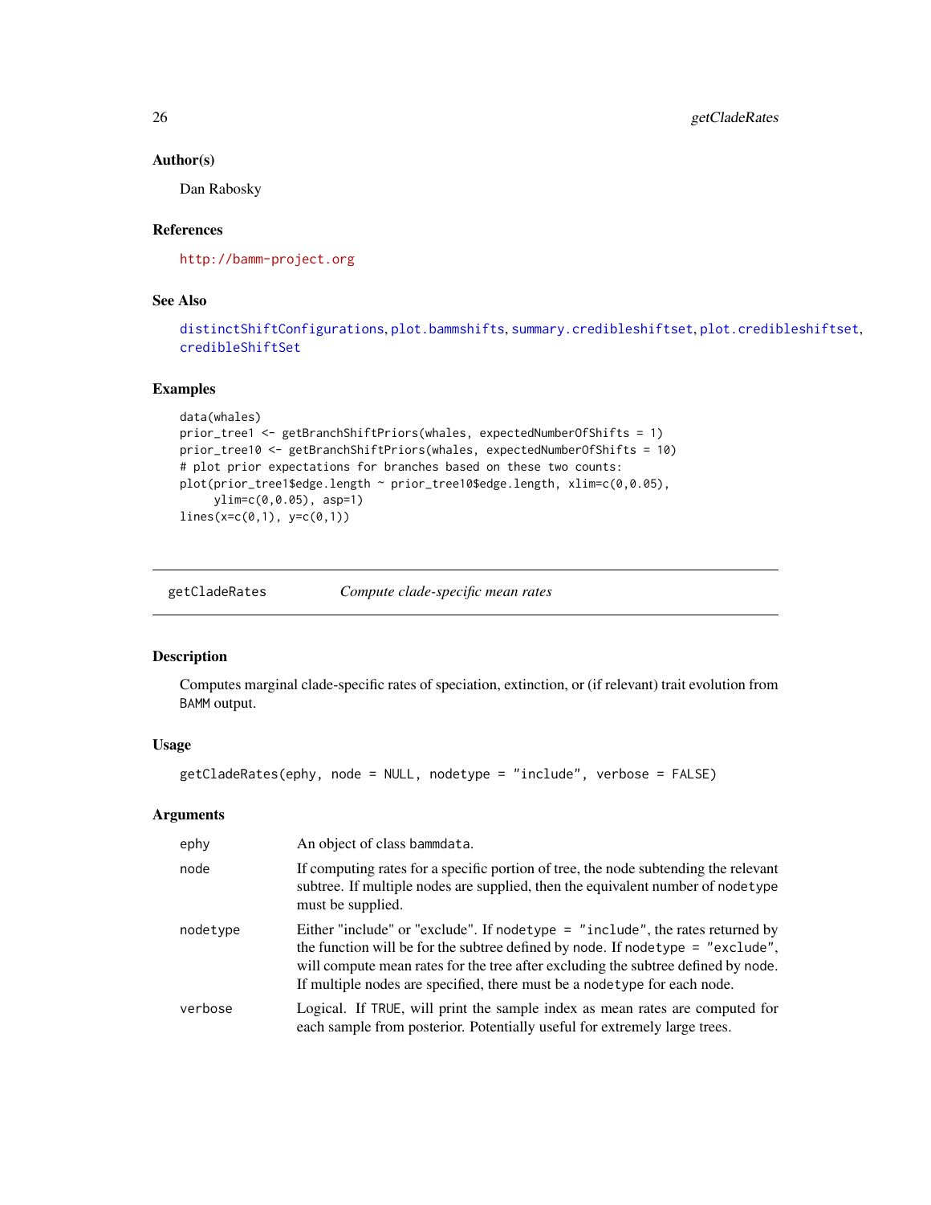## Author(s)

Dan Rabosky

## References

http://bamm-project.org

## See Also

distinctShiftConfigurations, plot.bammshifts, summary.credibleshiftset, plot.credibleshiftset, credibleShiftSet

## Examples

```
data(whales)
prior_tree1 <- getBranchShiftPriors(whales, expectedNumberOfShifts = 1)
prior_tree10 <- getBranchShiftPriors(whales, expectedNumberOfShifts = 10)
# plot prior expectations for branches based on these two counts:
plot(prior_tree1$edge.length ~ prior_tree10$edge.length, xlim=c(0,0.05),
     ylim=c(0,0.05), asp=1)
lines(x=c(0,1), y=c(0,1))
```

---

# getCladeRates — *Compute clade-specific mean rates*

## Description

Computes marginal clade-specific rates of speciation, extinction, or (if relevant) trait evolution from BAMM output.

## Usage

```
getCladeRates(ephy, node = NULL, nodetype = "include", verbose = FALSE)
```

## Arguments

| | |
|---|---|
| ephy | An object of class bammdata. |
| node | If computing rates for a specific portion of tree, the node subtending the relevant subtree. If multiple nodes are supplied, then the equivalent number of nodetype must be supplied. |
| nodetype | Either "include" or "exclude". If nodetype = "include", the rates returned by the function will be for the subtree defined by node. If nodetype = "exclude", will compute mean rates for the tree after excluding the subtree defined by node. If multiple nodes are specified, there must be a nodetype for each node. |
| verbose | Logical. If TRUE, will print the sample index as mean rates are computed for each sample from posterior. Potentially useful for extremely large trees. |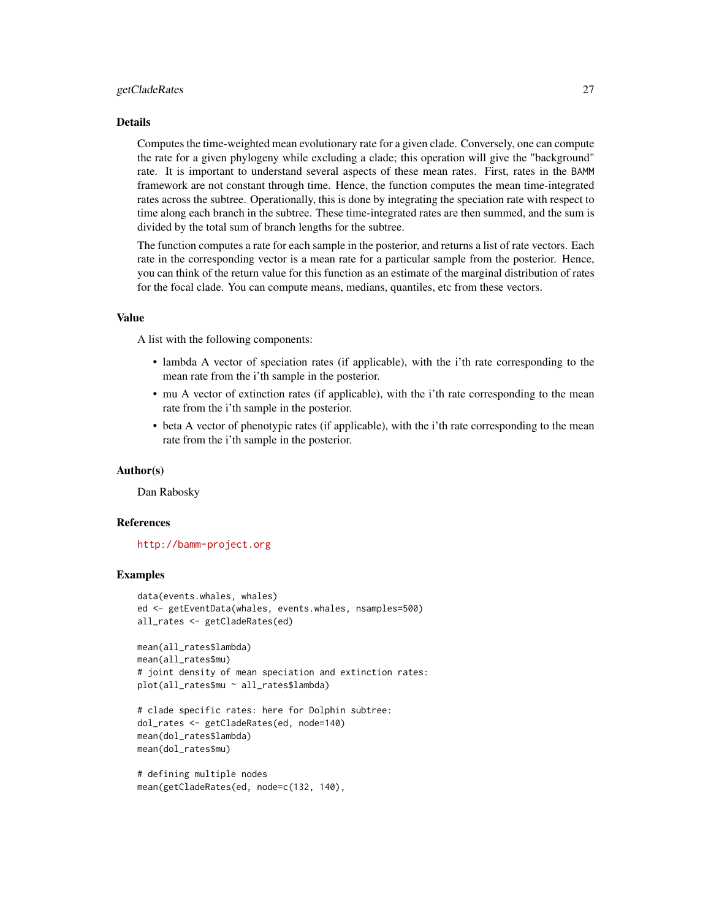## Details

Computes the time-weighted mean evolutionary rate for a given clade. Conversely, one can compute the rate for a given phylogeny while excluding a clade; this operation will give the "background" rate. It is important to understand several aspects of these mean rates. First, rates in the BAMM framework are not constant through time. Hence, the function computes the mean time-integrated rates across the subtree. Operationally, this is done by integrating the speciation rate with respect to time along each branch in the subtree. These time-integrated rates are then summed, and the sum is divided by the total sum of branch lengths for the subtree.

The function computes a rate for each sample in the posterior, and returns a list of rate vectors. Each rate in the corresponding vector is a mean rate for a particular sample from the posterior. Hence, you can think of the return value for this function as an estimate of the marginal distribution of rates for the focal clade. You can compute means, medians, quantiles, etc from these vectors.

## Value

A list with the following components:

- lambda A vector of speciation rates (if applicable), with the i'th rate corresponding to the mean rate from the i'th sample in the posterior.
- mu A vector of extinction rates (if applicable), with the i'th rate corresponding to the mean rate from the i'th sample in the posterior.
- beta A vector of phenotypic rates (if applicable), with the i'th rate corresponding to the mean rate from the i'th sample in the posterior.

## Author(s)

Dan Rabosky

## References

http://bamm-project.org

## Examples

```
data(events.whales, whales)
ed <- getEventData(whales, events.whales, nsamples=500)
all_rates <- getCladeRates(ed)

mean(all_rates$lambda)
mean(all_rates$mu)
# joint density of mean speciation and extinction rates:
plot(all_rates$mu ~ all_rates$lambda)

# clade specific rates: here for Dolphin subtree:
dol_rates <- getCladeRates(ed, node=140)
mean(dol_rates$lambda)
mean(dol_rates$mu)

# defining multiple nodes
mean(getCladeRates(ed, node=c(132, 140),
```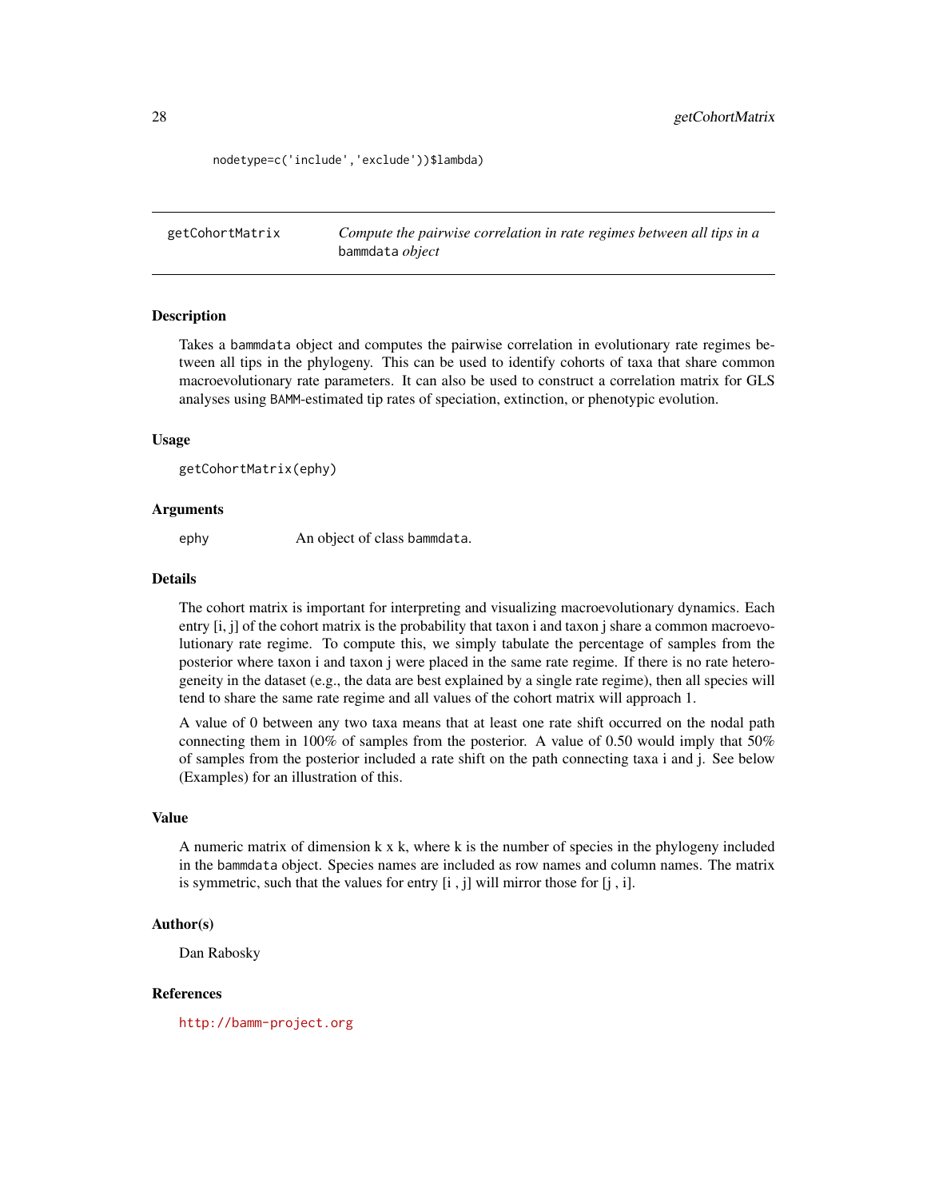```
nodetype=c('include','exclude'))$lambda)
```

## getCohortMatrix — *Compute the pairwise correlation in rate regimes between all tips in a* `bammdata` *object*

### Description

Takes a `bammdata` object and computes the pairwise correlation in evolutionary rate regimes between all tips in the phylogeny. This can be used to identify cohorts of taxa that share common macroevolutionary rate parameters. It can also be used to construct a correlation matrix for GLS analyses using `BAMM`-estimated tip rates of speciation, extinction, or phenotypic evolution.

### Usage

```
getCohortMatrix(ephy)
```

### Arguments

| | |
|---|---|
| ephy | An object of class `bammdata`. |

### Details

The cohort matrix is important for interpreting and visualizing macroevolutionary dynamics. Each entry [i, j] of the cohort matrix is the probability that taxon i and taxon j share a common macroevolutionary rate regime. To compute this, we simply tabulate the percentage of samples from the posterior where taxon i and taxon j were placed in the same rate regime. If there is no rate heterogeneity in the dataset (e.g., the data are best explained by a single rate regime), then all species will tend to share the same rate regime and all values of the cohort matrix will approach 1.

A value of 0 between any two taxa means that at least one rate shift occurred on the nodal path connecting them in 100% of samples from the posterior. A value of 0.50 would imply that 50% of samples from the posterior included a rate shift on the path connecting taxa i and j. See below (Examples) for an illustration of this.

### Value

A numeric matrix of dimension k x k, where k is the number of species in the phylogeny included in the `bammdata` object. Species names are included as row names and column names. The matrix is symmetric, such that the values for entry [i , j] will mirror those for [j , i].

### Author(s)

Dan Rabosky

### References

http://bamm-project.org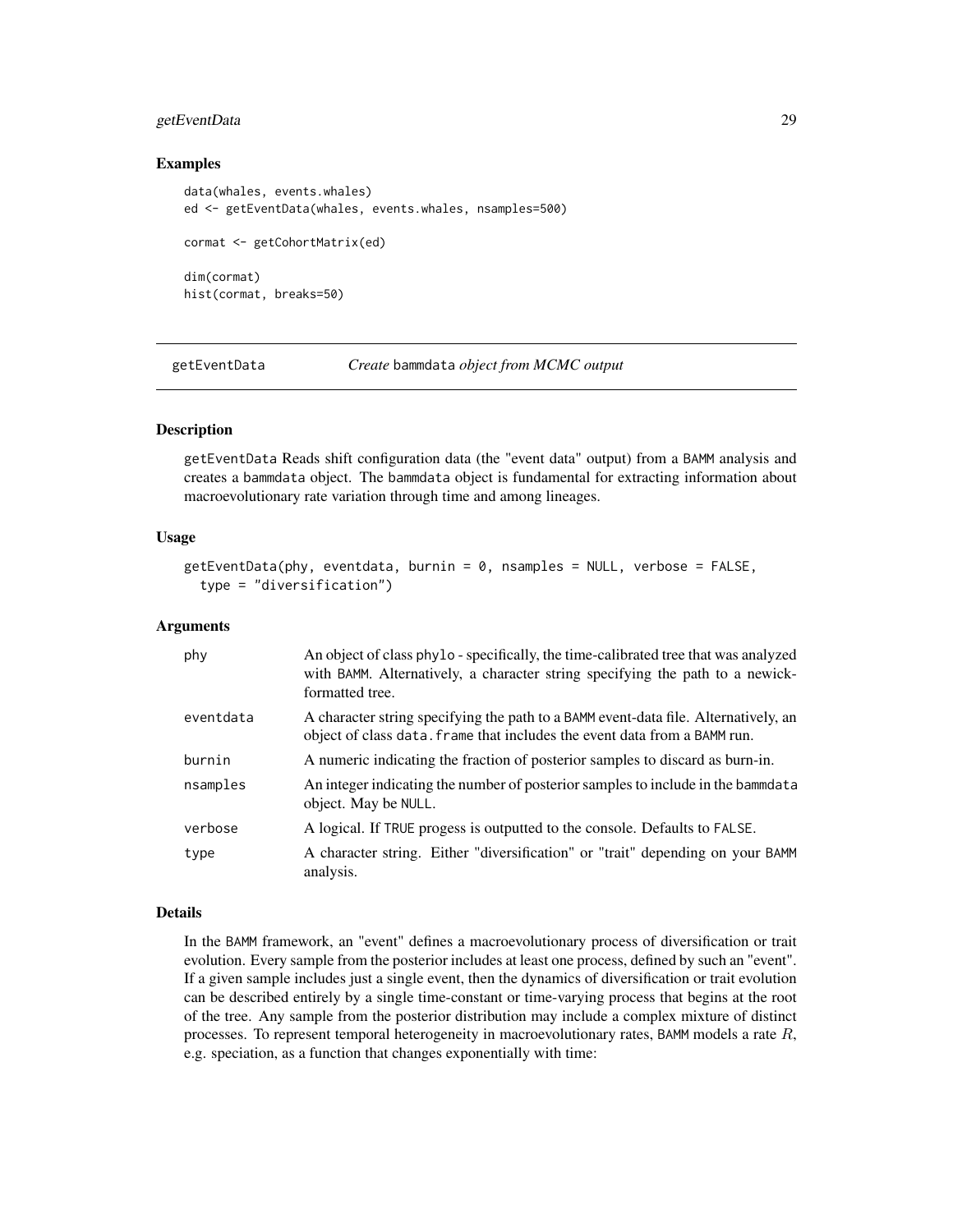### Examples

```
data(whales, events.whales)
ed <- getEventData(whales, events.whales, nsamples=500)

cormat <- getCohortMatrix(ed)

dim(cormat)
hist(cormat, breaks=50)
```

---

## getEventData — *Create* bammdata *object from MCMC output*

---

### Description

getEventData Reads shift configuration data (the "event data" output) from a BAMM analysis and creates a bammdata object. The bammdata object is fundamental for extracting information about macroevolutionary rate variation through time and among lineages.

### Usage

```
getEventData(phy, eventdata, burnin = 0, nsamples = NULL, verbose = FALSE,
  type = "diversification")
```

### Arguments

| | |
|---|---|
| phy | An object of class phylo - specifically, the time-calibrated tree that was analyzed with BAMM. Alternatively, a character string specifying the path to a newick-formatted tree. |
| eventdata | A character string specifying the path to a BAMM event-data file. Alternatively, an object of class data.frame that includes the event data from a BAMM run. |
| burnin | A numeric indicating the fraction of posterior samples to discard as burn-in. |
| nsamples | An integer indicating the number of posterior samples to include in the bammdata object. May be NULL. |
| verbose | A logical. If TRUE progess is outputted to the console. Defaults to FALSE. |
| type | A character string. Either "diversification" or "trait" depending on your BAMM analysis. |

### Details

In the BAMM framework, an "event" defines a macroevolutionary process of diversification or trait evolution. Every sample from the posterior includes at least one process, defined by such an "event". If a given sample includes just a single event, then the dynamics of diversification or trait evolution can be described entirely by a single time-constant or time-varying process that begins at the root of the tree. Any sample from the posterior distribution may include a complex mixture of distinct processes. To represent temporal heterogeneity in macroevolutionary rates, BAMM models a rate $R$, e.g. speciation, as a function that changes exponentially with time: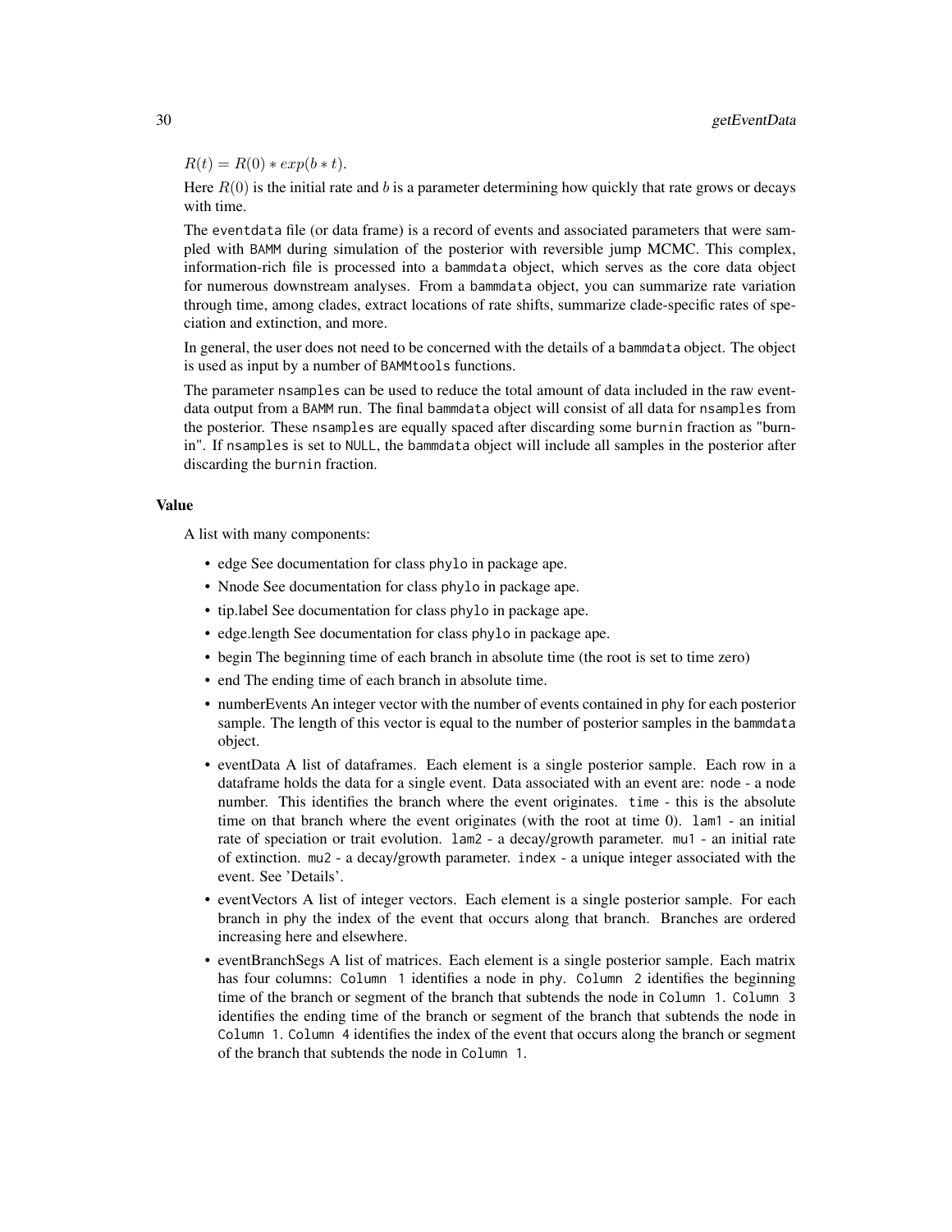$R(t) = R(0) * exp(b * t)$.

Here $R(0)$ is the initial rate and $b$ is a parameter determining how quickly that rate grows or decays with time.

The `eventdata` file (or data frame) is a record of events and associated parameters that were sampled with `BAMM` during simulation of the posterior with reversible jump MCMC. This complex, information-rich file is processed into a `bammdata` object, which serves as the core data object for numerous downstream analyses. From a `bammdata` object, you can summarize rate variation through time, among clades, extract locations of rate shifts, summarize clade-specific rates of speciation and extinction, and more.

In general, the user does not need to be concerned with the details of a `bammdata` object. The object is used as input by a number of `BAMMtools` functions.

The parameter `nsamples` can be used to reduce the total amount of data included in the raw eventdata output from a `BAMM` run. The final `bammdata` object will consist of all data for `nsamples` from the posterior. These `nsamples` are equally spaced after discarding some `burnin` fraction as "burn-in". If `nsamples` is set to `NULL`, the `bammdata` object will include all samples in the posterior after discarding the `burnin` fraction.

### Value

A list with many components:

- edge See documentation for class `phylo` in package ape.
- Nnode See documentation for class `phylo` in package ape.
- tip.label See documentation for class `phylo` in package ape.
- edge.length See documentation for class `phylo` in package ape.
- begin The beginning time of each branch in absolute time (the root is set to time zero)
- end The ending time of each branch in absolute time.
- numberEvents An integer vector with the number of events contained in `phy` for each posterior sample. The length of this vector is equal to the number of posterior samples in the `bammdata` object.
- eventData A list of dataframes. Each element is a single posterior sample. Each row in a dataframe holds the data for a single event. Data associated with an event are: `node` - a node number. This identifies the branch where the event originates. `time` - this is the absolute time on that branch where the event originates (with the root at time 0). `lam1` - an initial rate of speciation or trait evolution. `lam2` - a decay/growth parameter. `mu1` - an initial rate of extinction. `mu2` - a decay/growth parameter. `index` - a unique integer associated with the event. See 'Details'.
- eventVectors A list of integer vectors. Each element is a single posterior sample. For each branch in `phy` the index of the event that occurs along that branch. Branches are ordered increasing here and elsewhere.
- eventBranchSegs A list of matrices. Each element is a single posterior sample. Each matrix has four columns: `Column 1` identifies a node in `phy`. `Column 2` identifies the beginning time of the branch or segment of the branch that subtends the node in `Column 1`. `Column 3` identifies the ending time of the branch or segment of the branch that subtends the node in `Column 1`. `Column 4` identifies the index of the event that occurs along the branch or segment of the branch that subtends the node in `Column 1`.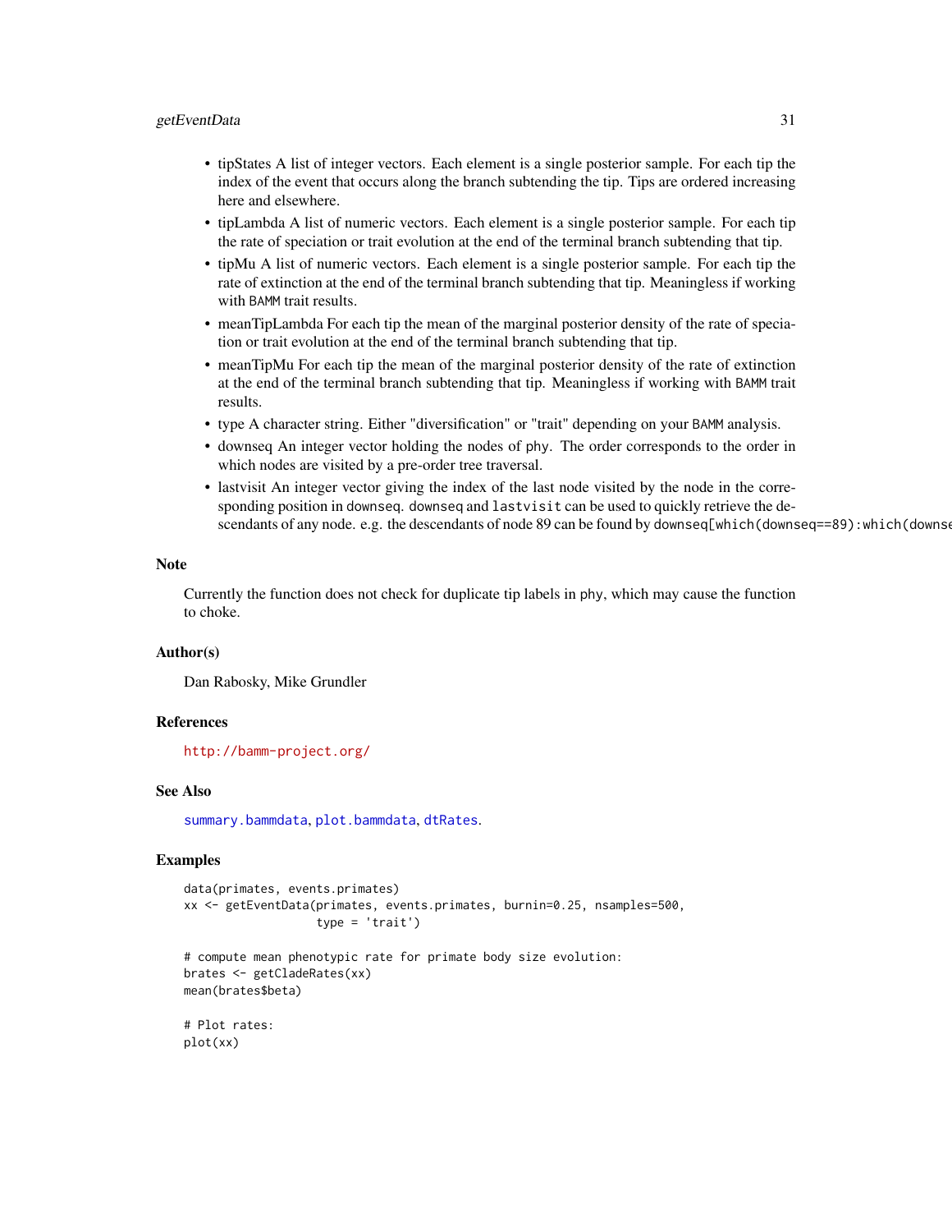- tipStates A list of integer vectors. Each element is a single posterior sample. For each tip the index of the event that occurs along the branch subtending the tip. Tips are ordered increasing here and elsewhere.
- tipLambda A list of numeric vectors. Each element is a single posterior sample. For each tip the rate of speciation or trait evolution at the end of the terminal branch subtending that tip.
- tipMu A list of numeric vectors. Each element is a single posterior sample. For each tip the rate of extinction at the end of the terminal branch subtending that tip. Meaningless if working with BAMM trait results.
- meanTipLambda For each tip the mean of the marginal posterior density of the rate of speciation or trait evolution at the end of the terminal branch subtending that tip.
- meanTipMu For each tip the mean of the marginal posterior density of the rate of extinction at the end of the terminal branch subtending that tip. Meaningless if working with BAMM trait results.
- type A character string. Either "diversification" or "trait" depending on your BAMM analysis.
- downseq An integer vector holding the nodes of phy. The order corresponds to the order in which nodes are visited by a pre-order tree traversal.
- lastvisit An integer vector giving the index of the last node visited by the node in the corresponding position in downseq. downseq and lastvisit can be used to quickly retrieve the descendants of any node. e.g. the descendants of node 89 can be found by downseq[which(downseq==89):which(downse

## Note

Currently the function does not check for duplicate tip labels in phy, which may cause the function to choke.

## Author(s)

Dan Rabosky, Mike Grundler

## References

http://bamm-project.org/

## See Also

summary.bammdata, plot.bammdata, dtRates.

## Examples

```
data(primates, events.primates)
xx <- getEventData(primates, events.primates, burnin=0.25, nsamples=500,
                   type = 'trait')

# compute mean phenotypic rate for primate body size evolution:
brates <- getCladeRates(xx)
mean(brates$beta)

# Plot rates:
plot(xx)
```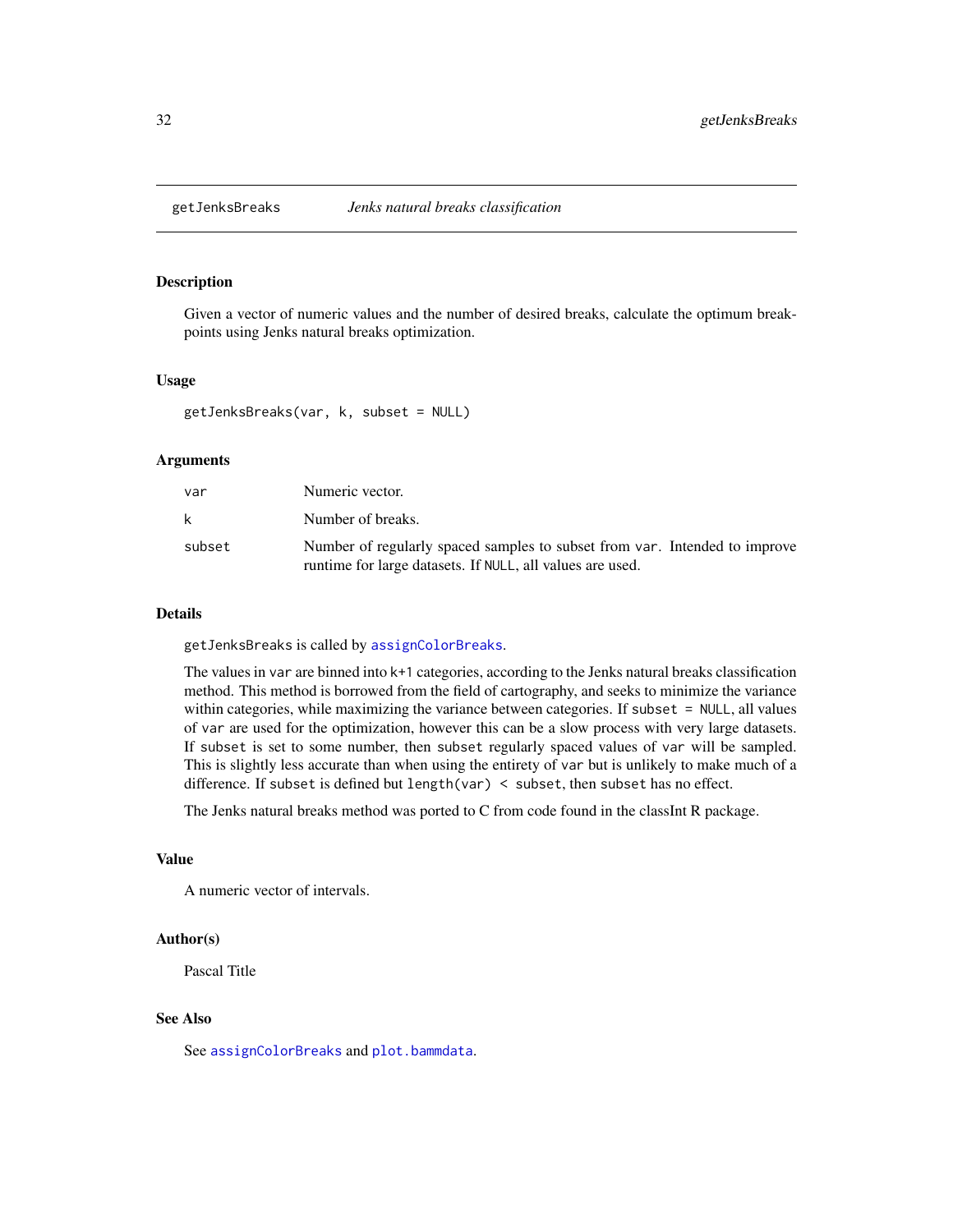# getJenksBreaks — *Jenks natural breaks classification*

## Description

Given a vector of numeric values and the number of desired breaks, calculate the optimum breakpoints using Jenks natural breaks optimization.

## Usage

```
getJenksBreaks(var, k, subset = NULL)
```

## Arguments

| | |
|---|---|
| `var` | Numeric vector. |
| `k` | Number of breaks. |
| `subset` | Number of regularly spaced samples to subset from `var`. Intended to improve runtime for large datasets. If `NULL`, all values are used. |

## Details

`getJenksBreaks` is called by `assignColorBreaks`.

The values in `var` are binned into `k+1` categories, according to the Jenks natural breaks classification method. This method is borrowed from the field of cartography, and seeks to minimize the variance within categories, while maximizing the variance between categories. If `subset = NULL`, all values of `var` are used for the optimization, however this can be a slow process with very large datasets. If `subset` is set to some number, then `subset` regularly spaced values of `var` will be sampled. This is slightly less accurate than when using the entirety of `var` but is unlikely to make much of a difference. If `subset` is defined but `length(var) < subset`, then `subset` has no effect.

The Jenks natural breaks method was ported to C from code found in the classInt R package.

## Value

A numeric vector of intervals.

## Author(s)

Pascal Title

## See Also

See `assignColorBreaks` and `plot.bammdata`.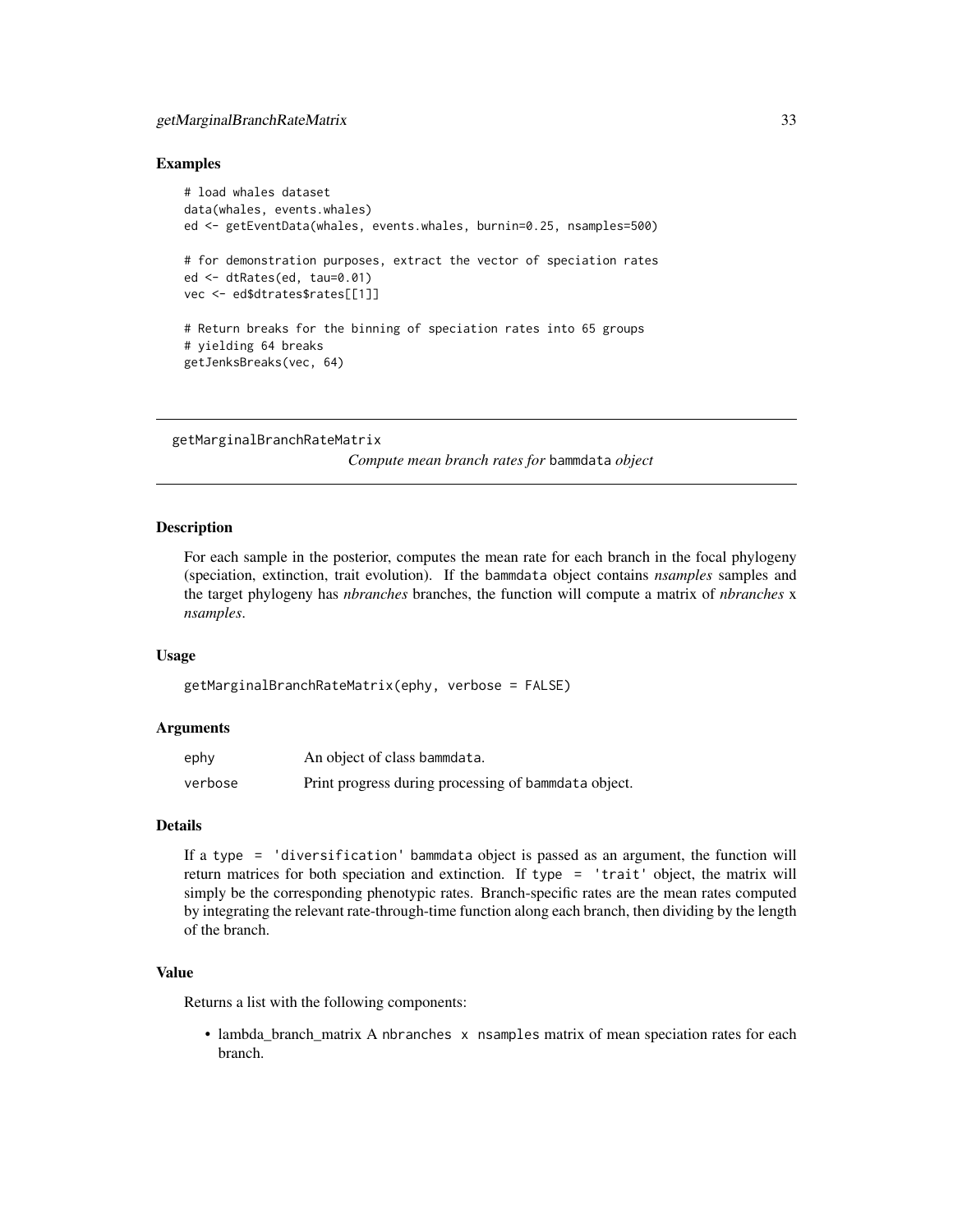## Examples

```
# load whales dataset
data(whales, events.whales)
ed <- getEventData(whales, events.whales, burnin=0.25, nsamples=500)

# for demonstration purposes, extract the vector of speciation rates
ed <- dtRates(ed, tau=0.01)
vec <- ed$dtrates$rates[[1]]

# Return breaks for the binning of speciation rates into 65 groups
# yielding 64 breaks
getJenksBreaks(vec, 64)
```

---

# getMarginalBranchRateMatrix

*Compute mean branch rates for* `bammdata` *object*

---

## Description

For each sample in the posterior, computes the mean rate for each branch in the focal phylogeny (speciation, extinction, trait evolution). If the `bammdata` object contains *nsamples* samples and the target phylogeny has *nbranches* branches, the function will compute a matrix of *nbranches* x *nsamples*.

## Usage

```
getMarginalBranchRateMatrix(ephy, verbose = FALSE)
```

## Arguments

| | |
|---|---|
| ephy | An object of class `bammdata`. |
| verbose | Print progress during processing of `bammdata` object. |

## Details

If a `type = 'diversification'` `bammdata` object is passed as an argument, the function will return matrices for both speciation and extinction. If `type = 'trait'` object, the matrix will simply be the corresponding phenotypic rates. Branch-specific rates are the mean rates computed by integrating the relevant rate-through-time function along each branch, then dividing by the length of the branch.

## Value

Returns a list with the following components:

- lambda_branch_matrix A `nbranches x nsamples` matrix of mean speciation rates for each branch.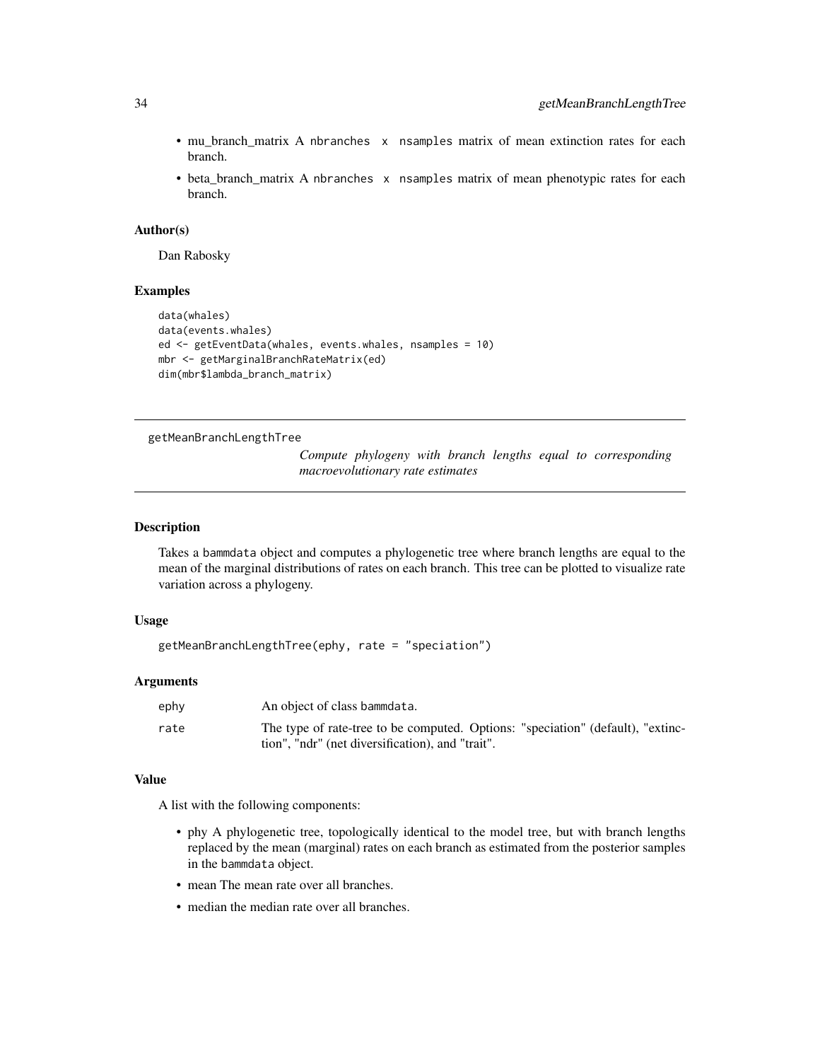- mu_branch_matrix A `nbranches x nsamples` matrix of mean extinction rates for each branch.
- beta_branch_matrix A `nbranches x nsamples` matrix of mean phenotypic rates for each branch.

### Author(s)

Dan Rabosky

### Examples

```
data(whales)
data(events.whales)
ed <- getEventData(whales, events.whales, nsamples = 10)
mbr <- getMarginalBranchRateMatrix(ed)
dim(mbr$lambda_branch_matrix)
```

---

## getMeanBranchLengthTree

*Compute phylogeny with branch lengths equal to corresponding macroevolutionary rate estimates*

---

### Description

Takes a `bammdata` object and computes a phylogenetic tree where branch lengths are equal to the mean of the marginal distributions of rates on each branch. This tree can be plotted to visualize rate variation across a phylogeny.

### Usage

```
getMeanBranchLengthTree(ephy, rate = "speciation")
```

### Arguments

| | |
|---|---|
| ephy | An object of class `bammdata`. |
| rate | The type of rate-tree to be computed. Options: "speciation" (default), "extinction", "ndr" (net diversification), and "trait". |

### Value

A list with the following components:

- phy A phylogenetic tree, topologically identical to the model tree, but with branch lengths replaced by the mean (marginal) rates on each branch as estimated from the posterior samples in the `bammdata` object.
- mean The mean rate over all branches.
- median the median rate over all branches.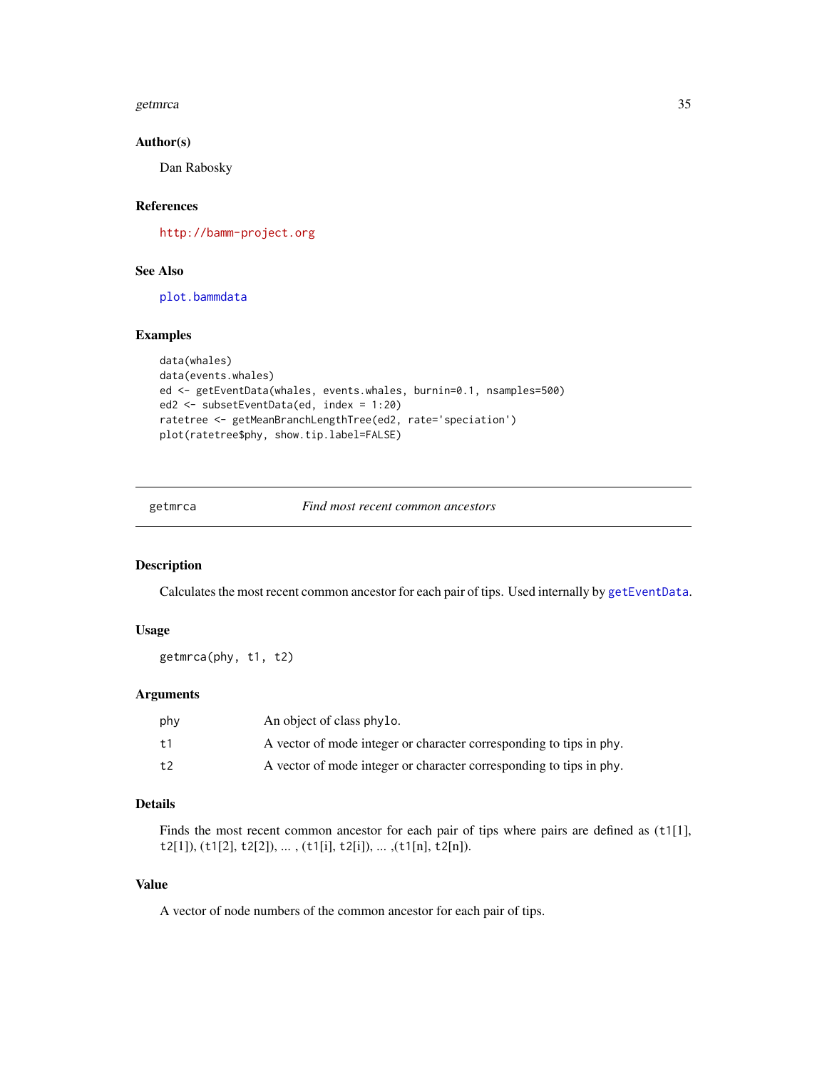### Author(s)

Dan Rabosky

### References

http://bamm-project.org

### See Also

plot.bammdata

### Examples

```
data(whales)
data(events.whales)
ed <- getEventData(whales, events.whales, burnin=0.1, nsamples=500)
ed2 <- subsetEventData(ed, index = 1:20)
ratetree <- getMeanBranchLengthTree(ed2, rate='speciation')
plot(ratetree$phy, show.tip.label=FALSE)
```

---

## getmrca — *Find most recent common ancestors*

---

### Description

Calculates the most recent common ancestor for each pair of tips. Used internally by getEventData.

### Usage

```
getmrca(phy, t1, t2)
```

### Arguments

| | |
|---|---|
| phy | An object of class phylo. |
| t1 | A vector of mode integer or character corresponding to tips in phy. |
| t2 | A vector of mode integer or character corresponding to tips in phy. |

### Details

Finds the most recent common ancestor for each pair of tips where pairs are defined as (t1[1], t2[1]), (t1[2], t2[2]), ... , (t1[i], t2[i]), ... ,(t1[n], t2[n]).

### Value

A vector of node numbers of the common ancestor for each pair of tips.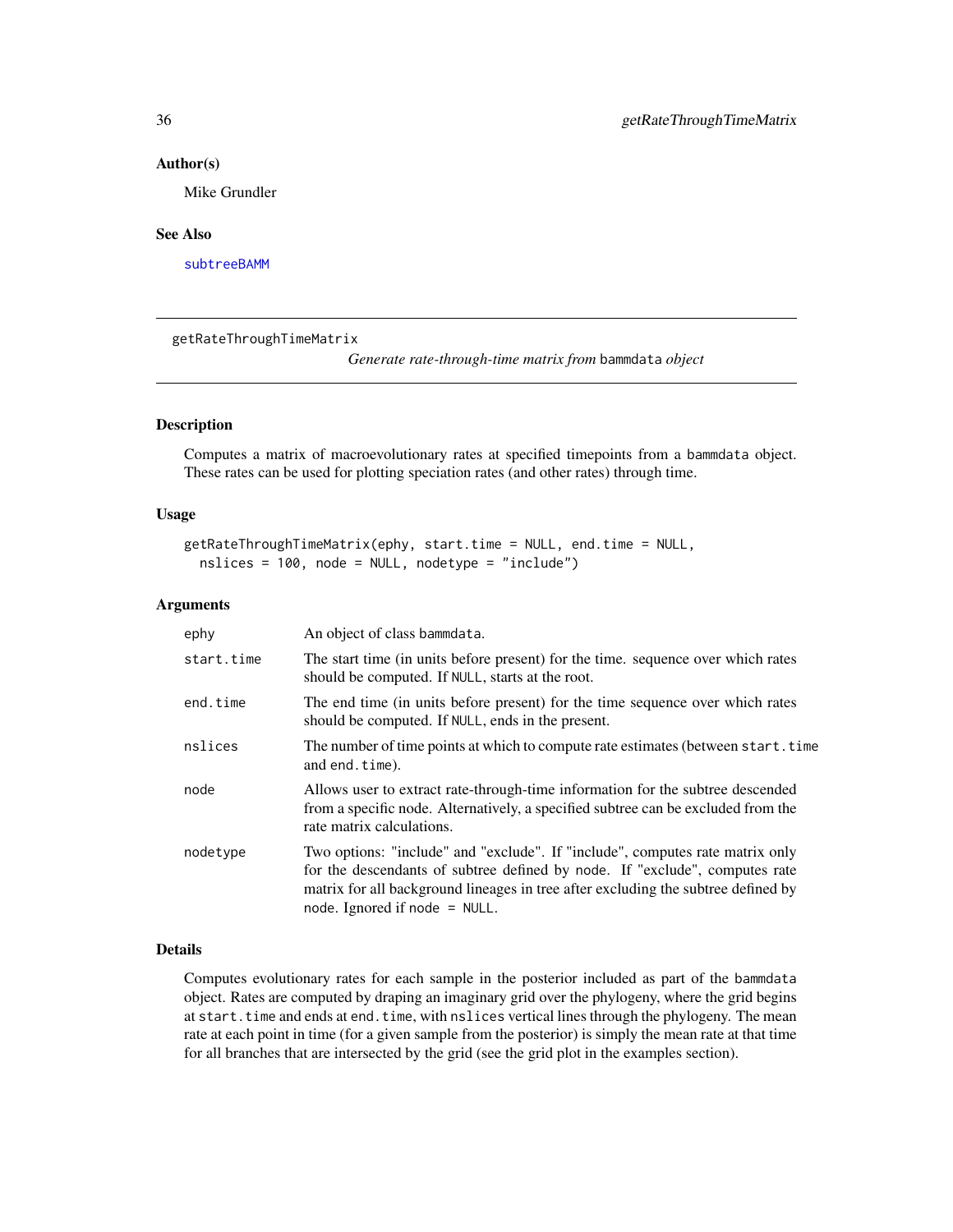### Author(s)

Mike Grundler

### See Also

subtreeBAMM

---

## getRateThroughTimeMatrix

*Generate rate-through-time matrix from* bammdata *object*

---

### Description

Computes a matrix of macroevolutionary rates at specified timepoints from a bammdata object. These rates can be used for plotting speciation rates (and other rates) through time.

### Usage

```
getRateThroughTimeMatrix(ephy, start.time = NULL, end.time = NULL,
  nslices = 100, node = NULL, nodetype = "include")
```

### Arguments

| | |
|---|---|
| ephy | An object of class bammdata. |
| start.time | The start time (in units before present) for the time. sequence over which rates should be computed. If NULL, starts at the root. |
| end.time | The end time (in units before present) for the time sequence over which rates should be computed. If NULL, ends in the present. |
| nslices | The number of time points at which to compute rate estimates (between start.time and end.time). |
| node | Allows user to extract rate-through-time information for the subtree descended from a specific node. Alternatively, a specified subtree can be excluded from the rate matrix calculations. |
| nodetype | Two options: "include" and "exclude". If "include", computes rate matrix only for the descendants of subtree defined by node. If "exclude", computes rate matrix for all background lineages in tree after excluding the subtree defined by node. Ignored if node = NULL. |

### Details

Computes evolutionary rates for each sample in the posterior included as part of the bammdata object. Rates are computed by draping an imaginary grid over the phylogeny, where the grid begins at start.time and ends at end.time, with nslices vertical lines through the phylogeny. The mean rate at each point in time (for a given sample from the posterior) is simply the mean rate at that time for all branches that are intersected by the grid (see the grid plot in the examples section).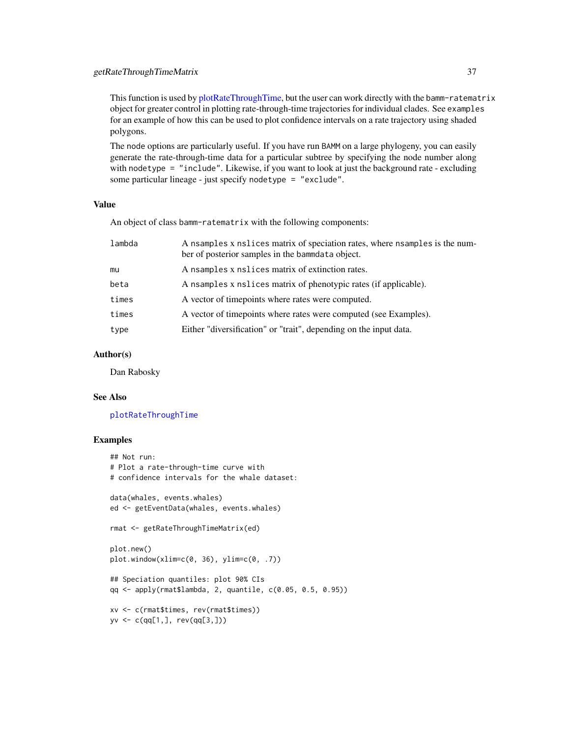This function is used by plotRateThroughTime, but the user can work directly with the `bamm-ratematrix` object for greater control in plotting rate-through-time trajectories for individual clades. See `examples` for an example of how this can be used to plot confidence intervals on a rate trajectory using shaded polygons.

The `node` options are particularly useful. If you have run `BAMM` on a large phylogeny, you can easily generate the rate-through-time data for a particular subtree by specifying the node number along with `nodetype = "include"`. Likewise, if you want to look at just the background rate - excluding some particular lineage - just specify `nodetype = "exclude"`.

### Value

An object of class `bamm-ratematrix` with the following components:

| | |
|---|---|
| `lambda` | A `nsamples` x `nslices` matrix of speciation rates, where `nsamples` is the number of posterior samples in the `bammdata` object. |
| `mu` | A `nsamples` x `nslices` matrix of extinction rates. |
| `beta` | A `nsamples` x `nslices` matrix of phenotypic rates (if applicable). |
| `times` | A vector of timepoints where rates were computed. |
| `times` | A vector of timepoints where rates were computed (see Examples). |
| `type` | Either "diversification" or "trait", depending on the input data. |

### Author(s)

Dan Rabosky

### See Also

`plotRateThroughTime`

### Examples

```
## Not run:
# Plot a rate-through-time curve with
# confidence intervals for the whale dataset:

data(whales, events.whales)
ed <- getEventData(whales, events.whales)

rmat <- getRateThroughTimeMatrix(ed)

plot.new()
plot.window(xlim=c(0, 36), ylim=c(0, .7))

## Speciation quantiles: plot 90% CIs
qq <- apply(rmat$lambda, 2, quantile, c(0.05, 0.5, 0.95))

xv <- c(rmat$times, rev(rmat$times))
yv <- c(qq[1,], rev(qq[3,]))
```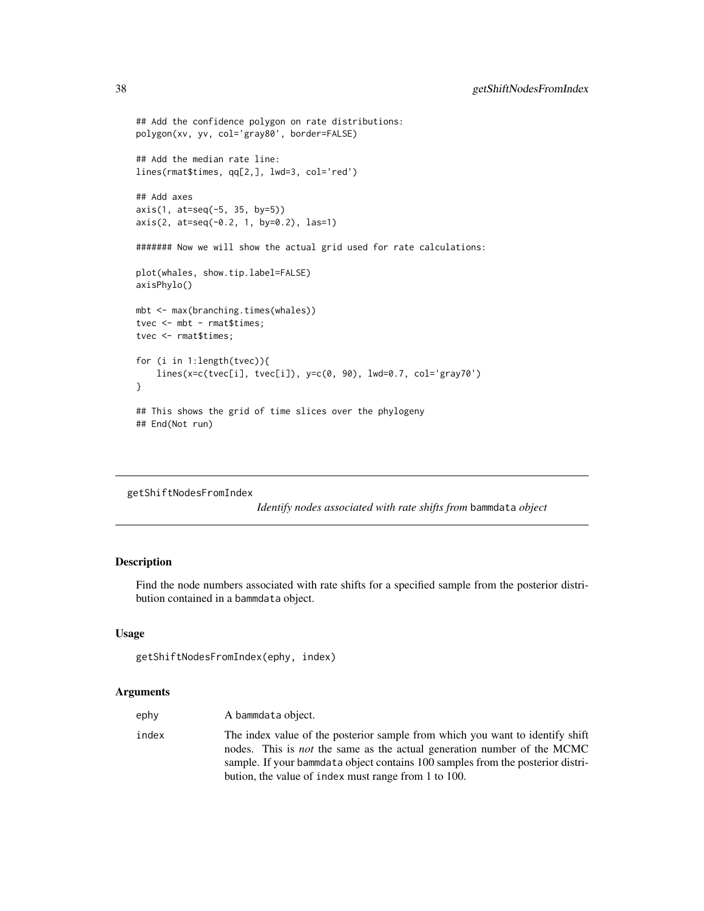```
## Add the confidence polygon on rate distributions:
polygon(xv, yv, col='gray80', border=FALSE)

## Add the median rate line:
lines(rmat$times, qq[2,], lwd=3, col='red')

## Add axes
axis(1, at=seq(-5, 35, by=5))
axis(2, at=seq(-0.2, 1, by=0.2), las=1)

####### Now we will show the actual grid used for rate calculations:

plot(whales, show.tip.label=FALSE)
axisPhylo()

mbt <- max(branching.times(whales))
tvec <- mbt - rmat$times;
tvec <- rmat$times;

for (i in 1:length(tvec)){
    lines(x=c(tvec[i], tvec[i]), y=c(0, 90), lwd=0.7, col='gray70')
}

## This shows the grid of time slices over the phylogeny
## End(Not run)
```

---

## getShiftNodesFromIndex    *Identify nodes associated with rate shifts from* bammdata *object*

---

### Description

Find the node numbers associated with rate shifts for a specified sample from the posterior distribution contained in a bammdata object.

### Usage

```
getShiftNodesFromIndex(ephy, index)
```

### Arguments

| | |
|---|---|
| ephy | A bammdata object. |
| index | The index value of the posterior sample from which you want to identify shift nodes. This is *not* the same as the actual generation number of the MCMC sample. If your bammdata object contains 100 samples from the posterior distribution, the value of index must range from 1 to 100. |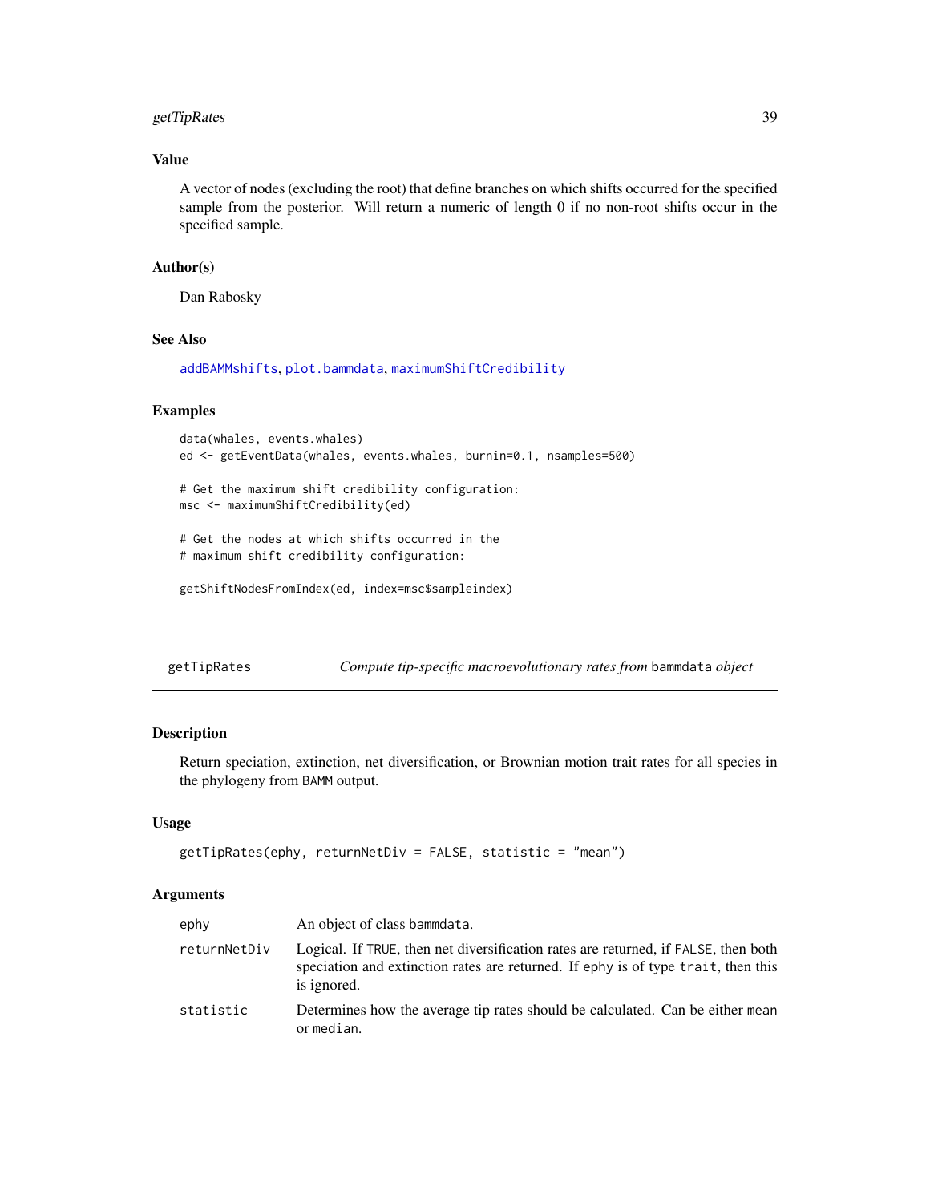### Value

A vector of nodes (excluding the root) that define branches on which shifts occurred for the specified sample from the posterior. Will return a numeric of length 0 if no non-root shifts occur in the specified sample.

### Author(s)

Dan Rabosky

### See Also

addBAMMshifts, plot.bammdata, maximumShiftCredibility

### Examples

```
data(whales, events.whales)
ed <- getEventData(whales, events.whales, burnin=0.1, nsamples=500)

# Get the maximum shift credibility configuration:
msc <- maximumShiftCredibility(ed)

# Get the nodes at which shifts occurred in the
# maximum shift credibility configuration:

getShiftNodesFromIndex(ed, index=msc$sampleindex)
```

---

## getTipRates — *Compute tip-specific macroevolutionary rates from* `bammdata` *object*

### Description

Return speciation, extinction, net diversification, or Brownian motion trait rates for all species in the phylogeny from BAMM output.

### Usage

```
getTipRates(ephy, returnNetDiv = FALSE, statistic = "mean")
```

### Arguments

| | |
|---|---|
| ephy | An object of class `bammdata`. |
| returnNetDiv | Logical. If `TRUE`, then net diversification rates are returned, if `FALSE`, then both speciation and extinction rates are returned. If `ephy` is of type `trait`, then this is ignored. |
| statistic | Determines how the average tip rates should be calculated. Can be either `mean` or `median`. |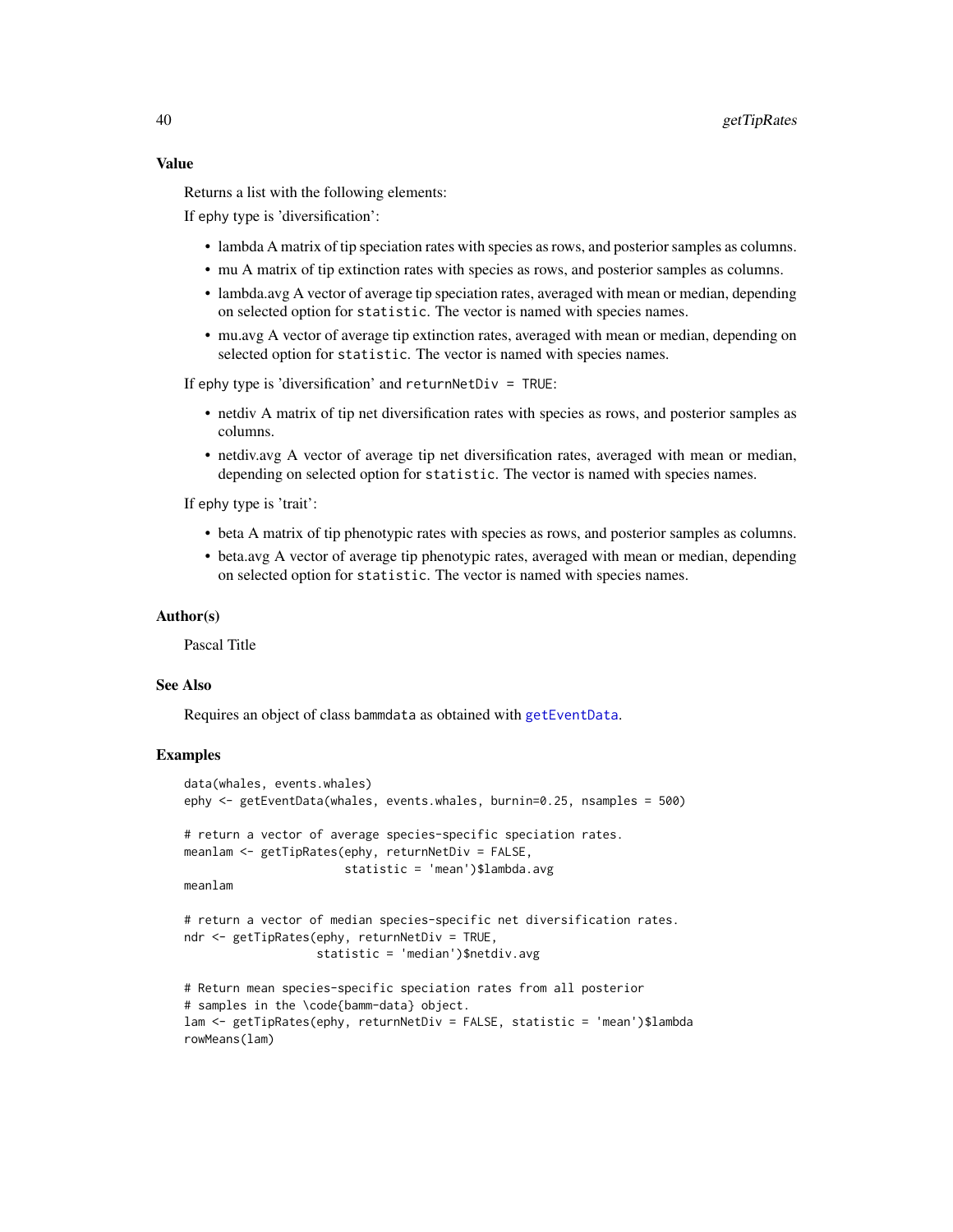## Value

Returns a list with the following elements:

If ephy type is 'diversification':

- lambda A matrix of tip speciation rates with species as rows, and posterior samples as columns.
- mu A matrix of tip extinction rates with species as rows, and posterior samples as columns.
- lambda.avg A vector of average tip speciation rates, averaged with mean or median, depending on selected option for `statistic`. The vector is named with species names.
- mu.avg A vector of average tip extinction rates, averaged with mean or median, depending on selected option for `statistic`. The vector is named with species names.

If ephy type is 'diversification' and `returnNetDiv = TRUE`:

- netdiv A matrix of tip net diversification rates with species as rows, and posterior samples as columns.
- netdiv.avg A vector of average tip net diversification rates, averaged with mean or median, depending on selected option for `statistic`. The vector is named with species names.

If ephy type is 'trait':

- beta A matrix of tip phenotypic rates with species as rows, and posterior samples as columns.
- beta.avg A vector of average tip phenotypic rates, averaged with mean or median, depending on selected option for `statistic`. The vector is named with species names.

## Author(s)

Pascal Title

## See Also

Requires an object of class `bammdata` as obtained with `getEventData`.

## Examples

```
data(whales, events.whales)
ephy <- getEventData(whales, events.whales, burnin=0.25, nsamples = 500)

# return a vector of average species-specific speciation rates.
meanlam <- getTipRates(ephy, returnNetDiv = FALSE,
                       statistic = 'mean')$lambda.avg
meanlam

# return a vector of median species-specific net diversification rates.
ndr <- getTipRates(ephy, returnNetDiv = TRUE,
                   statistic = 'median')$netdiv.avg

# Return mean species-specific speciation rates from all posterior
# samples in the \code{bamm-data} object.
lam <- getTipRates(ephy, returnNetDiv = FALSE, statistic = 'mean')$lambda
rowMeans(lam)
```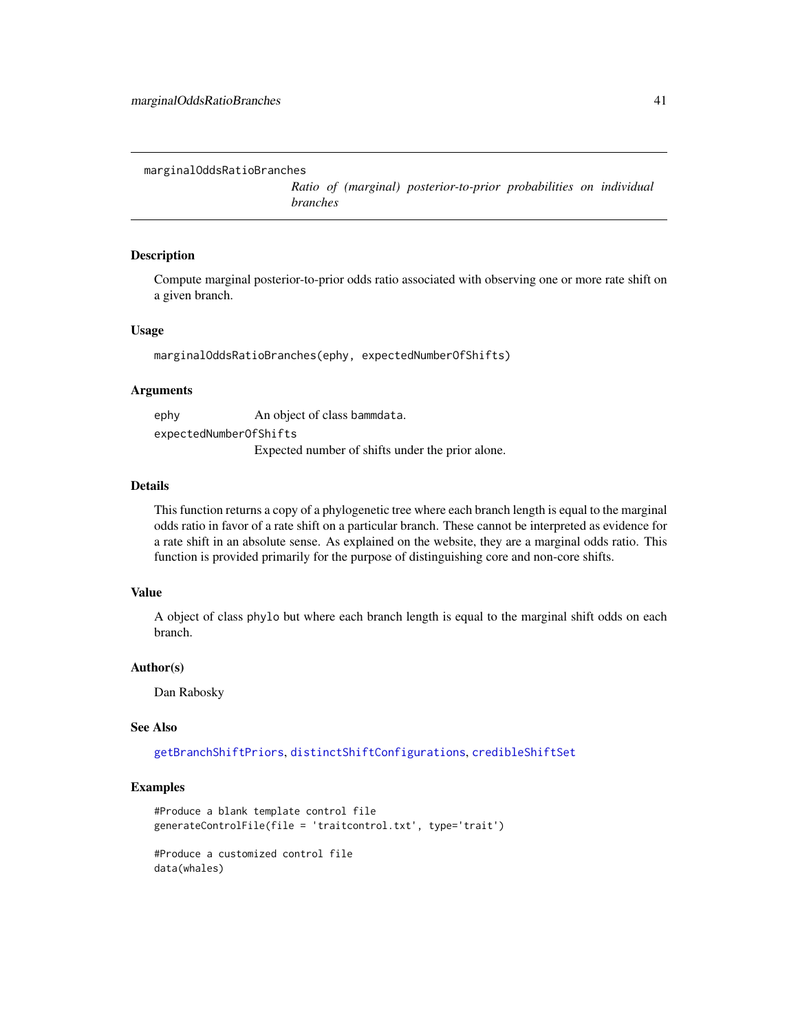marginalOddsRatioBranches

*Ratio of (marginal) posterior-to-prior probabilities on individual branches*

## Description

Compute marginal posterior-to-prior odds ratio associated with observing one or more rate shift on a given branch.

## Usage

```
marginalOddsRatioBranches(ephy, expectedNumberOfShifts)
```

## Arguments

| | |
|---|---|
| ephy | An object of class bammdata. |
| expectedNumberOfShifts | Expected number of shifts under the prior alone. |

## Details

This function returns a copy of a phylogenetic tree where each branch length is equal to the marginal odds ratio in favor of a rate shift on a particular branch. These cannot be interpreted as evidence for a rate shift in an absolute sense. As explained on the website, they are a marginal odds ratio. This function is provided primarily for the purpose of distinguishing core and non-core shifts.

## Value

A object of class phylo but where each branch length is equal to the marginal shift odds on each branch.

## Author(s)

Dan Rabosky

## See Also

getBranchShiftPriors, distinctShiftConfigurations, credibleShiftSet

## Examples

```
#Produce a blank template control file
generateControlFile(file = 'traitcontrol.txt', type='trait')

#Produce a customized control file
data(whales)
```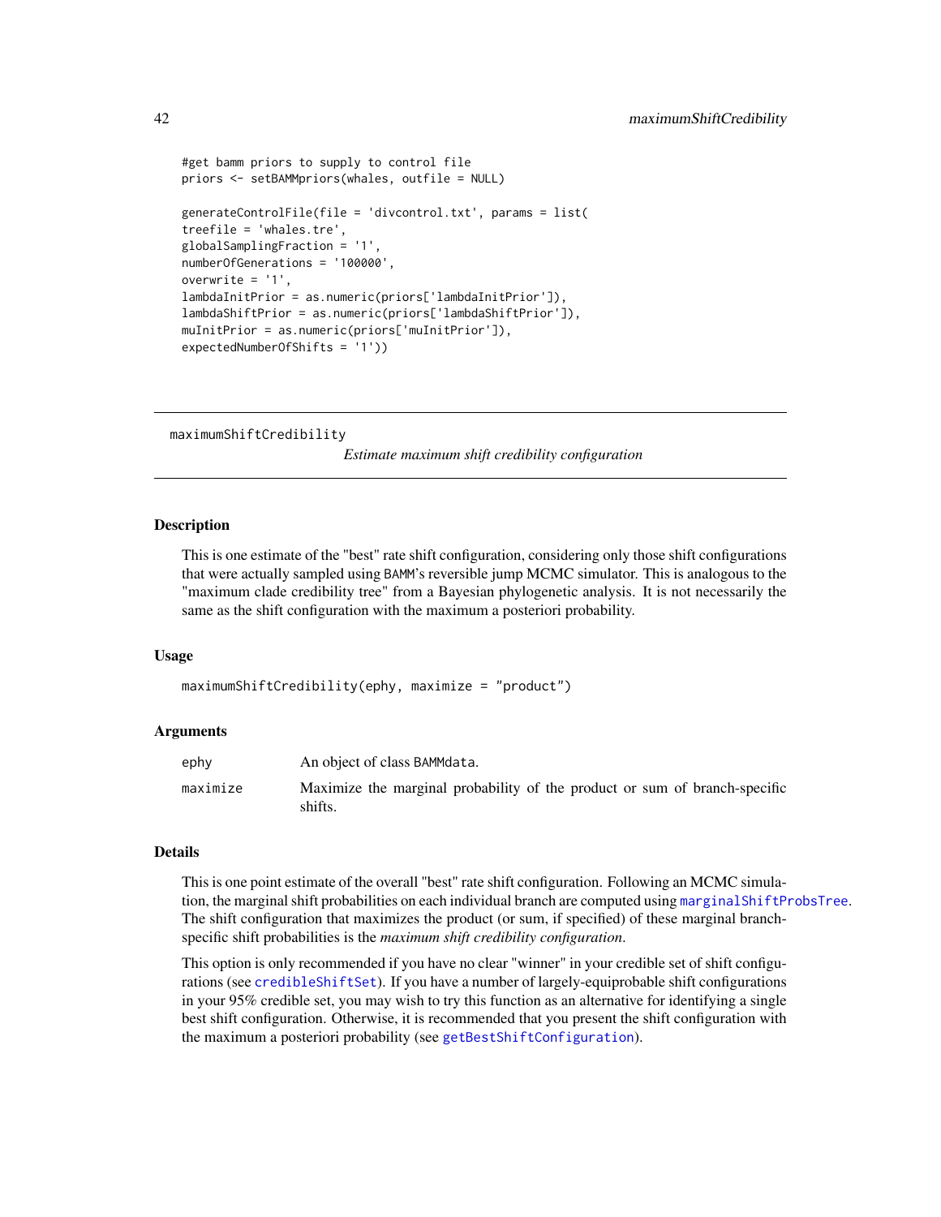```
#get bamm priors to supply to control file
priors <- setBAMMpriors(whales, outfile = NULL)

generateControlFile(file = 'divcontrol.txt', params = list(
treefile = 'whales.tre',
globalSamplingFraction = '1',
numberOfGenerations = '100000',
overwrite = '1',
lambdaInitPrior = as.numeric(priors['lambdaInitPrior']),
lambdaShiftPrior = as.numeric(priors['lambdaShiftPrior']),
muInitPrior = as.numeric(priors['muInitPrior']),
expectedNumberOfShifts = '1'))
```

---

## maximumShiftCredibility

*Estimate maximum shift credibility configuration*

---

### Description

This is one estimate of the "best" rate shift configuration, considering only those shift configurations that were actually sampled using BAMM's reversible jump MCMC simulator. This is analogous to the "maximum clade credibility tree" from a Bayesian phylogenetic analysis. It is not necessarily the same as the shift configuration with the maximum a posteriori probability.

### Usage

```
maximumShiftCredibility(ephy, maximize = "product")
```

### Arguments

| | |
|---|---|
| `ephy` | An object of class BAMMdata. |
| `maximize` | Maximize the marginal probability of the product or sum of branch-specific shifts. |

### Details

This is one point estimate of the overall "best" rate shift configuration. Following an MCMC simulation, the marginal shift probabilities on each individual branch are computed using `marginalShiftProbsTree`. The shift configuration that maximizes the product (or sum, if specified) of these marginal branch-specific shift probabilities is the *maximum shift credibility configuration*.

This option is only recommended if you have no clear "winner" in your credible set of shift configurations (see `credibleShiftSet`). If you have a number of largely-equiprobable shift configurations in your 95% credible set, you may wish to try this function as an alternative for identifying a single best shift configuration. Otherwise, it is recommended that you present the shift configuration with the maximum a posteriori probability (see `getBestShiftConfiguration`).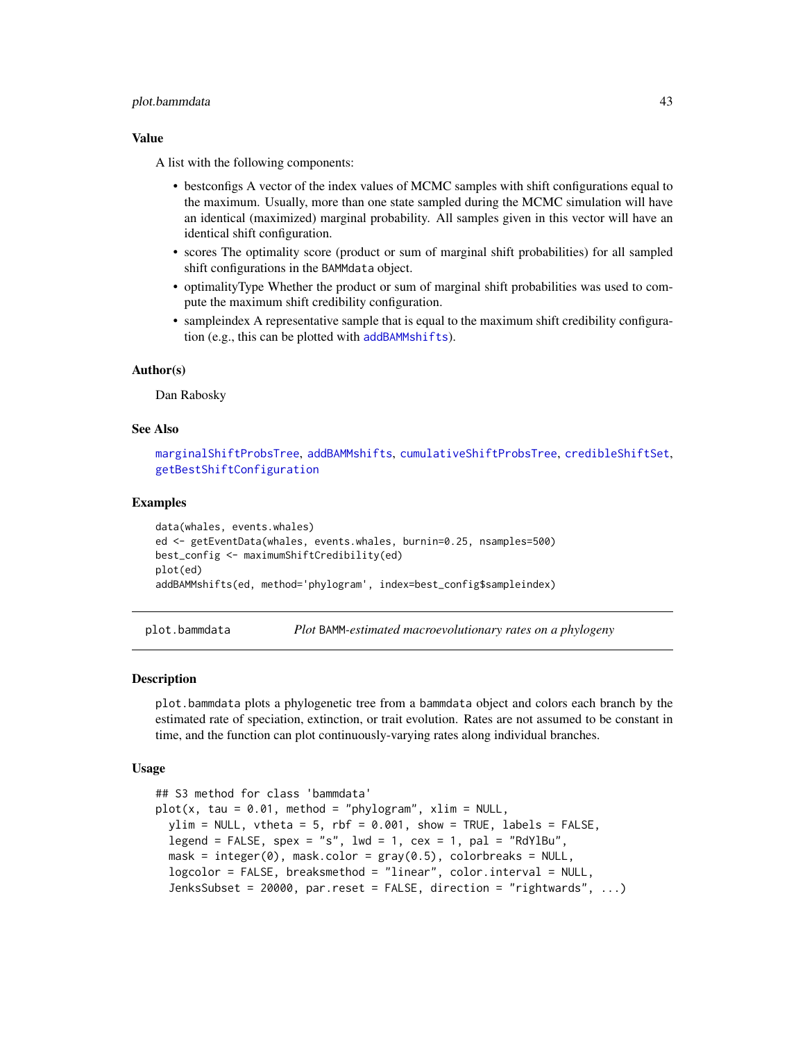### Value

A list with the following components:

- bestconfigs A vector of the index values of MCMC samples with shift configurations equal to the maximum. Usually, more than one state sampled during the MCMC simulation will have an identical (maximized) marginal probability. All samples given in this vector will have an identical shift configuration.
- scores The optimality score (product or sum of marginal shift probabilities) for all sampled shift configurations in the BAMMdata object.
- optimalityType Whether the product or sum of marginal shift probabilities was used to compute the maximum shift credibility configuration.
- sampleindex A representative sample that is equal to the maximum shift credibility configuration (e.g., this can be plotted with addBAMMshifts).

### Author(s)

Dan Rabosky

### See Also

marginalShiftProbsTree, addBAMMshifts, cumulativeShiftProbsTree, credibleShiftSet, getBestShiftConfiguration

### Examples

```
data(whales, events.whales)
ed <- getEventData(whales, events.whales, burnin=0.25, nsamples=500)
best_config <- maximumShiftCredibility(ed)
plot(ed)
addBAMMshifts(ed, method='phylogram', index=best_config$sampleindex)
```

---

## plot.bammdata — *Plot BAMM-estimated macroevolutionary rates on a phylogeny*

### Description

plot.bammdata plots a phylogenetic tree from a bammdata object and colors each branch by the estimated rate of speciation, extinction, or trait evolution. Rates are not assumed to be constant in time, and the function can plot continuously-varying rates along individual branches.

### Usage

```
## S3 method for class 'bammdata'
plot(x, tau = 0.01, method = "phylogram", xlim = NULL,
  ylim = NULL, vtheta = 5, rbf = 0.001, show = TRUE, labels = FALSE,
  legend = FALSE, spex = "s", lwd = 1, cex = 1, pal = "RdYlBu",
  mask = integer(0), mask.color = gray(0.5), colorbreaks = NULL,
  logcolor = FALSE, breaksmethod = "linear", color.interval = NULL,
  JenksSubset = 20000, par.reset = FALSE, direction = "rightwards", ...)
```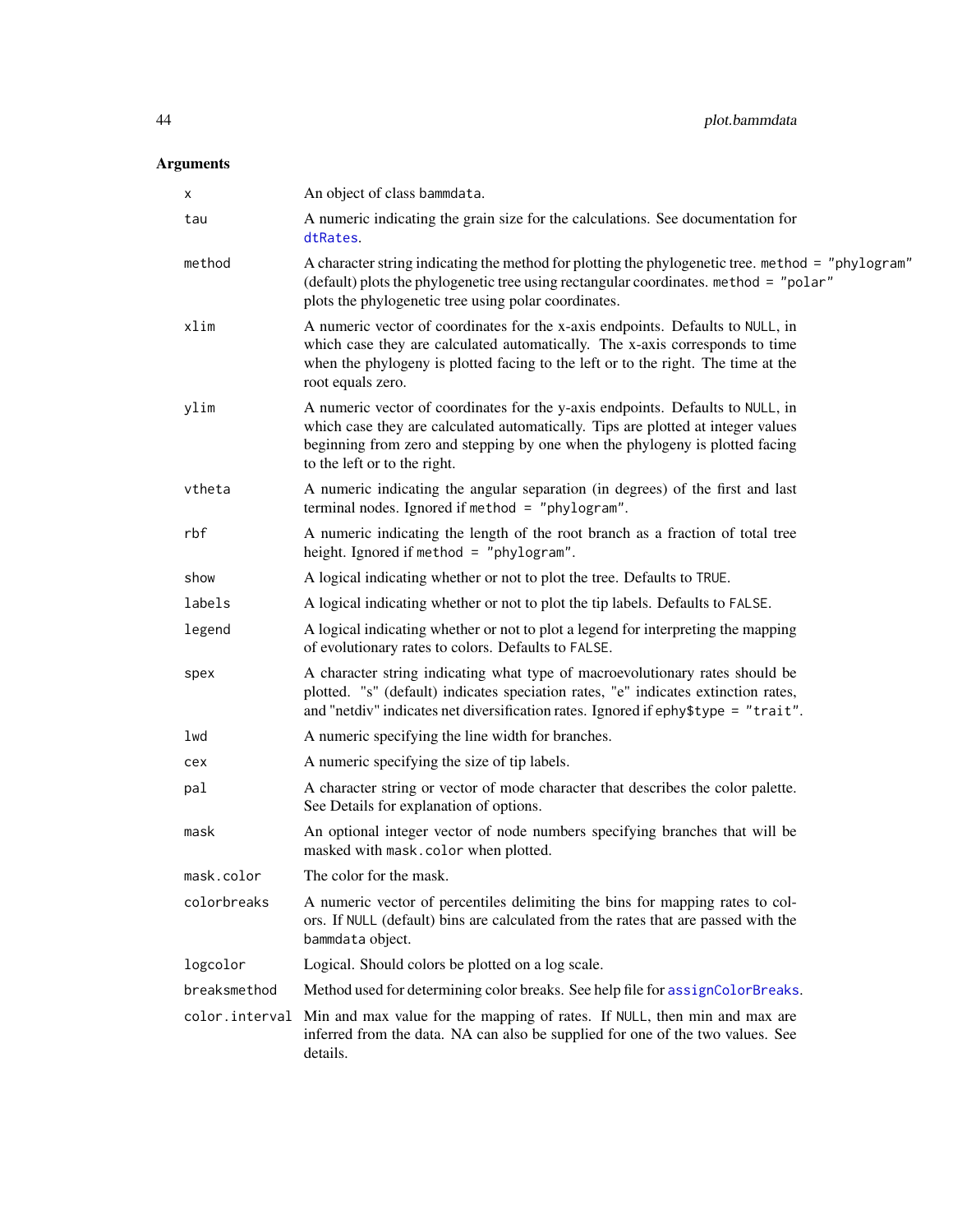## Arguments

| | |
|---|---|
| `x` | An object of class `bammdata`. |
| `tau` | A numeric indicating the grain size for the calculations. See documentation for `dtRates`. |
| `method` | A character string indicating the method for plotting the phylogenetic tree. `method = "phylogram"` (default) plots the phylogenetic tree using rectangular coordinates. `method = "polar"` plots the phylogenetic tree using polar coordinates. |
| `xlim` | A numeric vector of coordinates for the x-axis endpoints. Defaults to `NULL`, in which case they are calculated automatically. The x-axis corresponds to time when the phylogeny is plotted facing to the left or to the right. The time at the root equals zero. |
| `ylim` | A numeric vector of coordinates for the y-axis endpoints. Defaults to `NULL`, in which case they are calculated automatically. Tips are plotted at integer values beginning from zero and stepping by one when the phylogeny is plotted facing to the left or to the right. |
| `vtheta` | A numeric indicating the angular separation (in degrees) of the first and last terminal nodes. Ignored if `method = "phylogram"`. |
| `rbf` | A numeric indicating the length of the root branch as a fraction of total tree height. Ignored if `method = "phylogram"`. |
| `show` | A logical indicating whether or not to plot the tree. Defaults to `TRUE`. |
| `labels` | A logical indicating whether or not to plot the tip labels. Defaults to `FALSE`. |
| `legend` | A logical indicating whether or not to plot a legend for interpreting the mapping of evolutionary rates to colors. Defaults to `FALSE`. |
| `spex` | A character string indicating what type of macroevolutionary rates should be plotted. "s" (default) indicates speciation rates, "e" indicates extinction rates, and "netdiv" indicates net diversification rates. Ignored if `ephy$type = "trait"`. |
| `lwd` | A numeric specifying the line width for branches. |
| `cex` | A numeric specifying the size of tip labels. |
| `pal` | A character string or vector of mode character that describes the color palette. See Details for explanation of options. |
| `mask` | An optional integer vector of node numbers specifying branches that will be masked with `mask.color` when plotted. |
| `mask.color` | The color for the mask. |
| `colorbreaks` | A numeric vector of percentiles delimiting the bins for mapping rates to colors. If `NULL` (default) bins are calculated from the rates that are passed with the `bammdata` object. |
| `logcolor` | Logical. Should colors be plotted on a log scale. |
| `breaksmethod` | Method used for determining color breaks. See help file for `assignColorBreaks`. |
| `color.interval` | Min and max value for the mapping of rates. If `NULL`, then min and max are inferred from the data. NA can also be supplied for one of the two values. See details. |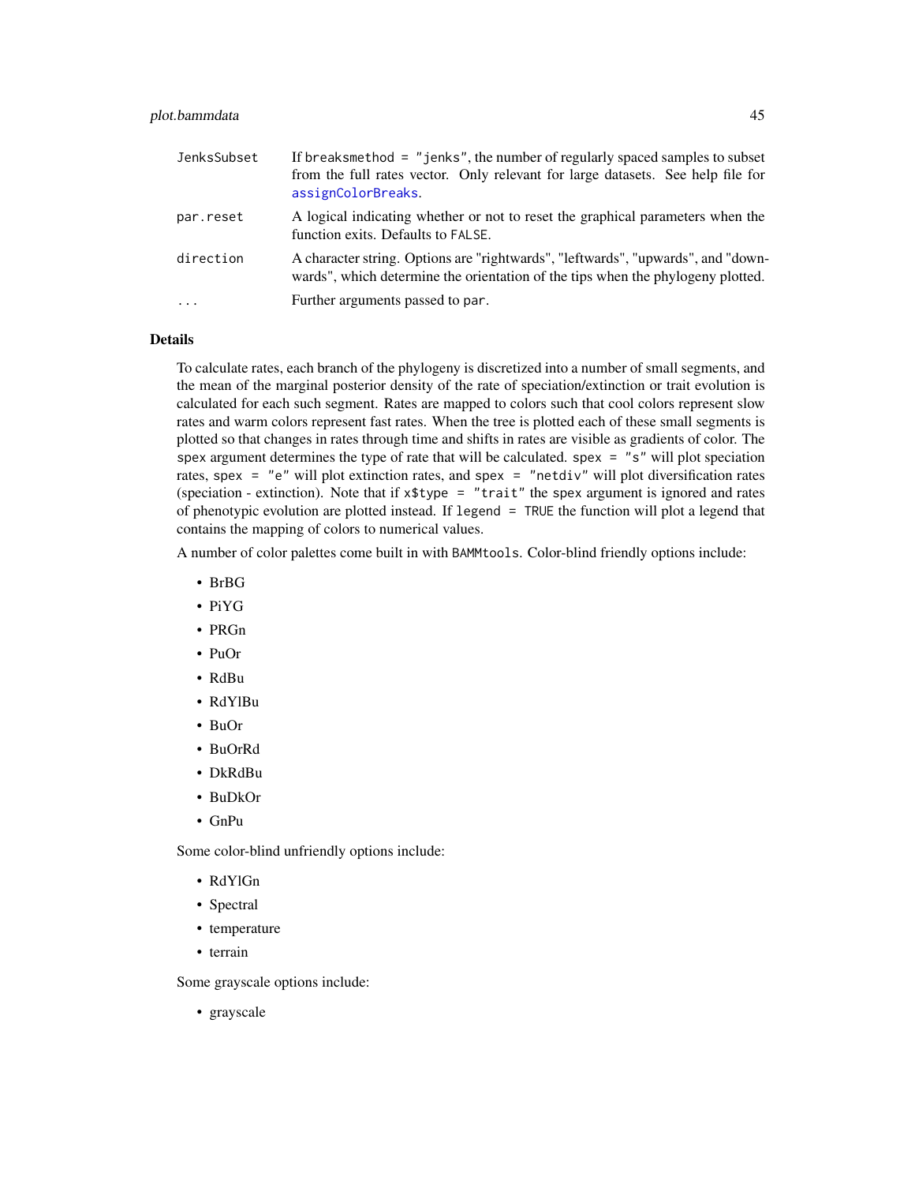| | |
|---|---|
| `JenksSubset` | If `breaksmethod = "jenks"`, the number of regularly spaced samples to subset from the full rates vector. Only relevant for large datasets. See help file for `assignColorBreaks`. |
| `par.reset` | A logical indicating whether or not to reset the graphical parameters when the function exits. Defaults to `FALSE`. |
| `direction` | A character string. Options are "rightwards", "leftwards", "upwards", and "downwards", which determine the orientation of the tips when the phylogeny plotted. |
| `...` | Further arguments passed to `par`. |

## Details

To calculate rates, each branch of the phylogeny is discretized into a number of small segments, and the mean of the marginal posterior density of the rate of speciation/extinction or trait evolution is calculated for each such segment. Rates are mapped to colors such that cool colors represent slow rates and warm colors represent fast rates. When the tree is plotted each of these small segments is plotted so that changes in rates through time and shifts in rates are visible as gradients of color. The `spex` argument determines the type of rate that will be calculated. `spex = "s"` will plot speciation rates, `spex = "e"` will plot extinction rates, and `spex = "netdiv"` will plot diversification rates (speciation - extinction). Note that if `x$type = "trait"` the `spex` argument is ignored and rates of phenotypic evolution are plotted instead. If `legend = TRUE` the function will plot a legend that contains the mapping of colors to numerical values.

A number of color palettes come built in with `BAMMtools`. Color-blind friendly options include:

- BrBG
- PiYG
- PRGn
- PuOr
- RdBu
- RdYlBu
- BuOr
- BuOrRd
- DkRdBu
- BuDkOr
- GnPu

Some color-blind unfriendly options include:

- RdYlGn
- Spectral
- temperature
- terrain

Some grayscale options include:

- grayscale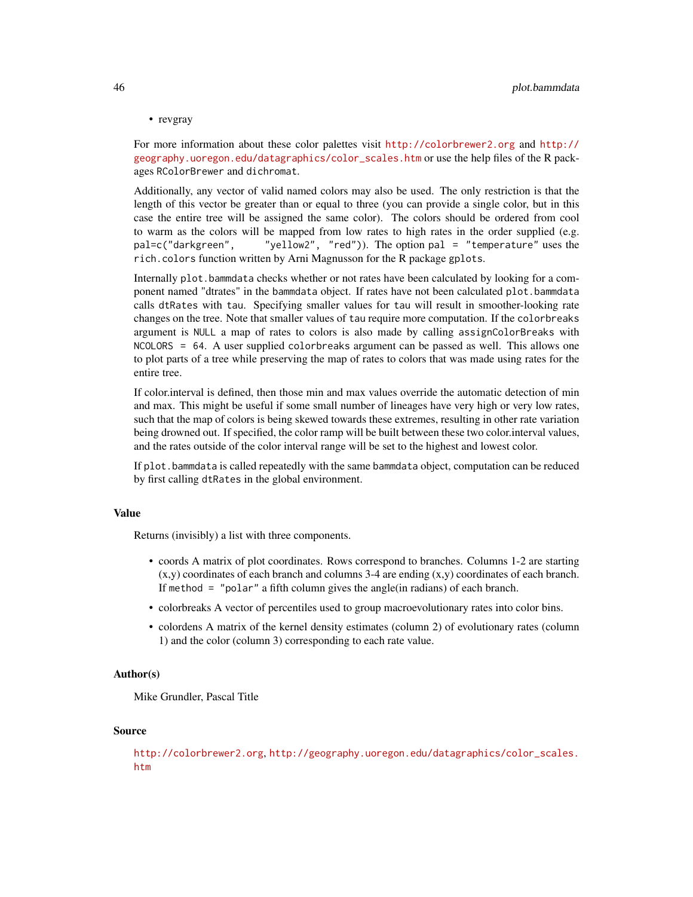- revgray

For more information about these color palettes visit http://colorbrewer2.org and http://geography.uoregon.edu/datagraphics/color_scales.htm or use the help files of the R packages RColorBrewer and dichromat.

Additionally, any vector of valid named colors may also be used. The only restriction is that the length of this vector be greater than or equal to three (you can provide a single color, but in this case the entire tree will be assigned the same color). The colors should be ordered from cool to warm as the colors will be mapped from low rates to high rates in the order supplied (e.g. `pal=c("darkgreen", "yellow2", "red")`). The option `pal = "temperature"` uses the `rich.colors` function written by Arni Magnusson for the R package `gplots`.

Internally `plot.bammdata` checks whether or not rates have been calculated by looking for a component named "dtrates" in the `bammdata` object. If rates have not been calculated `plot.bammdata` calls `dtRates` with `tau`. Specifying smaller values for `tau` will result in smoother-looking rate changes on the tree. Note that smaller values of `tau` require more computation. If the `colorbreaks` argument is `NULL` a map of rates to colors is also made by calling `assignColorBreaks` with `NCOLORS = 64`. A user supplied `colorbreaks` argument can be passed as well. This allows one to plot parts of a tree while preserving the map of rates to colors that was made using rates for the entire tree.

If color.interval is defined, then those min and max values override the automatic detection of min and max. This might be useful if some small number of lineages have very high or very low rates, such that the map of colors is being skewed towards these extremes, resulting in other rate variation being drowned out. If specified, the color ramp will be built between these two color.interval values, and the rates outside of the color interval range will be set to the highest and lowest color.

If `plot.bammdata` is called repeatedly with the same `bammdata` object, computation can be reduced by first calling `dtRates` in the global environment.

### Value

Returns (invisibly) a list with three components.

- coords A matrix of plot coordinates. Rows correspond to branches. Columns 1-2 are starting (x,y) coordinates of each branch and columns 3-4 are ending (x,y) coordinates of each branch. If `method = "polar"` a fifth column gives the angle(in radians) of each branch.
- colorbreaks A vector of percentiles used to group macroevolutionary rates into color bins.
- colordens A matrix of the kernel density estimates (column 2) of evolutionary rates (column 1) and the color (column 3) corresponding to each rate value.

### Author(s)

Mike Grundler, Pascal Title

### Source

http://colorbrewer2.org, http://geography.uoregon.edu/datagraphics/color_scales.htm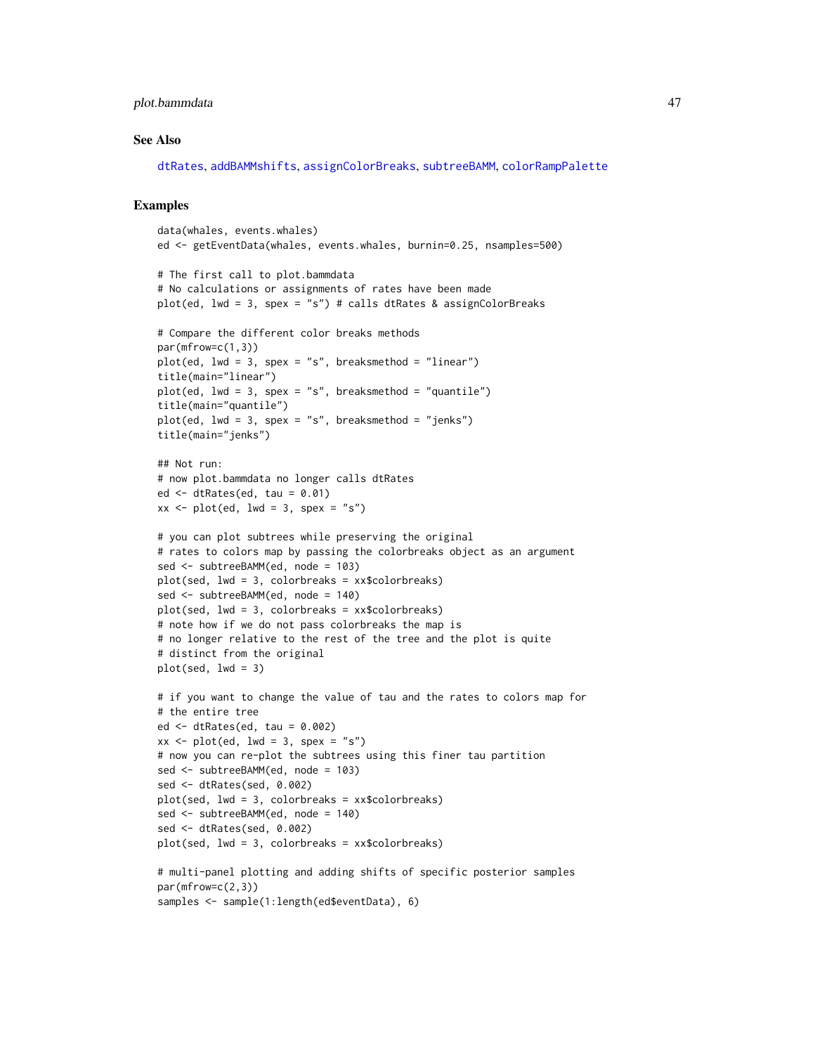### See Also

dtRates, addBAMMshifts, assignColorBreaks, subtreeBAMM, colorRampPalette

### Examples

```
data(whales, events.whales)
ed <- getEventData(whales, events.whales, burnin=0.25, nsamples=500)

# The first call to plot.bammdata
# No calculations or assignments of rates have been made
plot(ed, lwd = 3, spex = "s") # calls dtRates & assignColorBreaks

# Compare the different color breaks methods
par(mfrow=c(1,3))
plot(ed, lwd = 3, spex = "s", breaksmethod = "linear")
title(main="linear")
plot(ed, lwd = 3, spex = "s", breaksmethod = "quantile")
title(main="quantile")
plot(ed, lwd = 3, spex = "s", breaksmethod = "jenks")
title(main="jenks")

## Not run:
# now plot.bammdata no longer calls dtRates
ed <- dtRates(ed, tau = 0.01)
xx <- plot(ed, lwd = 3, spex = "s")

# you can plot subtrees while preserving the original
# rates to colors map by passing the colorbreaks object as an argument
sed <- subtreeBAMM(ed, node = 103)
plot(sed, lwd = 3, colorbreaks = xx$colorbreaks)
sed <- subtreeBAMM(ed, node = 140)
plot(sed, lwd = 3, colorbreaks = xx$colorbreaks)
# note how if we do not pass colorbreaks the map is
# no longer relative to the rest of the tree and the plot is quite
# distinct from the original
plot(sed, lwd = 3)

# if you want to change the value of tau and the rates to colors map for
# the entire tree
ed <- dtRates(ed, tau = 0.002)
xx <- plot(ed, lwd = 3, spex = "s")
# now you can re-plot the subtrees using this finer tau partition
sed <- subtreeBAMM(ed, node = 103)
sed <- dtRates(sed, 0.002)
plot(sed, lwd = 3, colorbreaks = xx$colorbreaks)
sed <- subtreeBAMM(ed, node = 140)
sed <- dtRates(sed, 0.002)
plot(sed, lwd = 3, colorbreaks = xx$colorbreaks)

# multi-panel plotting and adding shifts of specific posterior samples
par(mfrow=c(2,3))
samples <- sample(1:length(ed$eventData), 6)
```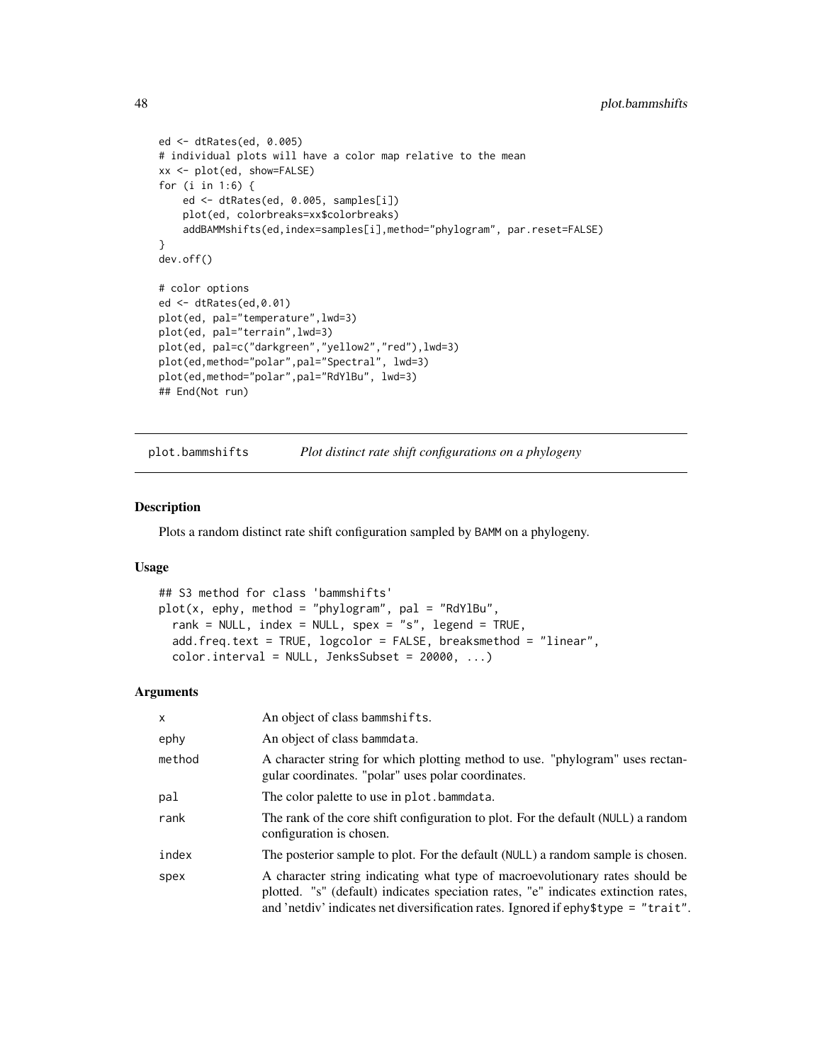```
ed <- dtRates(ed, 0.005)
# individual plots will have a color map relative to the mean
xx <- plot(ed, show=FALSE)
for (i in 1:6) {
    ed <- dtRates(ed, 0.005, samples[i])
    plot(ed, colorbreaks=xx$colorbreaks)
    addBAMMshifts(ed,index=samples[i],method="phylogram", par.reset=FALSE)
}
dev.off()

# color options
ed <- dtRates(ed,0.01)
plot(ed, pal="temperature",lwd=3)
plot(ed, pal="terrain",lwd=3)
plot(ed, pal=c("darkgreen","yellow2","red"),lwd=3)
plot(ed,method="polar",pal="Spectral", lwd=3)
plot(ed,method="polar",pal="RdYlBu", lwd=3)
## End(Not run)
```

---

## plot.bammshifts *Plot distinct rate shift configurations on a phylogeny*

### Description

Plots a random distinct rate shift configuration sampled by BAMM on a phylogeny.

### Usage

```
## S3 method for class 'bammshifts'
plot(x, ephy, method = "phylogram", pal = "RdYlBu",
  rank = NULL, index = NULL, spex = "s", legend = TRUE,
  add.freq.text = TRUE, logcolor = FALSE, breaksmethod = "linear",
  color.interval = NULL, JenksSubset = 20000, ...)
```

### Arguments

| | |
|---|---|
| x | An object of class bammshifts. |
| ephy | An object of class bammdata. |
| method | A character string for which plotting method to use. "phylogram" uses rectangular coordinates. "polar" uses polar coordinates. |
| pal | The color palette to use in plot.bammdata. |
| rank | The rank of the core shift configuration to plot. For the default (NULL) a random configuration is chosen. |
| index | The posterior sample to plot. For the default (NULL) a random sample is chosen. |
| spex | A character string indicating what type of macroevolutionary rates should be plotted. "s" (default) indicates speciation rates, "e" indicates extinction rates, and 'netdiv' indicates net diversification rates. Ignored if ephy$type = "trait". |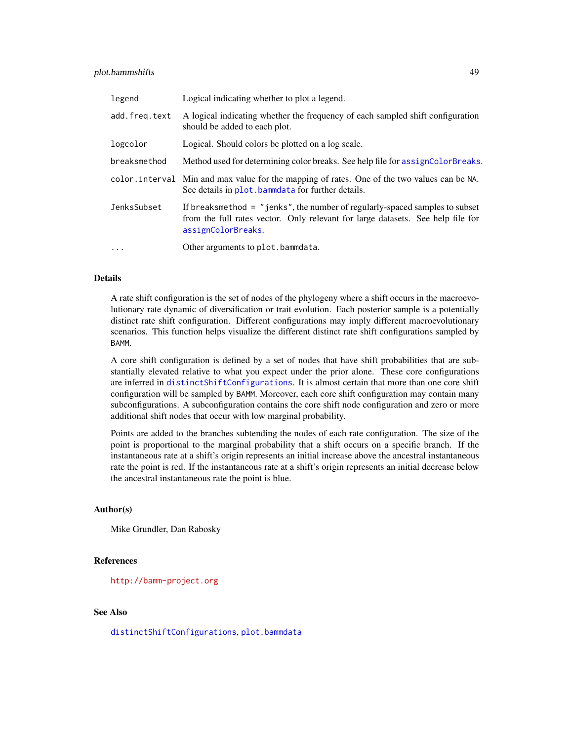| | |
|---|---|
| `legend` | Logical indicating whether to plot a legend. |
| `add.freq.text` | A logical indicating whether the frequency of each sampled shift configuration should be added to each plot. |
| `logcolor` | Logical. Should colors be plotted on a log scale. |
| `breaksmethod` | Method used for determining color breaks. See help file for `assignColorBreaks`. |
| `color.interval` | Min and max value for the mapping of rates. One of the two values can be `NA`. See details in `plot.bammdata` for further details. |
| `JenksSubset` | If `breaksmethod = "jenks"`, the number of regularly-spaced samples to subset from the full rates vector. Only relevant for large datasets. See help file for `assignColorBreaks`. |
| `...` | Other arguments to `plot.bammdata`. |

## Details

A rate shift configuration is the set of nodes of the phylogeny where a shift occurs in the macroevolutionary rate dynamic of diversification or trait evolution. Each posterior sample is a potentially distinct rate shift configuration. Different configurations may imply different macroevolutionary scenarios. This function helps visualize the different distinct rate shift configurations sampled by BAMM.

A core shift configuration is defined by a set of nodes that have shift probabilities that are substantially elevated relative to what you expect under the prior alone. These core configurations are inferred in `distinctShiftConfigurations`. It is almost certain that more than one core shift configuration will be sampled by BAMM. Moreover, each core shift configuration may contain many subconfigurations. A subconfiguration contains the core shift node configuration and zero or more additional shift nodes that occur with low marginal probability.

Points are added to the branches subtending the nodes of each rate configuration. The size of the point is proportional to the marginal probability that a shift occurs on a specific branch. If the instantaneous rate at a shift's origin represents an initial increase above the ancestral instantaneous rate the point is red. If the instantaneous rate at a shift's origin represents an initial decrease below the ancestral instantaneous rate the point is blue.

## Author(s)

Mike Grundler, Dan Rabosky

## References

http://bamm-project.org

## See Also

`distinctShiftConfigurations`, `plot.bammdata`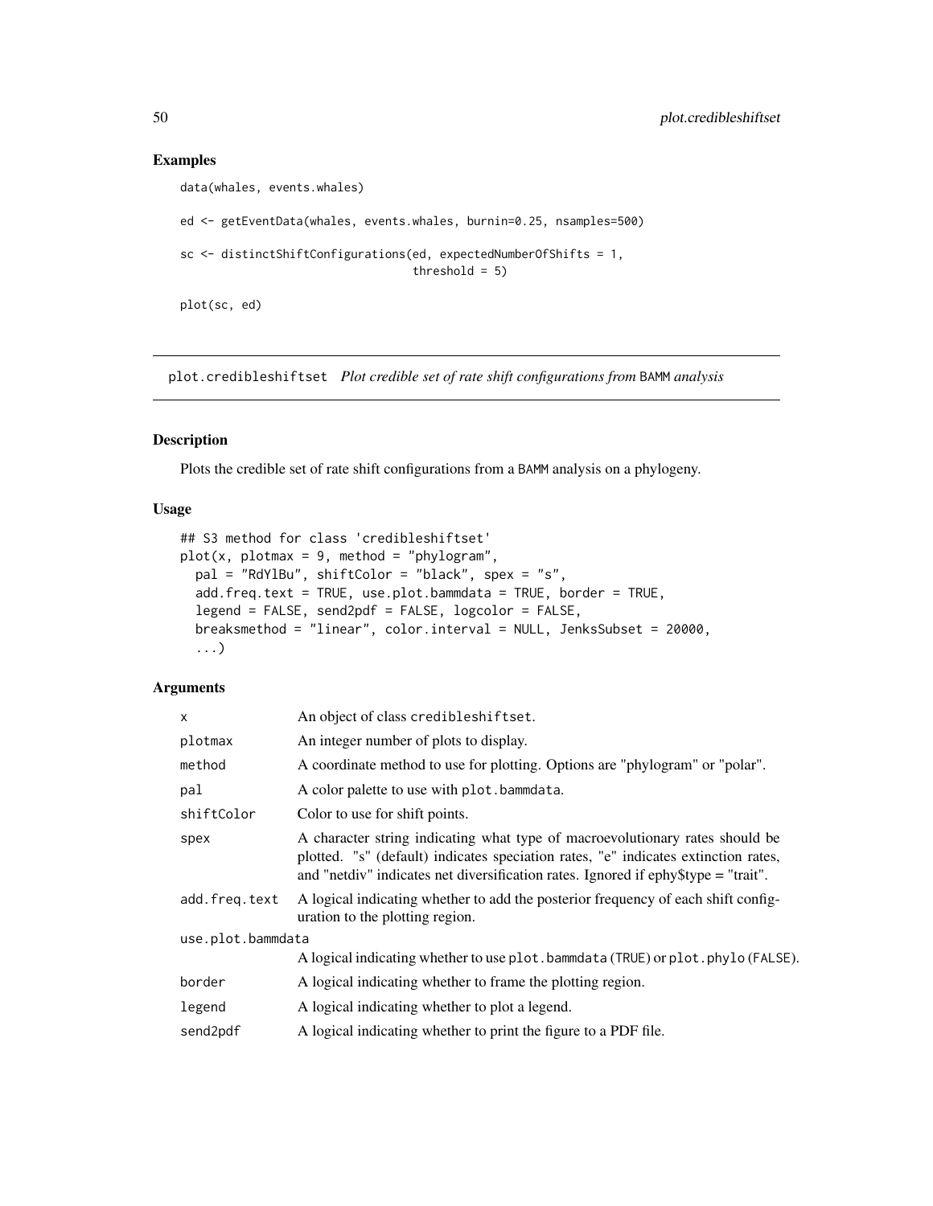## Examples

```
data(whales, events.whales)

ed <- getEventData(whales, events.whales, burnin=0.25, nsamples=500)

sc <- distinctShiftConfigurations(ed, expectedNumberOfShifts = 1,
                                  threshold = 5)

plot(sc, ed)
```

---

# plot.credibleshiftset *Plot credible set of rate shift configurations from* BAMM *analysis*

## Description

Plots the credible set of rate shift configurations from a BAMM analysis on a phylogeny.

## Usage

```
## S3 method for class 'credibleshiftset'
plot(x, plotmax = 9, method = "phylogram",
  pal = "RdYlBu", shiftColor = "black", spex = "s",
  add.freq.text = TRUE, use.plot.bammdata = TRUE, border = TRUE,
  legend = FALSE, send2pdf = FALSE, logcolor = FALSE,
  breaksmethod = "linear", color.interval = NULL, JenksSubset = 20000,
  ...)
```

## Arguments

| | |
|---|---|
| `x` | An object of class `credibleshiftset`. |
| `plotmax` | An integer number of plots to display. |
| `method` | A coordinate method to use for plotting. Options are "phylogram" or "polar". |
| `pal` | A color palette to use with `plot.bammdata`. |
| `shiftColor` | Color to use for shift points. |
| `spex` | A character string indicating what type of macroevolutionary rates should be plotted. "s" (default) indicates speciation rates, "e" indicates extinction rates, and "netdiv" indicates net diversification rates. Ignored if ephy$type = "trait". |
| `add.freq.text` | A logical indicating whether to add the posterior frequency of each shift configuration to the plotting region. |
| `use.plot.bammdata` | A logical indicating whether to use `plot.bammdata` (`TRUE`) or `plot.phylo` (`FALSE`). |
| `border` | A logical indicating whether to frame the plotting region. |
| `legend` | A logical indicating whether to plot a legend. |
| `send2pdf` | A logical indicating whether to print the figure to a PDF file. |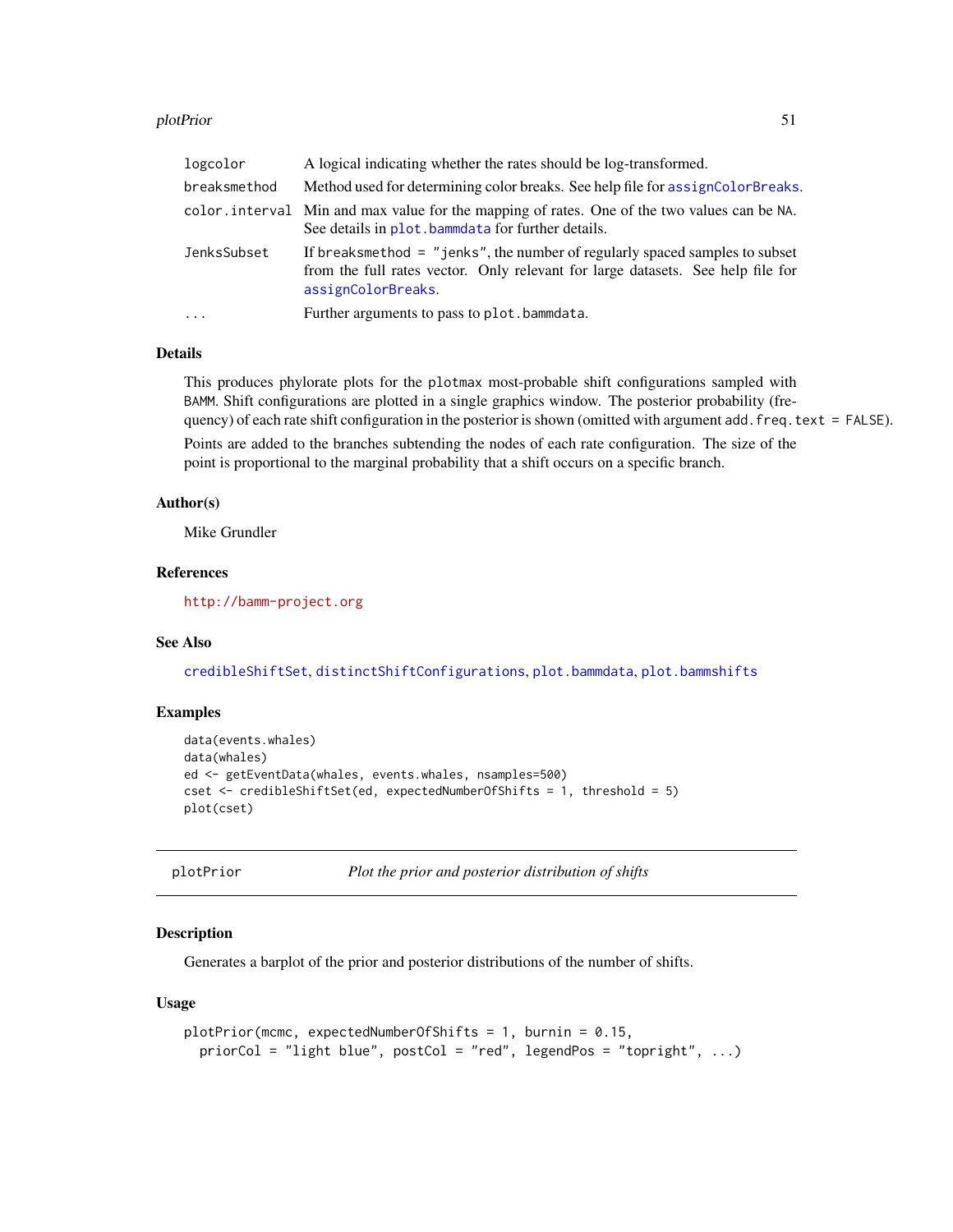| | |
|---|---|
| logcolor | A logical indicating whether the rates should be log-transformed. |
| breaksmethod | Method used for determining color breaks. See help file for assignColorBreaks. |
| color.interval | Min and max value for the mapping of rates. One of the two values can be NA. See details in plot.bammdata for further details. |
| JenksSubset | If breaksmethod = "jenks", the number of regularly spaced samples to subset from the full rates vector. Only relevant for large datasets. See help file for assignColorBreaks. |
| ... | Further arguments to pass to plot.bammdata. |

### Details

This produces phylorate plots for the plotmax most-probable shift configurations sampled with BAMM. Shift configurations are plotted in a single graphics window. The posterior probability (frequency) of each rate shift configuration in the posterior is shown (omitted with argument add.freq.text = FALSE).

Points are added to the branches subtending the nodes of each rate configuration. The size of the point is proportional to the marginal probability that a shift occurs on a specific branch.

### Author(s)

Mike Grundler

### References

http://bamm-project.org

### See Also

credibleShiftSet, distinctShiftConfigurations, plot.bammdata, plot.bammshifts

### Examples

```
data(events.whales)
data(whales)
ed <- getEventData(whales, events.whales, nsamples=500)
cset <- credibleShiftSet(ed, expectedNumberOfShifts = 1, threshold = 5)
plot(cset)
```

---

## plotPrior *Plot the prior and posterior distribution of shifts*

### Description

Generates a barplot of the prior and posterior distributions of the number of shifts.

### Usage

```
plotPrior(mcmc, expectedNumberOfShifts = 1, burnin = 0.15,
  priorCol = "light blue", postCol = "red", legendPos = "topright", ...)
```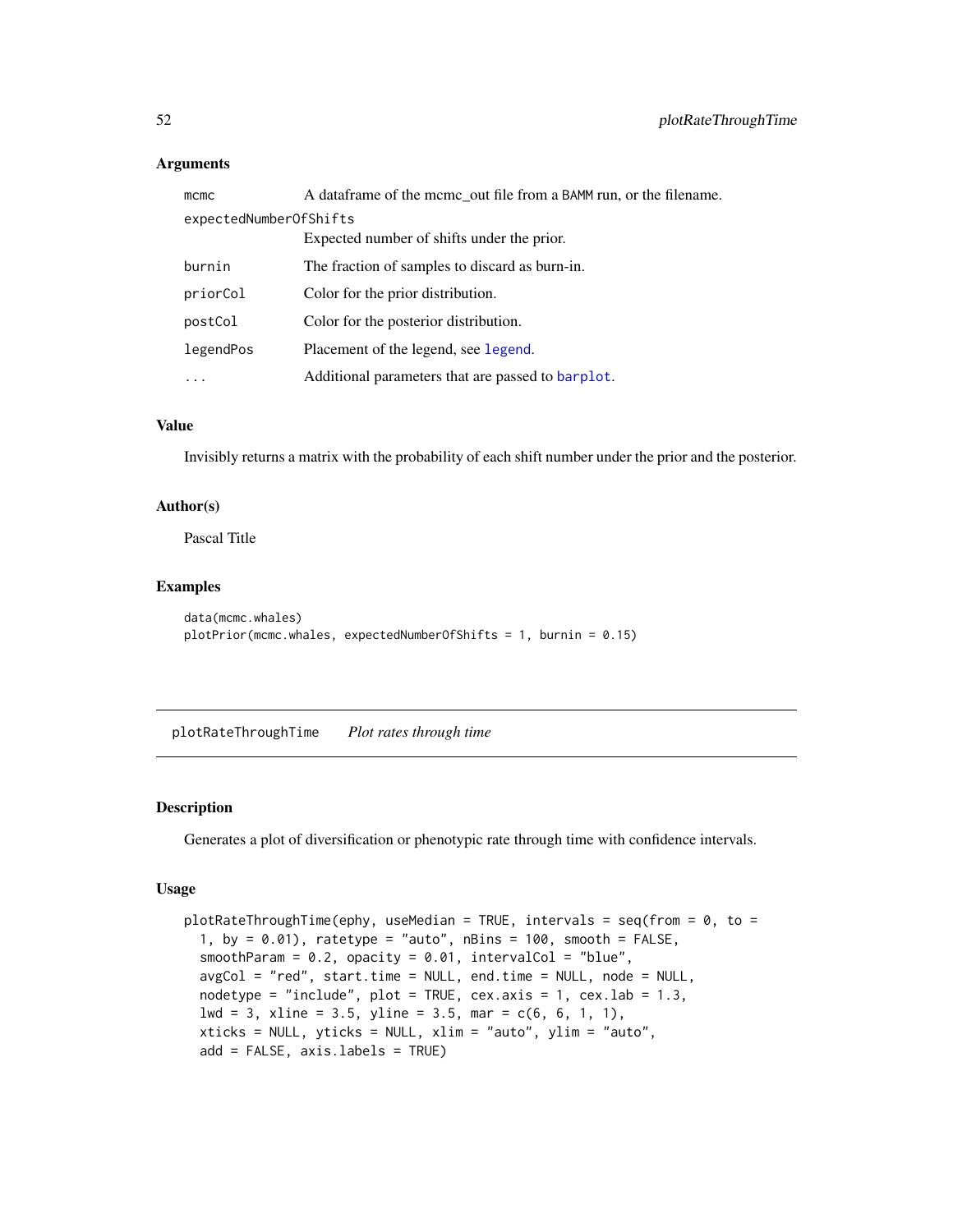### Arguments

| | |
|---|---|
| mcmc | A dataframe of the mcmc_out file from a BAMM run, or the filename. |
| expectedNumberOfShifts | Expected number of shifts under the prior. |
| burnin | The fraction of samples to discard as burn-in. |
| priorCol | Color for the prior distribution. |
| postCol | Color for the posterior distribution. |
| legendPos | Placement of the legend, see legend. |
| ... | Additional parameters that are passed to barplot. |

### Value

Invisibly returns a matrix with the probability of each shift number under the prior and the posterior.

### Author(s)

Pascal Title

### Examples

```
data(mcmc.whales)
plotPrior(mcmc.whales, expectedNumberOfShifts = 1, burnin = 0.15)
```

---

## plotRateThroughTime *Plot rates through time*

---

### Description

Generates a plot of diversification or phenotypic rate through time with confidence intervals.

### Usage

```
plotRateThroughTime(ephy, useMedian = TRUE, intervals = seq(from = 0, to =
  1, by = 0.01), ratetype = "auto", nBins = 100, smooth = FALSE,
  smoothParam = 0.2, opacity = 0.01, intervalCol = "blue",
  avgCol = "red", start.time = NULL, end.time = NULL, node = NULL,
  nodetype = "include", plot = TRUE, cex.axis = 1, cex.lab = 1.3,
  lwd = 3, xline = 3.5, yline = 3.5, mar = c(6, 6, 1, 1),
  xticks = NULL, yticks = NULL, xlim = "auto", ylim = "auto",
  add = FALSE, axis.labels = TRUE)
```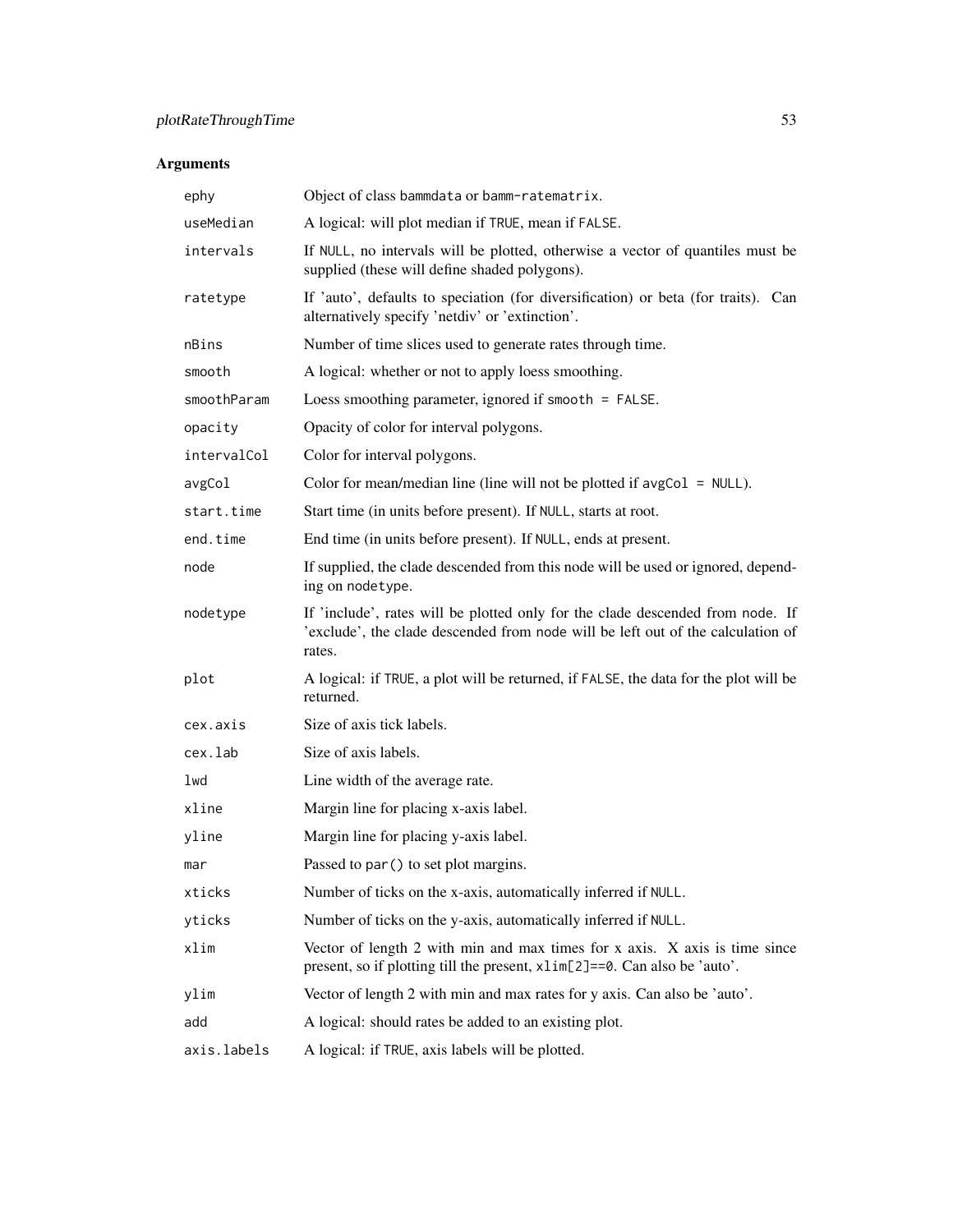### Arguments

| | |
|---|---|
| `ephy` | Object of class `bammdata` or `bamm-ratematrix`. |
| `useMedian` | A logical: will plot median if `TRUE`, mean if `FALSE`. |
| `intervals` | If `NULL`, no intervals will be plotted, otherwise a vector of quantiles must be supplied (these will define shaded polygons). |
| `ratetype` | If 'auto', defaults to speciation (for diversification) or beta (for traits). Can alternatively specify 'netdiv' or 'extinction'. |
| `nBins` | Number of time slices used to generate rates through time. |
| `smooth` | A logical: whether or not to apply loess smoothing. |
| `smoothParam` | Loess smoothing parameter, ignored if `smooth = FALSE`. |
| `opacity` | Opacity of color for interval polygons. |
| `intervalCol` | Color for interval polygons. |
| `avgCol` | Color for mean/median line (line will not be plotted if `avgCol = NULL`). |
| `start.time` | Start time (in units before present). If `NULL`, starts at root. |
| `end.time` | End time (in units before present). If `NULL`, ends at present. |
| `node` | If supplied, the clade descended from this node will be used or ignored, depending on `nodetype`. |
| `nodetype` | If 'include', rates will be plotted only for the clade descended from `node`. If 'exclude', the clade descended from `node` will be left out of the calculation of rates. |
| `plot` | A logical: if `TRUE`, a plot will be returned, if `FALSE`, the data for the plot will be returned. |
| `cex.axis` | Size of axis tick labels. |
| `cex.lab` | Size of axis labels. |
| `lwd` | Line width of the average rate. |
| `xline` | Margin line for placing x-axis label. |
| `yline` | Margin line for placing y-axis label. |
| `mar` | Passed to `par()` to set plot margins. |
| `xticks` | Number of ticks on the x-axis, automatically inferred if `NULL`. |
| `yticks` | Number of ticks on the y-axis, automatically inferred if `NULL`. |
| `xlim` | Vector of length 2 with min and max times for x axis. X axis is time since present, so if plotting till the present, `xlim[2]==0`. Can also be 'auto'. |
| `ylim` | Vector of length 2 with min and max rates for y axis. Can also be 'auto'. |
| `add` | A logical: should rates be added to an existing plot. |
| `axis.labels` | A logical: if `TRUE`, axis labels will be plotted. |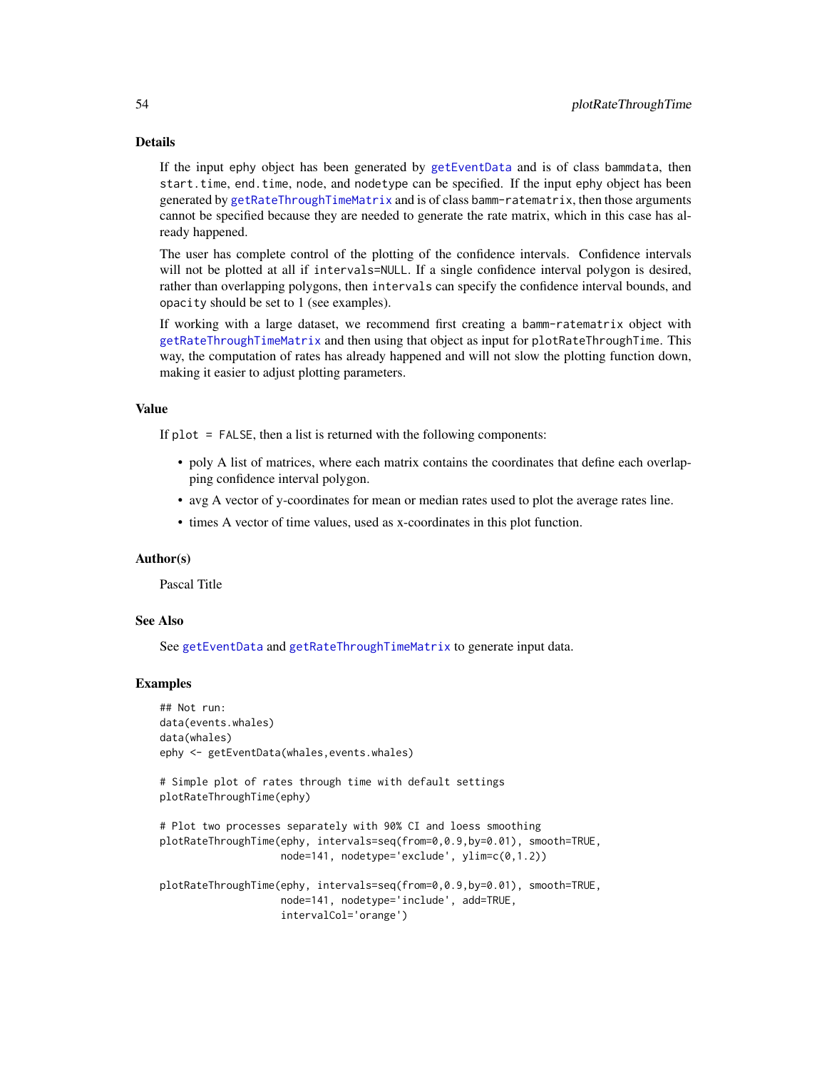## Details

If the input ephy object has been generated by getEventData and is of class bammdata, then start.time, end.time, node, and nodetype can be specified. If the input ephy object has been generated by getRateThroughTimeMatrix and is of class bamm-ratematrix, then those arguments cannot be specified because they are needed to generate the rate matrix, which in this case has already happened.

The user has complete control of the plotting of the confidence intervals. Confidence intervals will not be plotted at all if intervals=NULL. If a single confidence interval polygon is desired, rather than overlapping polygons, then intervals can specify the confidence interval bounds, and opacity should be set to 1 (see examples).

If working with a large dataset, we recommend first creating a bamm-ratematrix object with getRateThroughTimeMatrix and then using that object as input for plotRateThroughTime. This way, the computation of rates has already happened and will not slow the plotting function down, making it easier to adjust plotting parameters.

## Value

If plot = FALSE, then a list is returned with the following components:

- poly A list of matrices, where each matrix contains the coordinates that define each overlapping confidence interval polygon.
- avg A vector of y-coordinates for mean or median rates used to plot the average rates line.
- times A vector of time values, used as x-coordinates in this plot function.

## Author(s)

Pascal Title

## See Also

See getEventData and getRateThroughTimeMatrix to generate input data.

## Examples

```
## Not run:
data(events.whales)
data(whales)
ephy <- getEventData(whales,events.whales)

# Simple plot of rates through time with default settings
plotRateThroughTime(ephy)

# Plot two processes separately with 90% CI and loess smoothing
plotRateThroughTime(ephy, intervals=seq(from=0,0.9,by=0.01), smooth=TRUE,
                    node=141, nodetype='exclude', ylim=c(0,1.2))

plotRateThroughTime(ephy, intervals=seq(from=0,0.9,by=0.01), smooth=TRUE,
                    node=141, nodetype='include', add=TRUE,
                    intervalCol='orange')
```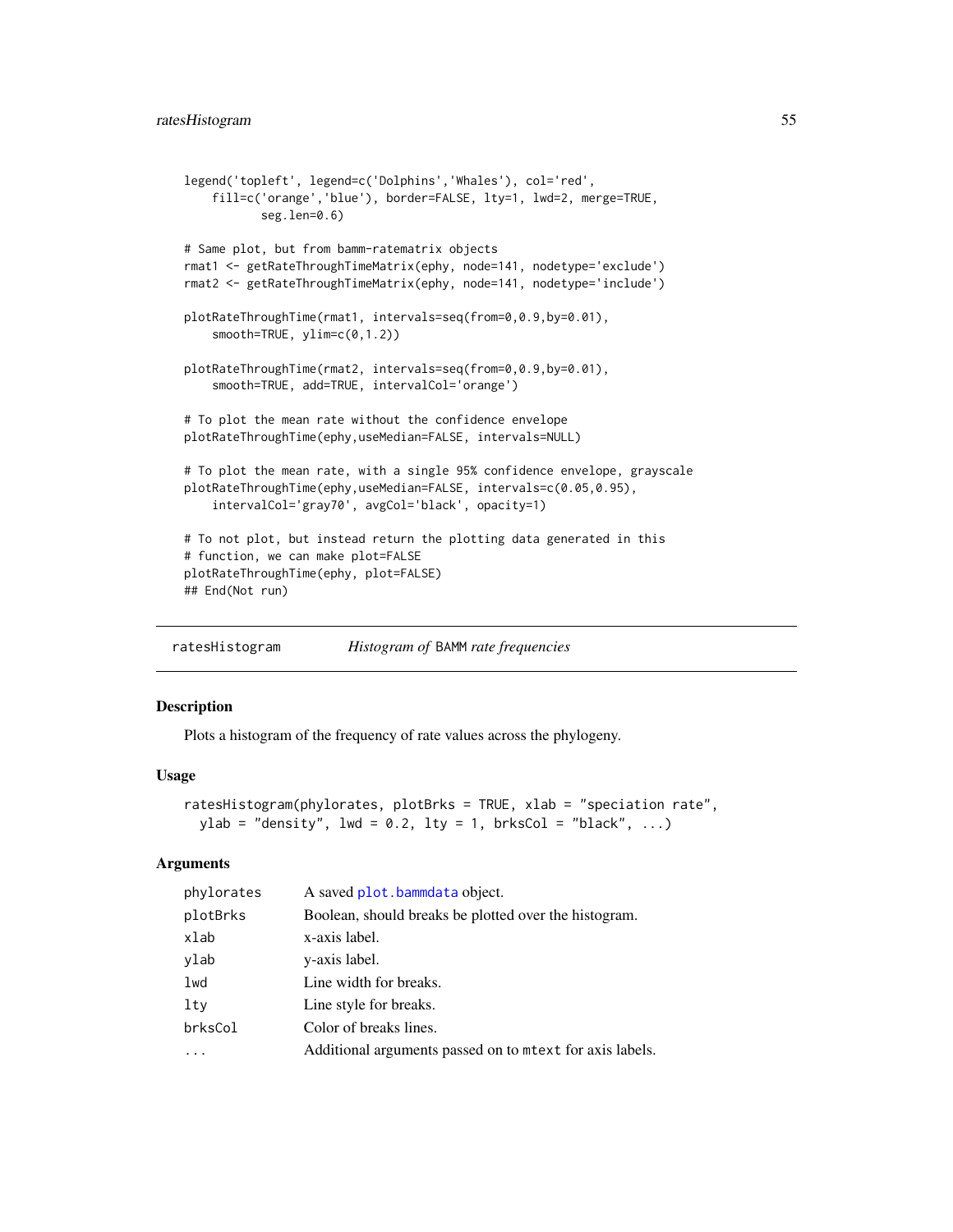```
legend('topleft', legend=c('Dolphins','Whales'), col='red',
    fill=c('orange','blue'), border=FALSE, lty=1, lwd=2, merge=TRUE,
          seg.len=0.6)

# Same plot, but from bamm-ratematrix objects
rmat1 <- getRateThroughTimeMatrix(ephy, node=141, nodetype='exclude')
rmat2 <- getRateThroughTimeMatrix(ephy, node=141, nodetype='include')

plotRateThroughTime(rmat1, intervals=seq(from=0,0.9,by=0.01),
    smooth=TRUE, ylim=c(0,1.2))

plotRateThroughTime(rmat2, intervals=seq(from=0,0.9,by=0.01),
    smooth=TRUE, add=TRUE, intervalCol='orange')

# To plot the mean rate without the confidence envelope
plotRateThroughTime(ephy,useMedian=FALSE, intervals=NULL)

# To plot the mean rate, with a single 95% confidence envelope, grayscale
plotRateThroughTime(ephy,useMedian=FALSE, intervals=c(0.05,0.95),
    intervalCol='gray70', avgCol='black', opacity=1)

# To not plot, but instead return the plotting data generated in this
# function, we can make plot=FALSE
plotRateThroughTime(ephy, plot=FALSE)
## End(Not run)
```

## ratesHistogram *Histogram of BAMM rate frequencies*

### Description

Plots a histogram of the frequency of rate values across the phylogeny.

### Usage

```
ratesHistogram(phylorates, plotBrks = TRUE, xlab = "speciation rate",
  ylab = "density", lwd = 0.2, lty = 1, brksCol = "black", ...)
```

### Arguments

| | |
|---|---|
| phylorates | A saved plot.bammdata object. |
| plotBrks | Boolean, should breaks be plotted over the histogram. |
| xlab | x-axis label. |
| ylab | y-axis label. |
| lwd | Line width for breaks. |
| lty | Line style for breaks. |
| brksCol | Color of breaks lines. |
| ... | Additional arguments passed on to mtext for axis labels. |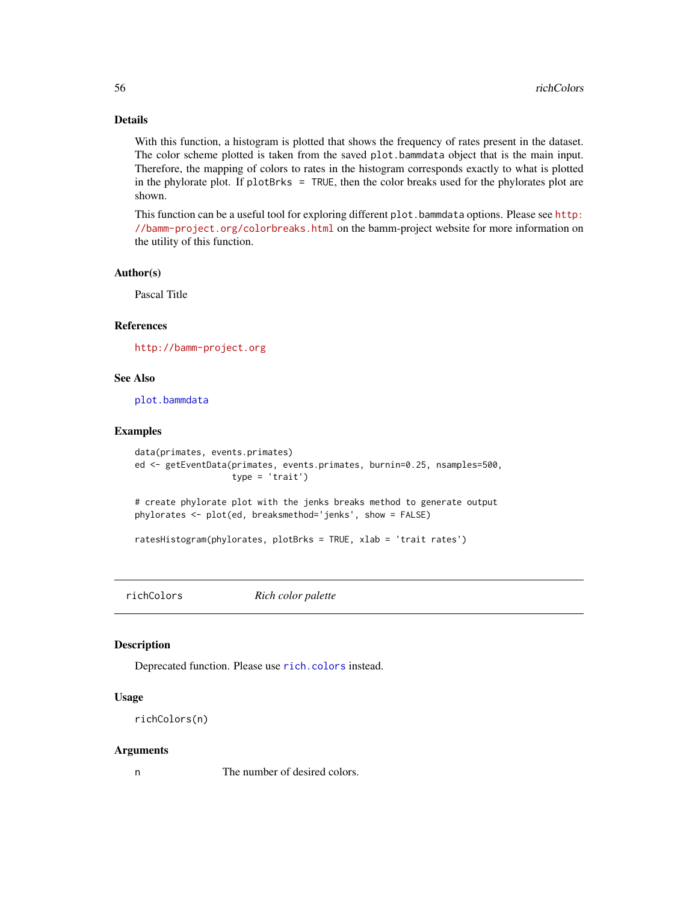### Details

With this function, a histogram is plotted that shows the frequency of rates present in the dataset. The color scheme plotted is taken from the saved `plot.bammdata` object that is the main input. Therefore, the mapping of colors to rates in the histogram corresponds exactly to what is plotted in the phylorate plot. If `plotBrks = TRUE`, then the color breaks used for the phylorates plot are shown.

This function can be a useful tool for exploring different `plot.bammdata` options. Please see http://bamm-project.org/colorbreaks.html on the bamm-project website for more information on the utility of this function.

### Author(s)

Pascal Title

### References

http://bamm-project.org

### See Also

`plot.bammdata`

### Examples

```
data(primates, events.primates)
ed <- getEventData(primates, events.primates, burnin=0.25, nsamples=500,
                   type = 'trait')

# create phylorate plot with the jenks breaks method to generate output
phylorates <- plot(ed, breaksmethod='jenks', show = FALSE)

ratesHistogram(phylorates, plotBrks = TRUE, xlab = 'trait rates')
```

---

## richColors — *Rich color palette*

### Description

Deprecated function. Please use `rich.colors` instead.

### Usage

```
richColors(n)
```

### Arguments

| | |
|---|---|
| n | The number of desired colors. |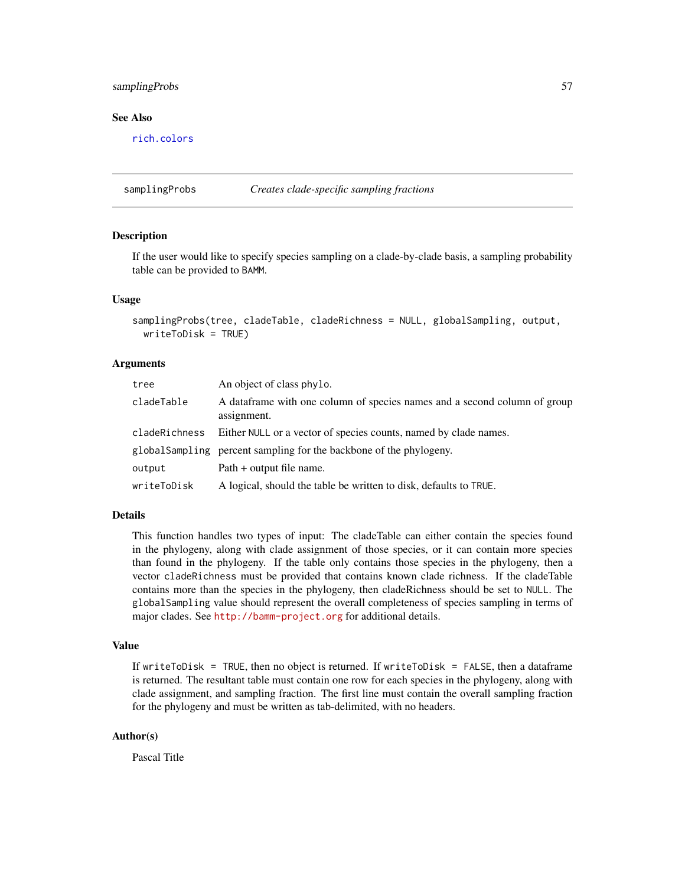## See Also

rich.colors

---

samplingProbs *Creates clade-specific sampling fractions*

---

### Description

If the user would like to specify species sampling on a clade-by-clade basis, a sampling probability table can be provided to BAMM.

### Usage

```
samplingProbs(tree, cladeTable, cladeRichness = NULL, globalSampling, output,
  writeToDisk = TRUE)
```

### Arguments

| | |
|---|---|
| tree | An object of class phylo. |
| cladeTable | A dataframe with one column of species names and a second column of group assignment. |
| cladeRichness | Either NULL or a vector of species counts, named by clade names. |
| globalSampling | percent sampling for the backbone of the phylogeny. |
| output | Path + output file name. |
| writeToDisk | A logical, should the table be written to disk, defaults to TRUE. |

### Details

This function handles two types of input: The cladeTable can either contain the species found in the phylogeny, along with clade assignment of those species, or it can contain more species than found in the phylogeny. If the table only contains those species in the phylogeny, then a vector cladeRichness must be provided that contains known clade richness. If the cladeTable contains more than the species in the phylogeny, then cladeRichness should be set to NULL. The globalSampling value should represent the overall completeness of species sampling in terms of major clades. See http://bamm-project.org for additional details.

### Value

If writeToDisk = TRUE, then no object is returned. If writeToDisk = FALSE, then a dataframe is returned. The resultant table must contain one row for each species in the phylogeny, along with clade assignment, and sampling fraction. The first line must contain the overall sampling fraction for the phylogeny and must be written as tab-delimited, with no headers.

### Author(s)

Pascal Title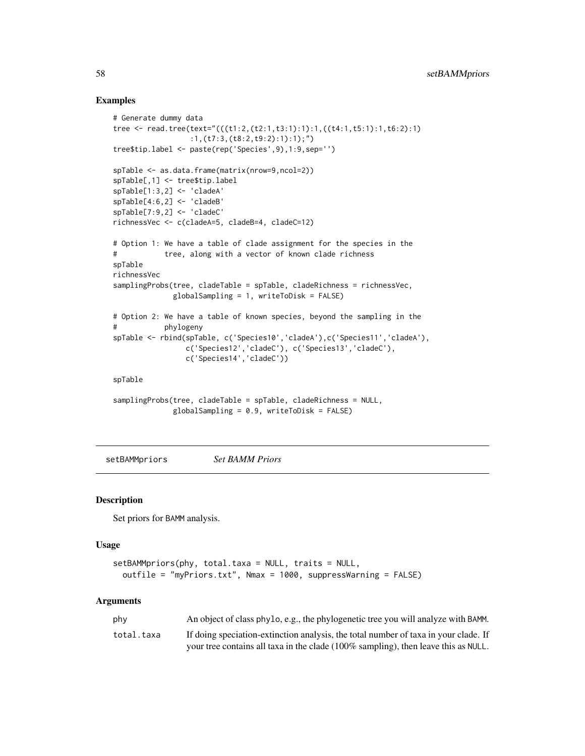## Examples

```
# Generate dummy data
tree <- read.tree(text="(((t1:2,(t2:1,t3:1):1):1,((t4:1,t5:1):1,t6:2):1)
                 :1,(t7:3,(t8:2,t9:2):1):1);")
tree$tip.label <- paste(rep('Species',9),1:9,sep='')

spTable <- as.data.frame(matrix(nrow=9,ncol=2))
spTable[,1] <- tree$tip.label
spTable[1:3,2] <- 'cladeA'
spTable[4:6,2] <- 'cladeB'
spTable[7:9,2] <- 'cladeC'
richnessVec <- c(cladeA=5, cladeB=4, cladeC=12)

# Option 1: We have a table of clade assignment for the species in the
#           tree, along with a vector of known clade richness
spTable
richnessVec
samplingProbs(tree, cladeTable = spTable, cladeRichness = richnessVec,
              globalSampling = 1, writeToDisk = FALSE)

# Option 2: We have a table of known species, beyond the sampling in the
#           phylogeny
spTable <- rbind(spTable, c('Species10','cladeA'),c('Species11','cladeA'),
                 c('Species12','cladeC'), c('Species13','cladeC'),
                 c('Species14','cladeC'))

spTable

samplingProbs(tree, cladeTable = spTable, cladeRichness = NULL,
              globalSampling = 0.9, writeToDisk = FALSE)
```

---

# setBAMMpriors *Set BAMM Priors*

---

## Description

Set priors for BAMM analysis.

## Usage

```
setBAMMpriors(phy, total.taxa = NULL, traits = NULL,
  outfile = "myPriors.txt", Nmax = 1000, suppressWarning = FALSE)
```

## Arguments

| | |
|---|---|
| phy | An object of class phylo, e.g., the phylogenetic tree you will analyze with BAMM. |
| total.taxa | If doing speciation-extinction analysis, the total number of taxa in your clade. If your tree contains all taxa in the clade (100% sampling), then leave this as NULL. |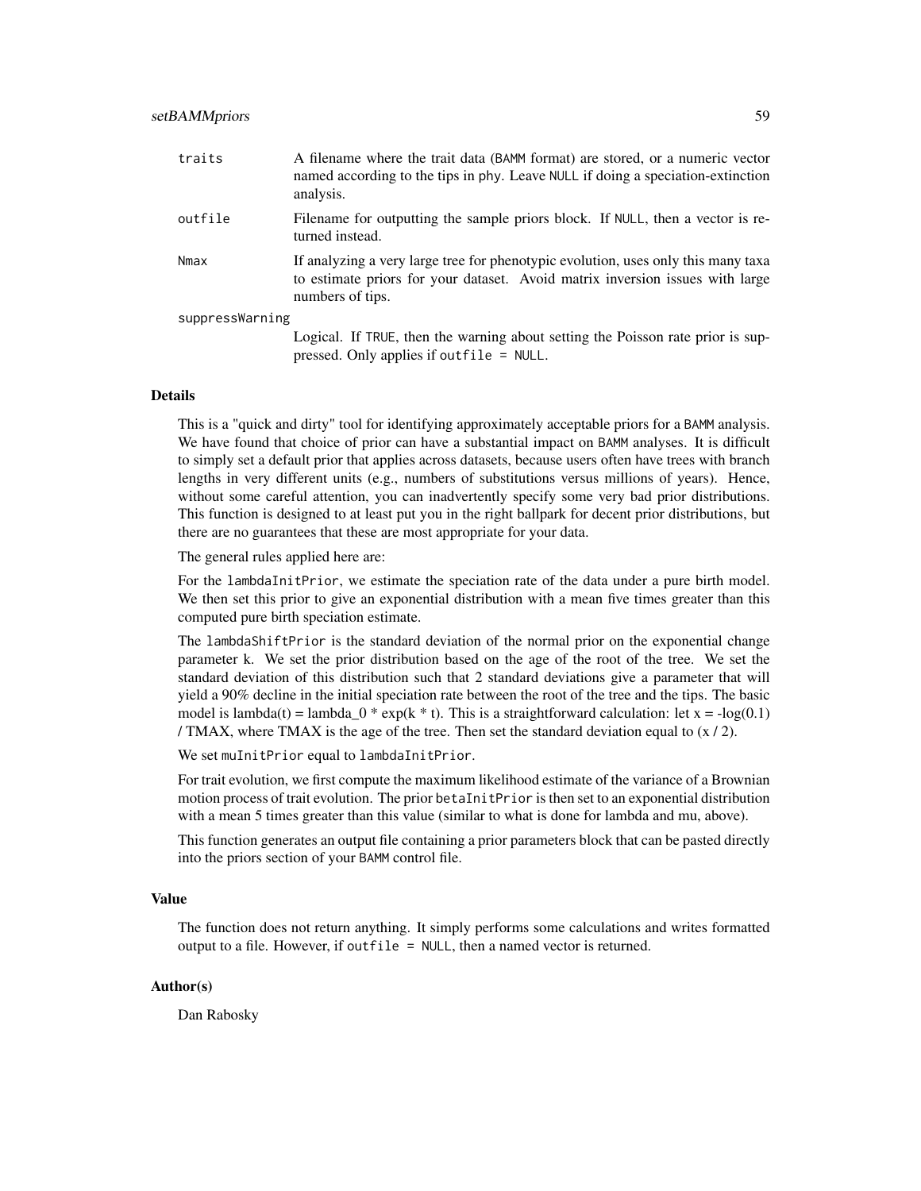| | |
|---|---|
| `traits` | A filename where the trait data (BAMM format) are stored, or a numeric vector named according to the tips in phy. Leave NULL if doing a speciation-extinction analysis. |
| `outfile` | Filename for outputting the sample priors block. If NULL, then a vector is returned instead. |
| `Nmax` | If analyzing a very large tree for phenotypic evolution, uses only this many taxa to estimate priors for your dataset. Avoid matrix inversion issues with large numbers of tips. |
| `suppressWarning` | Logical. If TRUE, then the warning about setting the Poisson rate prior is suppressed. Only applies if `outfile = NULL`. |

## Details

This is a "quick and dirty" tool for identifying approximately acceptable priors for a BAMM analysis. We have found that choice of prior can have a substantial impact on BAMM analyses. It is difficult to simply set a default prior that applies across datasets, because users often have trees with branch lengths in very different units (e.g., numbers of substitutions versus millions of years). Hence, without some careful attention, you can inadvertently specify some very bad prior distributions. This function is designed to at least put you in the right ballpark for decent prior distributions, but there are no guarantees that these are most appropriate for your data.

The general rules applied here are:

For the `lambdaInitPrior`, we estimate the speciation rate of the data under a pure birth model. We then set this prior to give an exponential distribution with a mean five times greater than this computed pure birth speciation estimate.

The `lambdaShiftPrior` is the standard deviation of the normal prior on the exponential change parameter k. We set the prior distribution based on the age of the root of the tree. We set the standard deviation of this distribution such that 2 standard deviations give a parameter that will yield a 90% decline in the initial speciation rate between the root of the tree and the tips. The basic model is lambda(t) = lambda_0 * exp(k * t). This is a straightforward calculation: let x = -log(0.1) / TMAX, where TMAX is the age of the tree. Then set the standard deviation equal to (x / 2).

We set `muInitPrior` equal to `lambdaInitPrior`.

For trait evolution, we first compute the maximum likelihood estimate of the variance of a Brownian motion process of trait evolution. The prior `betaInitPrior` is then set to an exponential distribution with a mean 5 times greater than this value (similar to what is done for lambda and mu, above).

This function generates an output file containing a prior parameters block that can be pasted directly into the priors section of your BAMM control file.

## Value

The function does not return anything. It simply performs some calculations and writes formatted output to a file. However, if `outfile = NULL`, then a named vector is returned.

## Author(s)

Dan Rabosky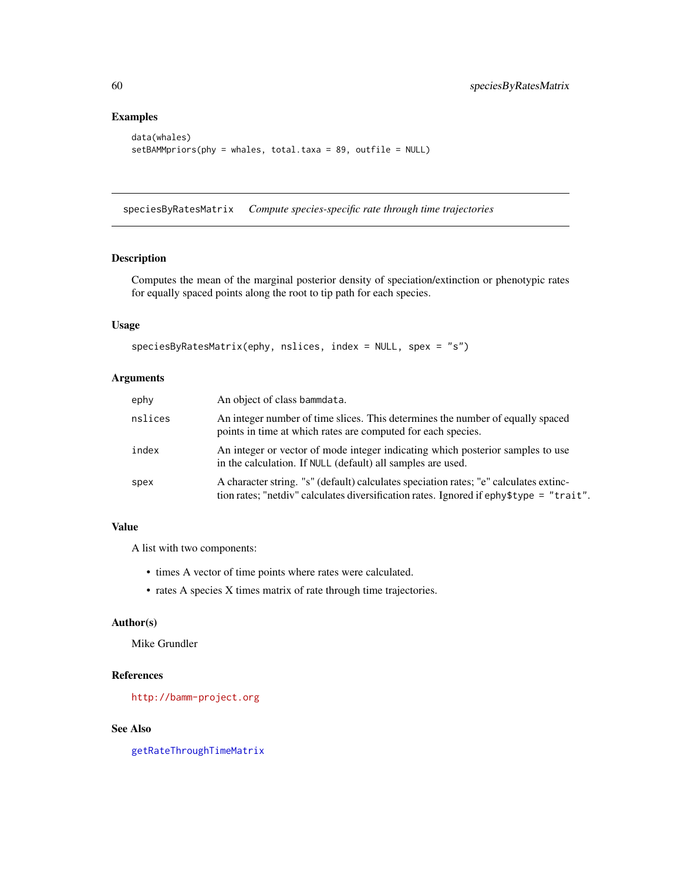## Examples

```
data(whales)
setBAMMpriors(phy = whales, total.taxa = 89, outfile = NULL)
```

---

# speciesByRatesMatrix    *Compute species-specific rate through time trajectories*

---

## Description

Computes the mean of the marginal posterior density of speciation/extinction or phenotypic rates for equally spaced points along the root to tip path for each species.

## Usage

```
speciesByRatesMatrix(ephy, nslices, index = NULL, spex = "s")
```

## Arguments

| | |
|---|---|
| ephy | An object of class bammdata. |
| nslices | An integer number of time slices. This determines the number of equally spaced points in time at which rates are computed for each species. |
| index | An integer or vector of mode integer indicating which posterior samples to use in the calculation. If NULL (default) all samples are used. |
| spex | A character string. "s" (default) calculates speciation rates; "e" calculates extinction rates; "netdiv" calculates diversification rates. Ignored if ephy$type = "trait". |

## Value

A list with two components:

- times A vector of time points where rates were calculated.
- rates A species X times matrix of rate through time trajectories.

## Author(s)

Mike Grundler

## References

http://bamm-project.org

## See Also

getRateThroughTimeMatrix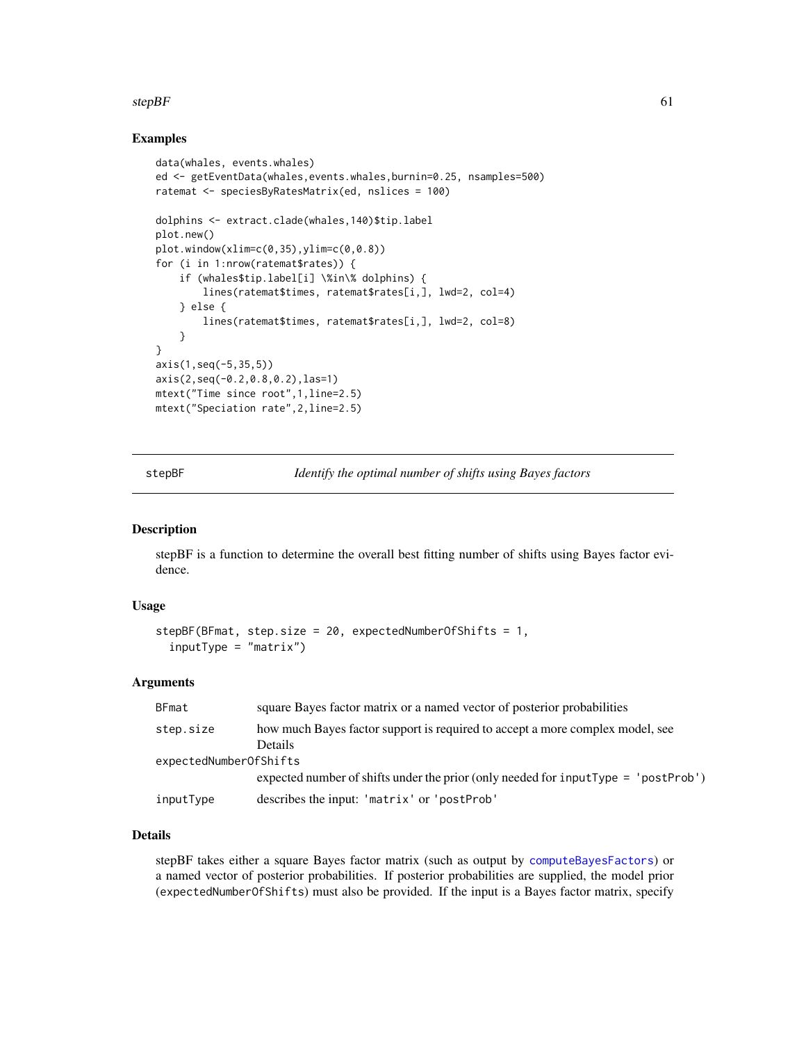## Examples

```
data(whales, events.whales)
ed <- getEventData(whales,events.whales,burnin=0.25, nsamples=500)
ratemat <- speciesByRatesMatrix(ed, nslices = 100)

dolphins <- extract.clade(whales,140)$tip.label
plot.new()
plot.window(xlim=c(0,35),ylim=c(0,0.8))
for (i in 1:nrow(ratemat$rates)) {
    if (whales$tip.label[i] \%in\% dolphins) {
        lines(ratemat$times, ratemat$rates[i,], lwd=2, col=4)
    } else {
        lines(ratemat$times, ratemat$rates[i,], lwd=2, col=8)
    }
}
axis(1,seq(-5,35,5))
axis(2,seq(-0.2,0.8,0.2),las=1)
mtext("Time since root",1,line=2.5)
mtext("Speciation rate",2,line=2.5)
```

---

# stepBF — *Identify the optimal number of shifts using Bayes factors*

---

## Description

stepBF is a function to determine the overall best fitting number of shifts using Bayes factor evidence.

## Usage

```
stepBF(BFmat, step.size = 20, expectedNumberOfShifts = 1,
  inputType = "matrix")
```

## Arguments

| | |
|---|---|
| `BFmat` | square Bayes factor matrix or a named vector of posterior probabilities |
| `step.size` | how much Bayes factor support is required to accept a more complex model, see Details |
| `expectedNumberOfShifts` | expected number of shifts under the prior (only needed for `inputType = 'postProb'`) |
| `inputType` | describes the input: `'matrix'` or `'postProb'` |

## Details

stepBF takes either a square Bayes factor matrix (such as output by `computeBayesFactors`) or a named vector of posterior probabilities. If posterior probabilities are supplied, the model prior (`expectedNumberOfShifts`) must also be provided. If the input is a Bayes factor matrix, specify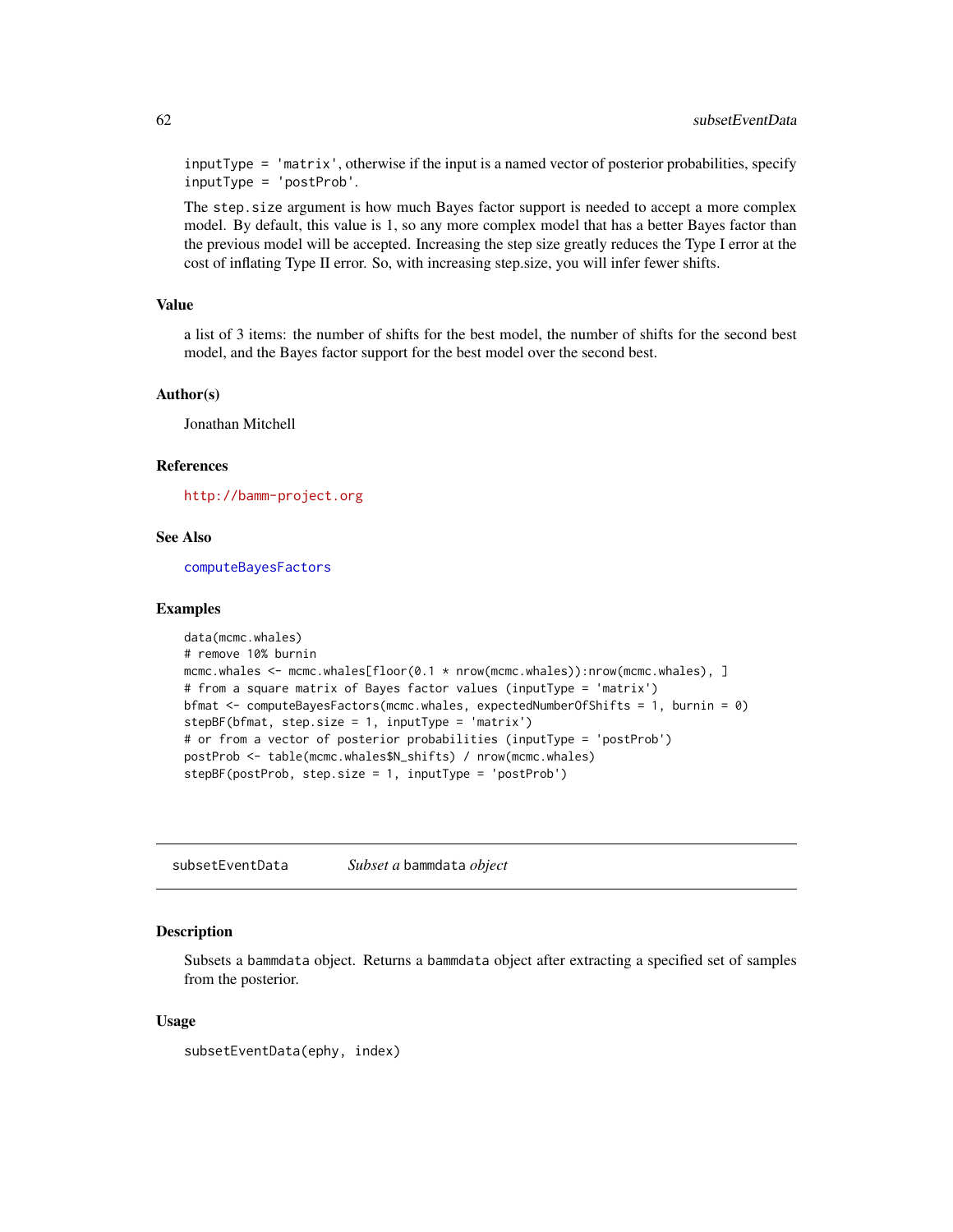inputType = 'matrix', otherwise if the input is a named vector of posterior probabilities, specify inputType = 'postProb'.

The step.size argument is how much Bayes factor support is needed to accept a more complex model. By default, this value is 1, so any more complex model that has a better Bayes factor than the previous model will be accepted. Increasing the step size greatly reduces the Type I error at the cost of inflating Type II error. So, with increasing step.size, you will infer fewer shifts.

### Value

a list of 3 items: the number of shifts for the best model, the number of shifts for the second best model, and the Bayes factor support for the best model over the second best.

### Author(s)

Jonathan Mitchell

### References

http://bamm-project.org

### See Also

computeBayesFactors

### Examples

```
data(mcmc.whales)
# remove 10% burnin
mcmc.whales <- mcmc.whales[floor(0.1 * nrow(mcmc.whales)):nrow(mcmc.whales), ]
# from a square matrix of Bayes factor values (inputType = 'matrix')
bfmat <- computeBayesFactors(mcmc.whales, expectedNumberOfShifts = 1, burnin = 0)
stepBF(bfmat, step.size = 1, inputType = 'matrix')
# or from a vector of posterior probabilities (inputType = 'postProb')
postProb <- table(mcmc.whales$N_shifts) / nrow(mcmc.whales)
stepBF(postProb, step.size = 1, inputType = 'postProb')
```

---

## subsetEventData — *Subset a* bammdata *object*

### Description

Subsets a bammdata object. Returns a bammdata object after extracting a specified set of samples from the posterior.

### Usage

```
subsetEventData(ephy, index)
```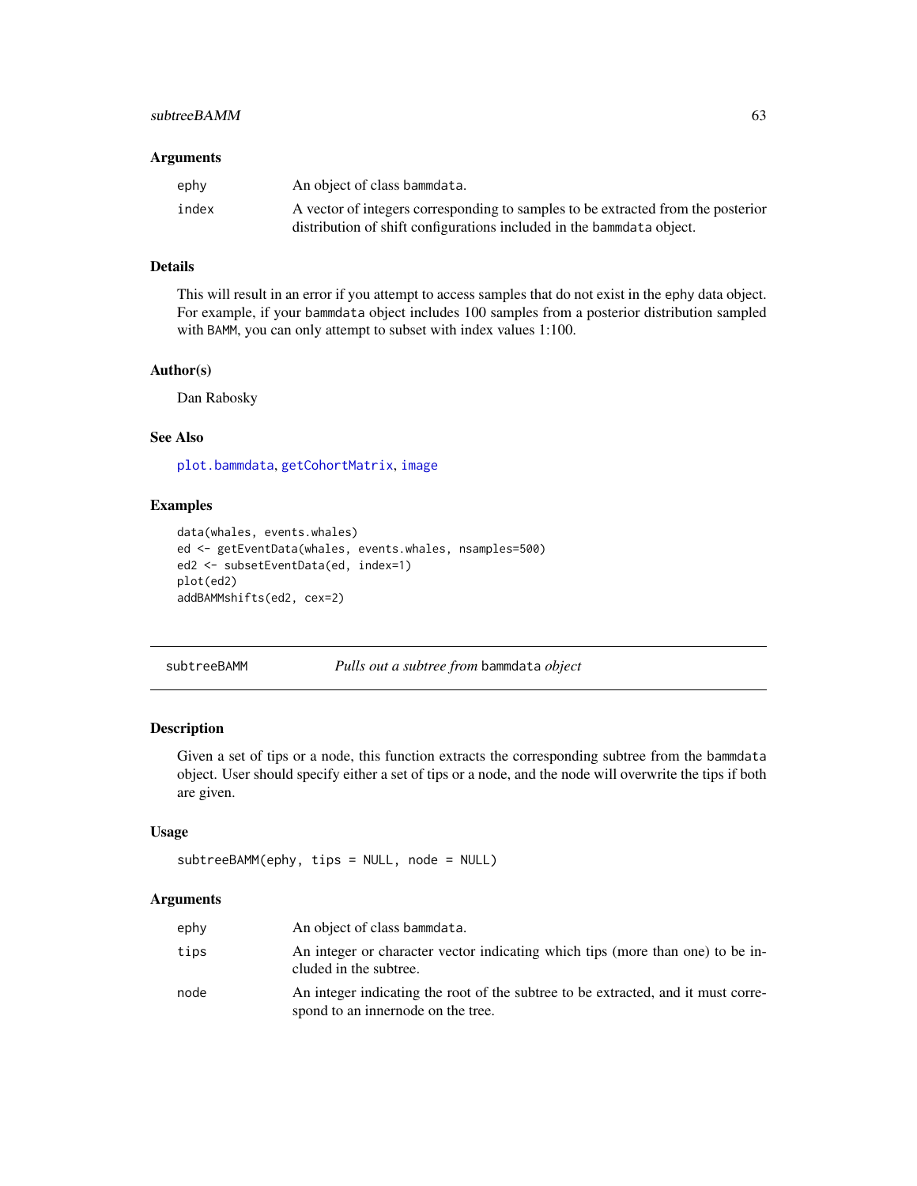### Arguments

| | |
|---|---|
| ephy | An object of class bammdata. |
| index | A vector of integers corresponding to samples to be extracted from the posterior distribution of shift configurations included in the bammdata object. |

### Details

This will result in an error if you attempt to access samples that do not exist in the ephy data object. For example, if your bammdata object includes 100 samples from a posterior distribution sampled with BAMM, you can only attempt to subset with index values 1:100.

### Author(s)

Dan Rabosky

### See Also

plot.bammdata, getCohortMatrix, image

### Examples

```
data(whales, events.whales)
ed <- getEventData(whales, events.whales, nsamples=500)
ed2 <- subsetEventData(ed, index=1)
plot(ed2)
addBAMMshifts(ed2, cex=2)
```

---

## subtreeBAMM — *Pulls out a subtree from* bammdata *object*

### Description

Given a set of tips or a node, this function extracts the corresponding subtree from the bammdata object. User should specify either a set of tips or a node, and the node will overwrite the tips if both are given.

### Usage

```
subtreeBAMM(ephy, tips = NULL, node = NULL)
```

### Arguments

| | |
|---|---|
| ephy | An object of class bammdata. |
| tips | An integer or character vector indicating which tips (more than one) to be included in the subtree. |
| node | An integer indicating the root of the subtree to be extracted, and it must correspond to an innernode on the tree. |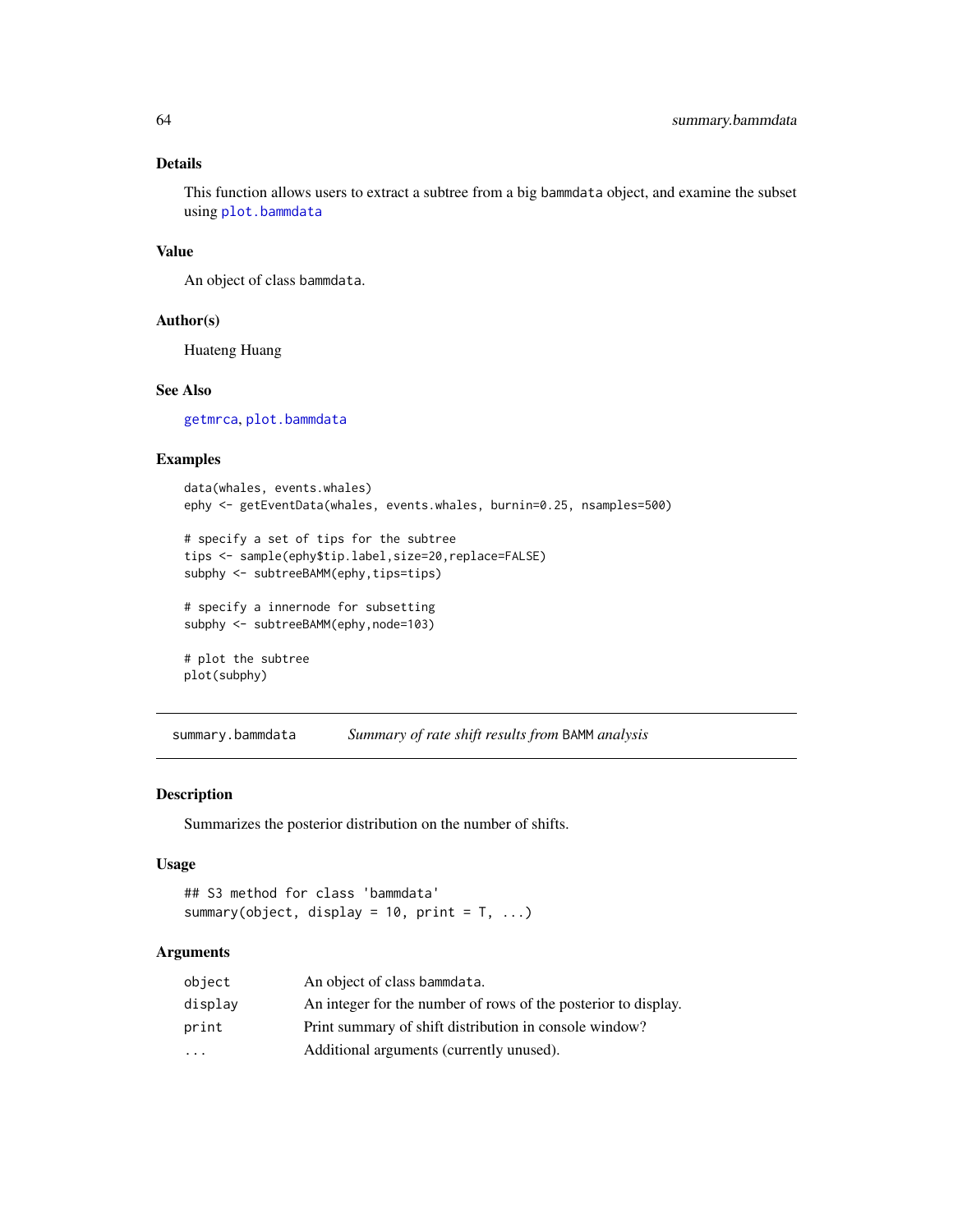### Details

This function allows users to extract a subtree from a big bammdata object, and examine the subset using plot.bammdata

### Value

An object of class bammdata.

### Author(s)

Huateng Huang

### See Also

getmrca, plot.bammdata

### Examples

```
data(whales, events.whales)
ephy <- getEventData(whales, events.whales, burnin=0.25, nsamples=500)

# specify a set of tips for the subtree
tips <- sample(ephy$tip.label,size=20,replace=FALSE)
subphy <- subtreeBAMM(ephy,tips=tips)

# specify a innernode for subsetting
subphy <- subtreeBAMM(ephy,node=103)

# plot the subtree
plot(subphy)
```

---

## summary.bammdata — *Summary of rate shift results from* BAMM *analysis*

### Description

Summarizes the posterior distribution on the number of shifts.

### Usage

```
## S3 method for class 'bammdata'
summary(object, display = 10, print = T, ...)
```

### Arguments

| | |
|---|---|
| object | An object of class bammdata. |
| display | An integer for the number of rows of the posterior to display. |
| print | Print summary of shift distribution in console window? |
| ... | Additional arguments (currently unused). |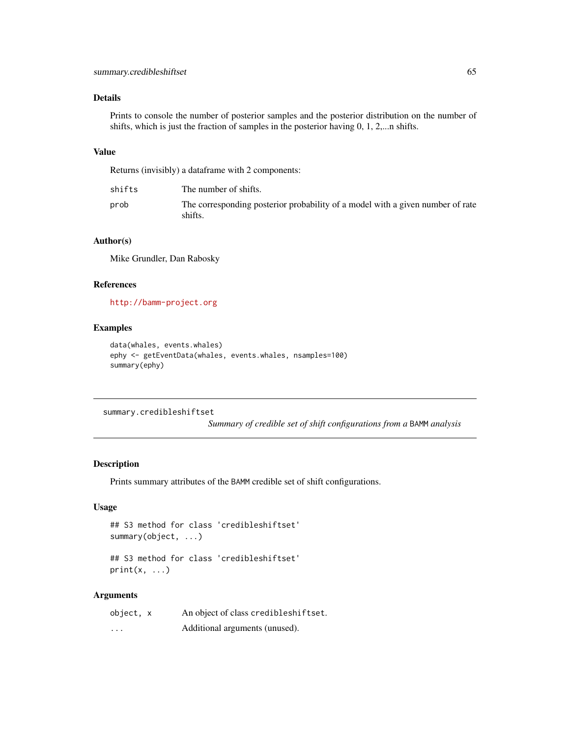## Details

Prints to console the number of posterior samples and the posterior distribution on the number of shifts, which is just the fraction of samples in the posterior having 0, 1, 2,...n shifts.

## Value

Returns (invisibly) a dataframe with 2 components:

| | |
|---|---|
| `shifts` | The number of shifts. |
| `prob` | The corresponding posterior probability of a model with a given number of rate shifts. |

## Author(s)

Mike Grundler, Dan Rabosky

## References

http://bamm-project.org

## Examples

```
data(whales, events.whales)
ephy <- getEventData(whales, events.whales, nsamples=100)
summary(ephy)
```

---

# summary.credibleshiftset — *Summary of credible set of shift configurations from a* BAMM *analysis*

## Description

Prints summary attributes of the BAMM credible set of shift configurations.

## Usage

```
## S3 method for class 'credibleshiftset'
summary(object, ...)

## S3 method for class 'credibleshiftset'
print(x, ...)
```

## Arguments

| | |
|---|---|
| `object, x` | An object of class `credibleshiftset`. |
| `...` | Additional arguments (unused). |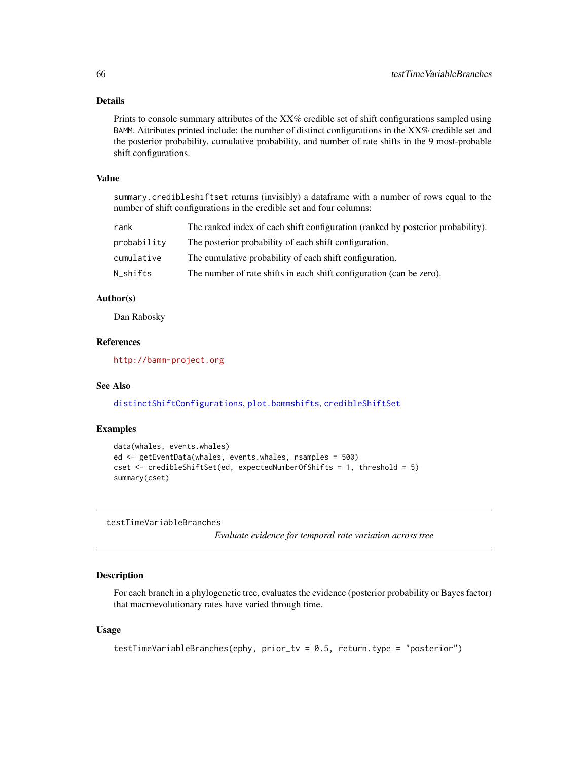### Details

Prints to console summary attributes of the XX% credible set of shift configurations sampled using BAMM. Attributes printed include: the number of distinct configurations in the XX% credible set and the posterior probability, cumulative probability, and number of rate shifts in the 9 most-probable shift configurations.

### Value

summary.credibleshiftset returns (invisibly) a dataframe with a number of rows equal to the number of shift configurations in the credible set and four columns:

| | |
|---|---|
| rank | The ranked index of each shift configuration (ranked by posterior probability). |
| probability | The posterior probability of each shift configuration. |
| cumulative | The cumulative probability of each shift configuration. |
| N_shifts | The number of rate shifts in each shift configuration (can be zero). |

### Author(s)

Dan Rabosky

### References

http://bamm-project.org

### See Also

distinctShiftConfigurations, plot.bammshifts, credibleShiftSet

### Examples

```
data(whales, events.whales)
ed <- getEventData(whales, events.whales, nsamples = 500)
cset <- credibleShiftSet(ed, expectedNumberOfShifts = 1, threshold = 5)
summary(cset)
```

---

## testTimeVariableBranches

*Evaluate evidence for temporal rate variation across tree*

---

### Description

For each branch in a phylogenetic tree, evaluates the evidence (posterior probability or Bayes factor) that macroevolutionary rates have varied through time.

### Usage

```
testTimeVariableBranches(ephy, prior_tv = 0.5, return.type = "posterior")
```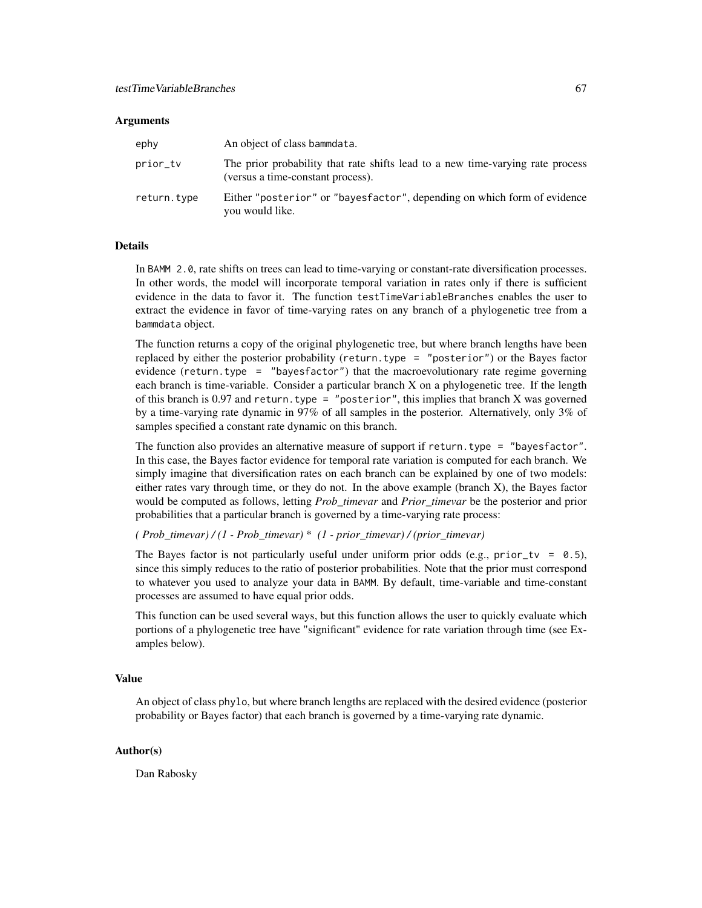### Arguments

| | |
|---|---|
| ephy | An object of class bammdata. |
| prior_tv | The prior probability that rate shifts lead to a new time-varying rate process (versus a time-constant process). |
| return.type | Either "posterior" or "bayesfactor", depending on which form of evidence you would like. |

### Details

In BAMM 2.0, rate shifts on trees can lead to time-varying or constant-rate diversification processes. In other words, the model will incorporate temporal variation in rates only if there is sufficient evidence in the data to favor it. The function testTimeVariableBranches enables the user to extract the evidence in favor of time-varying rates on any branch of a phylogenetic tree from a bammdata object.

The function returns a copy of the original phylogenetic tree, but where branch lengths have been replaced by either the posterior probability (return.type = "posterior") or the Bayes factor evidence (return.type = "bayesfactor") that the macroevolutionary rate regime governing each branch is time-variable. Consider a particular branch X on a phylogenetic tree. If the length of this branch is 0.97 and return.type = "posterior", this implies that branch X was governed by a time-varying rate dynamic in 97% of all samples in the posterior. Alternatively, only 3% of samples specified a constant rate dynamic on this branch.

The function also provides an alternative measure of support if return.type = "bayesfactor". In this case, the Bayes factor evidence for temporal rate variation is computed for each branch. We simply imagine that diversification rates on each branch can be explained by one of two models: either rates vary through time, or they do not. In the above example (branch X), the Bayes factor would be computed as follows, letting *Prob_timevar* and *Prior_timevar* be the posterior and prior probabilities that a particular branch is governed by a time-varying rate process:

*( Prob_timevar) / (1 - Prob_timevar) * (1 - prior_timevar) / (prior_timevar)*

The Bayes factor is not particularly useful under uniform prior odds (e.g., prior_tv = 0.5), since this simply reduces to the ratio of posterior probabilities. Note that the prior must correspond to whatever you used to analyze your data in BAMM. By default, time-variable and time-constant processes are assumed to have equal prior odds.

This function can be used several ways, but this function allows the user to quickly evaluate which portions of a phylogenetic tree have "significant" evidence for rate variation through time (see Examples below).

### Value

An object of class phylo, but where branch lengths are replaced with the desired evidence (posterior probability or Bayes factor) that each branch is governed by a time-varying rate dynamic.

### Author(s)

Dan Rabosky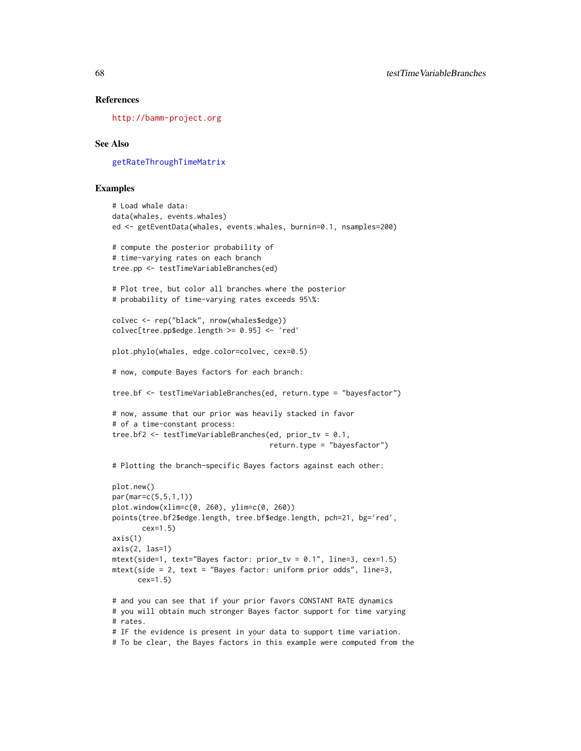## References

http://bamm-project.org

## See Also

getRateThroughTimeMatrix

## Examples

```
# Load whale data:
data(whales, events.whales)
ed <- getEventData(whales, events.whales, burnin=0.1, nsamples=200)

# compute the posterior probability of
# time-varying rates on each branch
tree.pp <- testTimeVariableBranches(ed)

# Plot tree, but color all branches where the posterior
# probability of time-varying rates exceeds 95\%:

colvec <- rep("black", nrow(whales$edge))
colvec[tree.pp$edge.length >= 0.95] <- 'red'

plot.phylo(whales, edge.color=colvec, cex=0.5)

# now, compute Bayes factors for each branch:

tree.bf <- testTimeVariableBranches(ed, return.type = "bayesfactor")

# now, assume that our prior was heavily stacked in favor
# of a time-constant process:
tree.bf2 <- testTimeVariableBranches(ed, prior_tv = 0.1,
                                     return.type = "bayesfactor")

# Plotting the branch-specific Bayes factors against each other:

plot.new()
par(mar=c(5,5,1,1))
plot.window(xlim=c(0, 260), ylim=c(0, 260))
points(tree.bf2$edge.length, tree.bf$edge.length, pch=21, bg='red',
       cex=1.5)
axis(1)
axis(2, las=1)
mtext(side=1, text="Bayes factor: prior_tv = 0.1", line=3, cex=1.5)
mtext(side = 2, text = "Bayes factor: uniform prior odds", line=3,
      cex=1.5)

# and you can see that if your prior favors CONSTANT RATE dynamics
# you will obtain much stronger Bayes factor support for time varying
# rates.
# IF the evidence is present in your data to support time variation.
# To be clear, the Bayes factors in this example were computed from the
```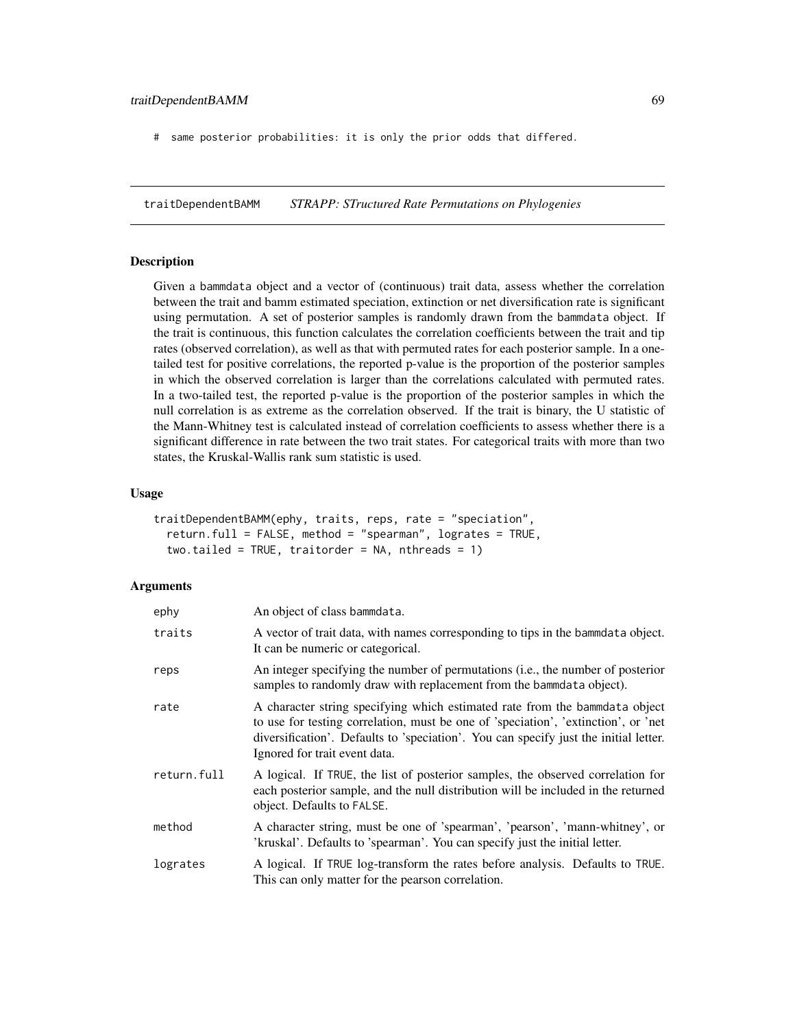```
#  same posterior probabilities: it is only the prior odds that differed.
```

---

traitDependentBAMM *STRAPP: STructured Rate Permutations on Phylogenies*

---

### Description

Given a bammdata object and a vector of (continuous) trait data, assess whether the correlation between the trait and bamm estimated speciation, extinction or net diversification rate is significant using permutation. A set of posterior samples is randomly drawn from the bammdata object. If the trait is continuous, this function calculates the correlation coefficients between the trait and tip rates (observed correlation), as well as that with permuted rates for each posterior sample. In a one-tailed test for positive correlations, the reported p-value is the proportion of the posterior samples in which the observed correlation is larger than the correlations calculated with permuted rates. In a two-tailed test, the reported p-value is the proportion of the posterior samples in which the null correlation is as extreme as the correlation observed. If the trait is binary, the U statistic of the Mann-Whitney test is calculated instead of correlation coefficients to assess whether there is a significant difference in rate between the two trait states. For categorical traits with more than two states, the Kruskal-Wallis rank sum statistic is used.

### Usage

```
traitDependentBAMM(ephy, traits, reps, rate = "speciation",
  return.full = FALSE, method = "spearman", lograte = TRUE,
  two.tailed = TRUE, traitorder = NA, nthreads = 1)
```

### Arguments

| | |
|---|---|
| ephy | An object of class bammdata. |
| traits | A vector of trait data, with names corresponding to tips in the bammdata object. It can be numeric or categorical. |
| reps | An integer specifying the number of permutations (i.e., the number of posterior samples to randomly draw with replacement from the bammdata object). |
| rate | A character string specifying which estimated rate from the bammdata object to use for testing correlation, must be one of 'speciation', 'extinction', or 'net diversification'. Defaults to 'speciation'. You can specify just the initial letter. Ignored for trait event data. |
| return.full | A logical. If TRUE, the list of posterior samples, the observed correlation for each posterior sample, and the null distribution will be included in the returned object. Defaults to FALSE. |
| method | A character string, must be one of 'spearman', 'pearson', 'mann-whitney', or 'kruskal'. Defaults to 'spearman'. You can specify just the initial letter. |
| lograte | A logical. If TRUE log-transform the rates before analysis. Defaults to TRUE. This can only matter for the pearson correlation. |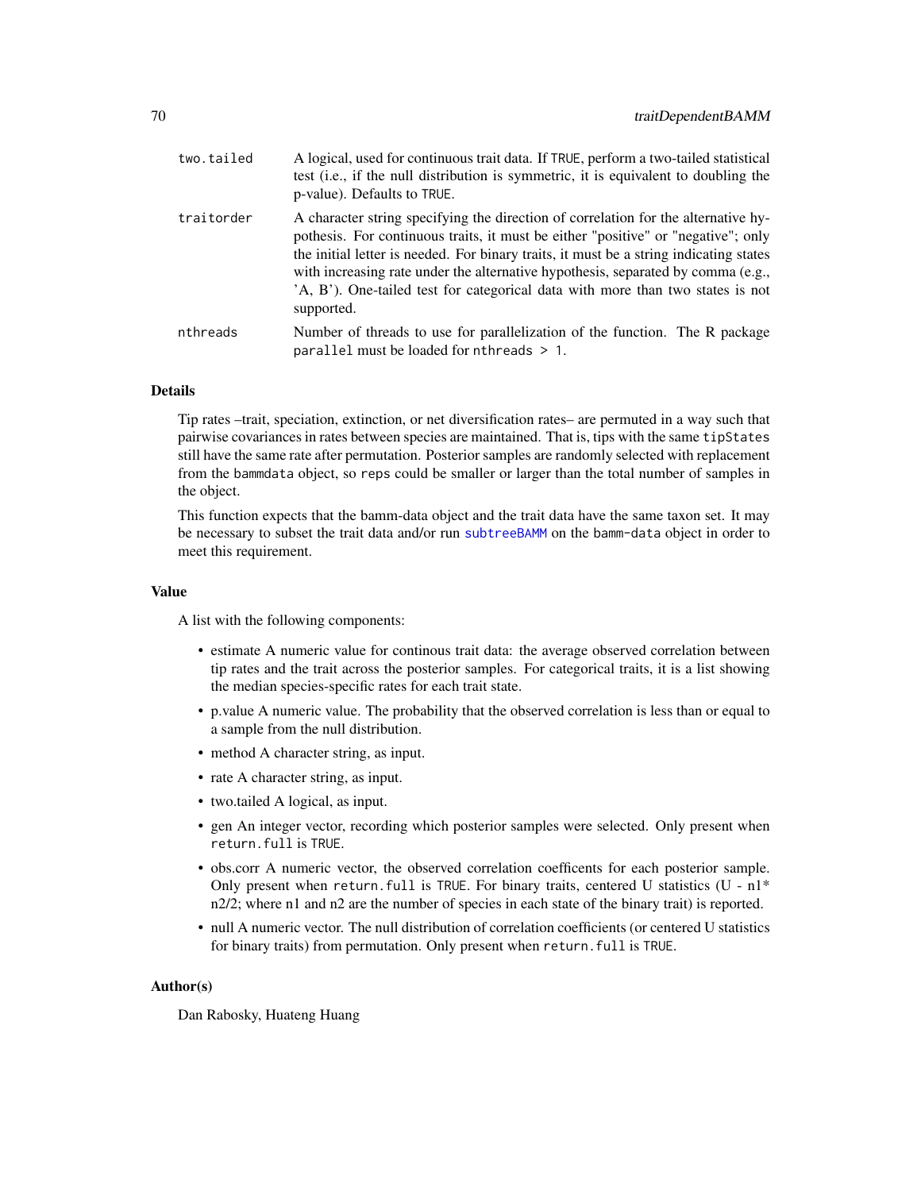| | |
|---|---|
| `two.tailed` | A logical, used for continuous trait data. If `TRUE`, perform a two-tailed statistical test (i.e., if the null distribution is symmetric, it is equivalent to doubling the p-value). Defaults to `TRUE`. |
| `traitorder` | A character string specifying the direction of correlation for the alternative hypothesis. For continuous traits, it must be either "positive" or "negative"; only the initial letter is needed. For binary traits, it must be a string indicating states with increasing rate under the alternative hypothesis, separated by comma (e.g., 'A, B'). One-tailed test for categorical data with more than two states is not supported. |
| `nthreads` | Number of threads to use for parallelization of the function. The R package `parallel` must be loaded for `nthreads > 1`. |

### Details

Tip rates –trait, speciation, extinction, or net diversification rates– are permuted in a way such that pairwise covariances in rates between species are maintained. That is, tips with the same `tipStates` still have the same rate after permutation. Posterior samples are randomly selected with replacement from the `bammdata` object, so `reps` could be smaller or larger than the total number of samples in the object.

This function expects that the bamm-data object and the trait data have the same taxon set. It may be necessary to subset the trait data and/or run `subtreeBAMM` on the `bamm-data` object in order to meet this requirement.

### Value

A list with the following components:

- estimate A numeric value for continous trait data: the average observed correlation between tip rates and the trait across the posterior samples. For categorical traits, it is a list showing the median species-specific rates for each trait state.
- p.value A numeric value. The probability that the observed correlation is less than or equal to a sample from the null distribution.
- method A character string, as input.
- rate A character string, as input.
- two.tailed A logical, as input.
- gen An integer vector, recording which posterior samples were selected. Only present when `return.full` is `TRUE`.
- obs.corr A numeric vector, the observed correlation coefficents for each posterior sample. Only present when `return.full` is `TRUE`. For binary traits, centered U statistics (U - `n1`* n2/2; where `n1` and `n2` are the number of species in each state of the binary trait) is reported.
- null A numeric vector. The null distribution of correlation coefficients (or centered U statistics for binary traits) from permutation. Only present when `return.full` is `TRUE`.

### Author(s)

Dan Rabosky, Huateng Huang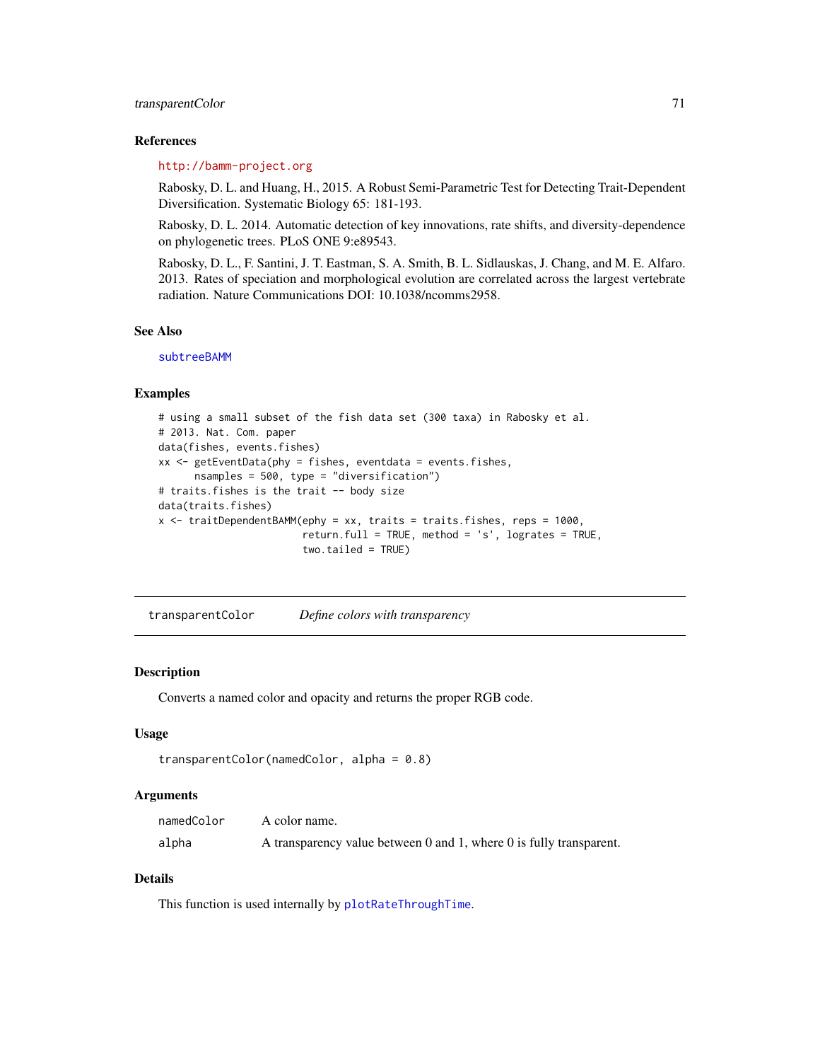### References

http://bamm-project.org

Rabosky, D. L. and Huang, H., 2015. A Robust Semi-Parametric Test for Detecting Trait-Dependent Diversification. Systematic Biology 65: 181-193.

Rabosky, D. L. 2014. Automatic detection of key innovations, rate shifts, and diversity-dependence on phylogenetic trees. PLoS ONE 9:e89543.

Rabosky, D. L., F. Santini, J. T. Eastman, S. A. Smith, B. L. Sidlauskas, J. Chang, and M. E. Alfaro. 2013. Rates of speciation and morphological evolution are correlated across the largest vertebrate radiation. Nature Communications DOI: 10.1038/ncomms2958.

### See Also

subtreeBAMM

### Examples

```
# using a small subset of the fish data set (300 taxa) in Rabosky et al.
# 2013. Nat. Com. paper
data(fishes, events.fishes)
xx <- getEventData(phy = fishes, eventdata = events.fishes,
      nsamples = 500, type = "diversification")
# traits.fishes is the trait -- body size
data(traits.fishes)
x <- traitDependentBAMM(ephy = xx, traits = traits.fishes, reps = 1000,
                        return.full = TRUE, method = 's', lograte = TRUE,
                        two.tailed = TRUE)
```

---

## transparentColor *Define colors with transparency*

### Description

Converts a named color and opacity and returns the proper RGB code.

### Usage

```
transparentColor(namedColor, alpha = 0.8)
```

### Arguments

| | |
|---|---|
| namedColor | A color name. |
| alpha | A transparency value between 0 and 1, where 0 is fully transparent. |

### Details

This function is used internally by plotRateThroughTime.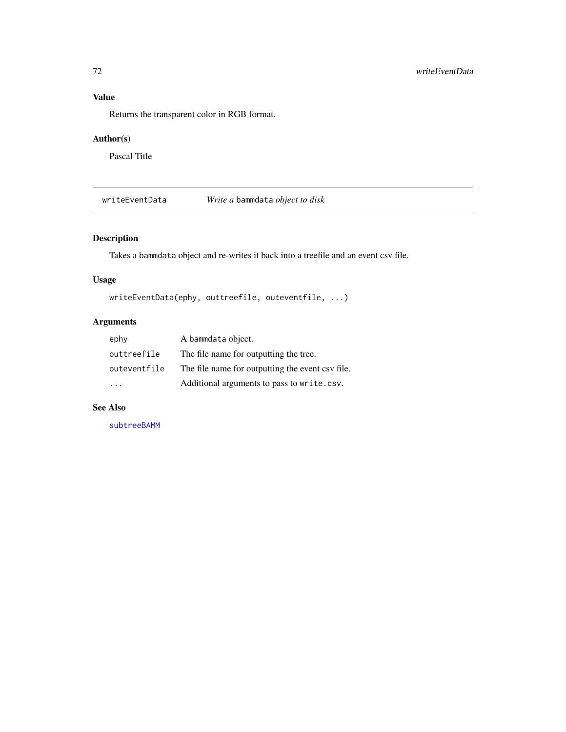## Value

Returns the transparent color in RGB format.

## Author(s)

Pascal Title

---

# writeEventData — *Write a* `bammdata` *object to disk*

## Description

Takes a `bammdata` object and re-writes it back into a treefile and an event csv file.

## Usage

```
writeEventData(ephy, outtreefile, outeventfile, ...)
```

## Arguments

| | |
|---|---|
| `ephy` | A `bammdata` object. |
| `outtreefile` | The file name for outputting the tree. |
| `outeventfile` | The file name for outputting the event csv file. |
| `...` | Additional arguments to pass to `write.csv`. |

## See Also

`subtreeBAMM`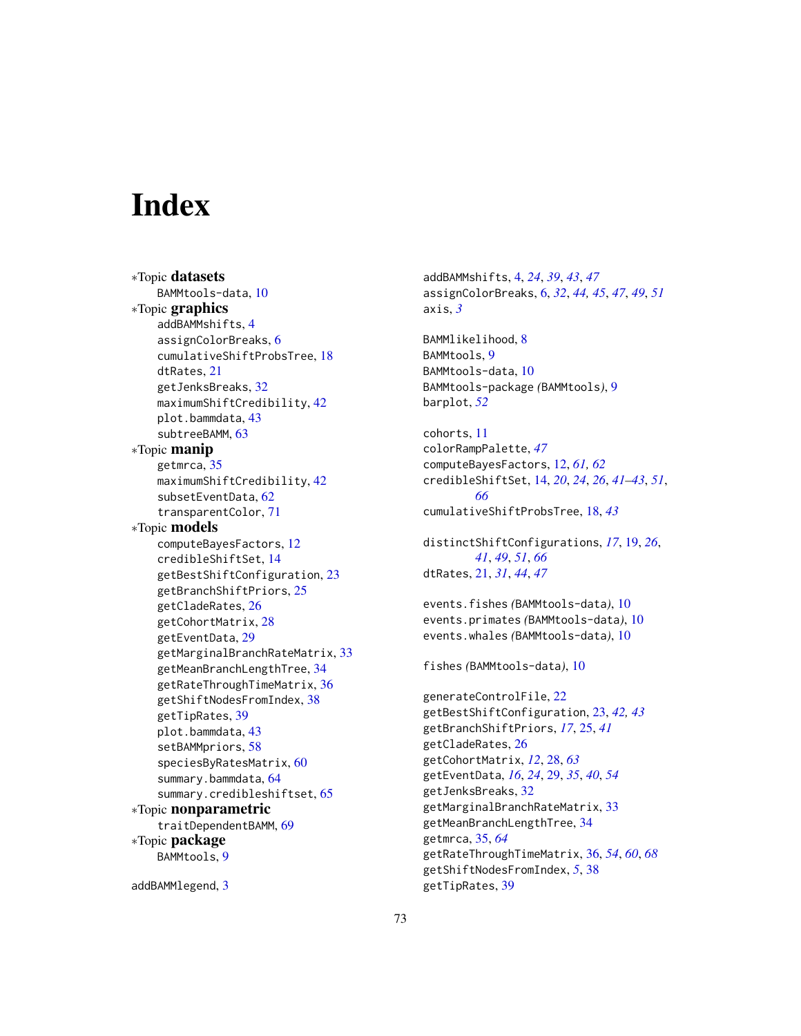# Index

∗Topic **datasets**
BAMMtools-data, 10

∗Topic **graphics**
addBAMMshifts, 4
assignColorBreaks, 6
cumulativeShiftProbsTree, 18
dtRates, 21
getJenksBreaks, 32
maximumShiftCredibility, 42
plot.bammdata, 43
subtreeBAMM, 63

∗Topic **manip**
getmrca, 35
maximumShiftCredibility, 42
subsetEventData, 62
transparentColor, 71

∗Topic **models**
computeBayesFactors, 12
credibleShiftSet, 14
getBestShiftConfiguration, 23
getBranchShiftPriors, 25
getCladeRates, 26
getCohortMatrix, 28
getEventData, 29
getMarginalBranchRateMatrix, 33
getMeanBranchLengthTree, 34
getRateThroughTimeMatrix, 36
getShiftNodesFromIndex, 38
getTipRates, 39
plot.bammdata, 43
setBAMMpriors, 58
speciesByRatesMatrix, 60
summary.bammdata, 64
summary.credibleshiftset, 65

∗Topic **nonparametric**
traitDependentBAMM, 69

∗Topic **package**
BAMMtools, 9

addBAMMlegend, 3
addBAMMshifts, 4, *24*, *39*, *43*, *47*
assignColorBreaks, 6, *32*, *44, 45*, *47*, *49*, *51*
axis, *3*

BAMMlikelihood, 8
BAMMtools, 9
BAMMtools-data, 10
BAMMtools-package *(*BAMMtools*)*, 9
barplot, *52*

cohorts, 11
colorRampPalette, *47*
computeBayesFactors, 12, *61, 62*
credibleShiftSet, 14, *20*, *24*, *26*, *41–43*, *51*, *66*
cumulativeShiftProbsTree, 18, *43*

distinctShiftConfigurations, *17*, 19, *26*, *41*, *49*, *51*, *66*
dtRates, 21, *31*, *44*, *47*

events.fishes *(*BAMMtools-data*)*, 10
events.primates *(*BAMMtools-data*)*, 10
events.whales *(*BAMMtools-data*)*, 10

fishes *(*BAMMtools-data*)*, 10

generateControlFile, 22
getBestShiftConfiguration, 23, *42, 43*
getBranchShiftPriors, *17*, 25, *41*
getCladeRates, 26
getCohortMatrix, *12*, 28, *63*
getEventData, *16*, *24*, 29, *35*, *40*, *54*
getJenksBreaks, 32
getMarginalBranchRateMatrix, 33
getMeanBranchLengthTree, 34
getmrca, 35, *64*
getRateThroughTimeMatrix, 36, *54*, *60*, *68*
getShiftNodesFromIndex, *5*, 38
getTipRates, 39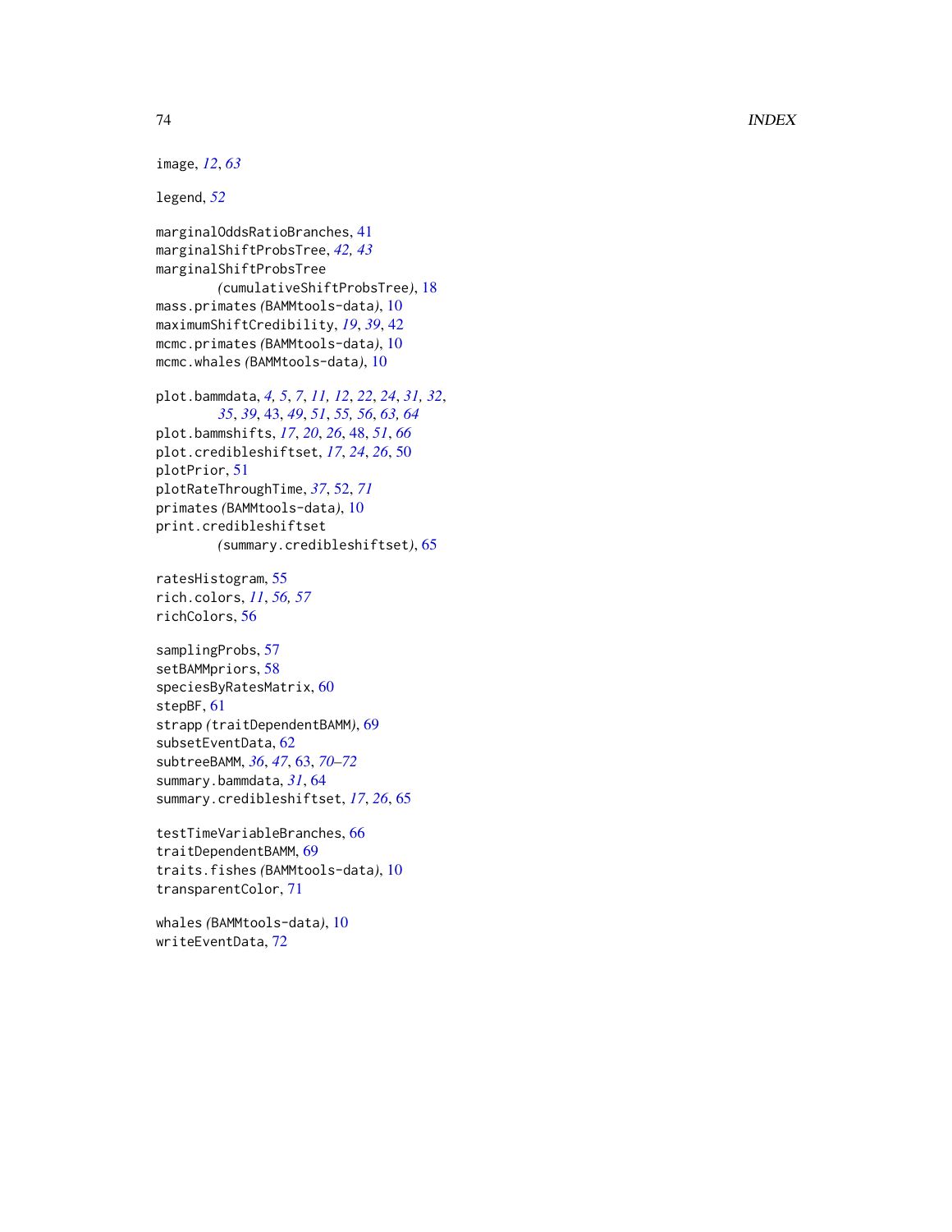image, *12*, *63*

legend, *52*

marginalOddsRatioBranches, 41
marginalShiftProbsTree, *42, 43*
marginalShiftProbsTree
        *(*cumulativeShiftProbsTree*)*, 18
mass.primates *(*BAMMtools-data*)*, 10
maximumShiftCredibility, *19*, *39*, 42
mcmc.primates *(*BAMMtools-data*)*, 10
mcmc.whales *(*BAMMtools-data*)*, 10

plot.bammdata, *4, 5*, *7*, *11, 12*, *22*, *24*, *31, 32*,
        *35*, *39*, 43, *49*, *51*, *55, 56*, *63, 64*
plot.bammshifts, *17*, *20*, *26*, 48, *51*, *66*
plot.credibleshiftset, *17*, *24*, *26*, 50
plotPrior, 51
plotRateThroughTime, *37*, 52, *71*
primates *(*BAMMtools-data*)*, 10
print.credibleshiftset
        *(*summary.credibleshiftset*)*, 65

ratesHistogram, 55
rich.colors, *11*, *56, 57*
richColors, 56

samplingProbs, 57
setBAMMpriors, 58
speciesByRatesMatrix, 60
stepBF, 61
strapp *(*traitDependentBAMM*)*, 69
subsetEventData, 62
subtreeBAMM, *36*, *47*, 63, *70–72*
summary.bammdata, *31*, 64
summary.credibleshiftset, *17*, *26*, 65

testTimeVariableBranches, 66
traitDependentBAMM, 69
traits.fishes *(*BAMMtools-data*)*, 10
transparentColor, 71

whales *(*BAMMtools-data*)*, 10
writeEventData, 72